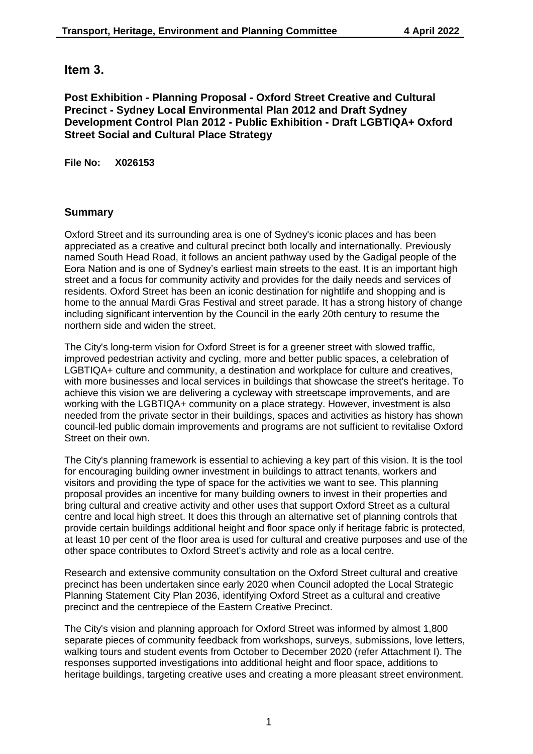# Item 3.

**Post Exhibition - Planning Proposal - Oxford Street Creative and Cultural Precinct - Sydney Local Environmental Plan 2012 and Draft Sydney Development Control Plan 2012 - Public Exhibition - Draft LGBTIQA+ Oxford Street Social and Cultural Place Strategy**

**File No: X026153**

## Summary

Oxford Street and its surrounding area is one of Sydney's iconic places and has been appreciated as a creative and cultural precinct both locally and internationally. Previously named South Head Road, it follows an ancient pathway used by the Gadigal people of the Eora Nation and is one of Sydney's earliest main streets to the east. It is an important high street and a focus for community activity and provides for the daily needs and services of residents. Oxford Street has been an iconic destination for nightlife and shopping and is home to the annual Mardi Gras Festival and street parade. It has a strong history of change including significant intervention by the Council in the early 20th century to resume the northern side and widen the street.

The City's long-term vision for Oxford Street is for a greener street with slowed traffic, improved pedestrian activity and cycling, more and better public spaces, a celebration of LGBTIQA+ culture and community, a destination and workplace for culture and creatives, with more businesses and local services in buildings that showcase the street's heritage. To achieve this vision we are delivering a cycleway with streetscape improvements, and are working with the LGBTIQA+ community on a place strategy. However, investment is also needed from the private sector in their buildings, spaces and activities as history has shown council-led public domain improvements and programs are not sufficient to revitalise Oxford Street on their own.

The City's planning framework is essential to achieving a key part of this vision. It is the tool for encouraging building owner investment in buildings to attract tenants, workers and visitors and providing the type of space for the activities we want to see. This planning proposal provides an incentive for many building owners to invest in their properties and bring cultural and creative activity and other uses that support Oxford Street as a cultural centre and local high street. It does this through an alternative set of planning controls that provide certain buildings additional height and floor space only if heritage fabric is protected, at least 10 per cent of the floor area is used for cultural and creative purposes and use of the other space contributes to Oxford Street's activity and role as a local centre.

Research and extensive community consultation on the Oxford Street cultural and creative precinct has been undertaken since early 2020 when Council adopted the Local Strategic Planning Statement City Plan 2036, identifying Oxford Street as a cultural and creative precinct and the centrepiece of the Eastern Creative Precinct.

The City's vision and planning approach for Oxford Street was informed by almost 1,800 separate pieces of community feedback from workshops, surveys, submissions, love letters, walking tours and student events from October to December 2020 (refer Attachment I). The responses supported investigations into additional height and floor space, additions to heritage buildings, targeting creative uses and creating a more pleasant street environment.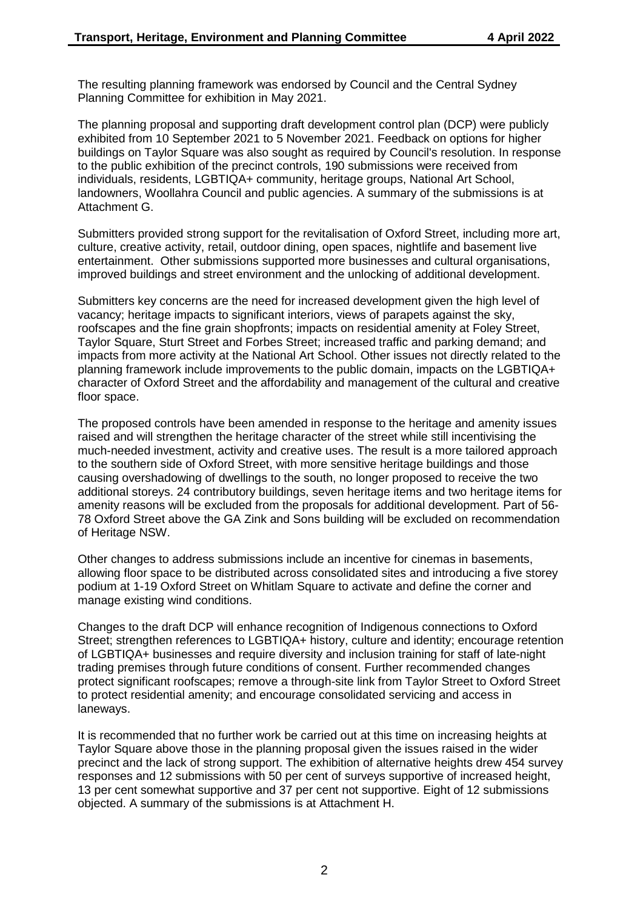The resulting planning framework was endorsed by Council and the Central Sydney Planning Committee for exhibition in May 2021.

The planning proposal and supporting draft development control plan (DCP) were publicly exhibited from 10 September 2021 to 5 November 2021. Feedback on options for higher buildings on Taylor Square was also sought as required by Council's resolution. In response to the public exhibition of the precinct controls, 190 submissions were received from individuals, residents, LGBTIQA+ community, heritage groups, National Art School, landowners, Woollahra Council and public agencies. A summary of the submissions is at Attachment G.

Submitters provided strong support for the revitalisation of Oxford Street, including more art, culture, creative activity, retail, outdoor dining, open spaces, nightlife and basement live entertainment. Other submissions supported more businesses and cultural organisations, improved buildings and street environment and the unlocking of additional development.

Submitters key concerns are the need for increased development given the high level of vacancy; heritage impacts to significant interiors, views of parapets against the sky, roofscapes and the fine grain shopfronts; impacts on residential amenity at Foley Street, Taylor Square, Sturt Street and Forbes Street; increased traffic and parking demand; and impacts from more activity at the National Art School. Other issues not directly related to the planning framework include improvements to the public domain, impacts on the LGBTIQA+ character of Oxford Street and the affordability and management of the cultural and creative floor space.

The proposed controls have been amended in response to the heritage and amenity issues raised and will strengthen the heritage character of the street while still incentivising the much-needed investment, activity and creative uses. The result is a more tailored approach to the southern side of Oxford Street, with more sensitive heritage buildings and those causing overshadowing of dwellings to the south, no longer proposed to receive the two additional storeys. 24 contributory buildings, seven heritage items and two heritage items for amenity reasons will be excluded from the proposals for additional development. Part of 56-78 Oxford Street above the GA Zink and Sons building will be excluded on recommendation of Heritage NSW.

Other changes to address submissions include an incentive for cinemas in basements, allowing floor space to be distributed across consolidated sites and introducing a five storey podium at 1-19 Oxford Street on Whitlam Square to activate and define the corner and manage existing wind conditions.

Changes to the draft DCP will enhance recognition of Indigenous connections to Oxford Street; strengthen references to LGBTIQA+ history, culture and identity; encourage retention of LGBTIQA+ businesses and require diversity and inclusion training for staff of late-night trading premises through future conditions of consent. Further recommended changes protect significant roofscapes; remove a through-site link from Taylor Street to Oxford Street to protect residential amenity; and encourage consolidated servicing and access in laneways.

It is recommended that no further work be carried out at this time on increasing heights at Taylor Square above those in the planning proposal given the issues raised in the wider precinct and the lack of strong support. The exhibition of alternative heights drew 454 survey responses and 12 submissions with 50 per cent of surveys supportive of increased height, 13 per cent somewhat supportive and 37 per cent not supportive. Eight of 12 submissions objected. A summary of the submissions is at Attachment H.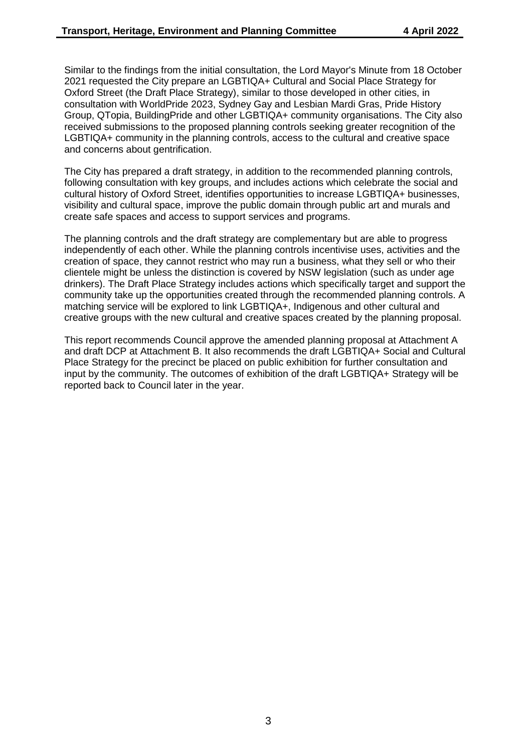Similar to the findings from the initial consultation, the Lord Mayor's Minute from 18 October 2021 requested the City prepare an LGBTIQA+ Cultural and Social Place Strategy for Oxford Street (the Draft Place Strategy), similar to those developed in other cities, in consultation with WorldPride 2023, Sydney Gay and Lesbian Mardi Gras, Pride History Group, QTopia, BuildingPride and other LGBTIQA+ community organisations. The City also received submissions to the proposed planning controls seeking greater recognition of the LGBTIQA+ community in the planning controls, access to the cultural and creative space and concerns about gentrification.

The City has prepared a draft strategy, in addition to the recommended planning controls, following consultation with key groups, and includes actions which celebrate the social and cultural history of Oxford Street, identifies opportunities to increase LGBTIQA+ businesses, visibility and cultural space, improve the public domain through public art and murals and create safe spaces and access to support services and programs.

The planning controls and the draft strategy are complementary but are able to progress independently of each other. While the planning controls incentivise uses, activities and the creation of space, they cannot restrict who may run a business, what they sell or who their clientele might be unless the distinction is covered by NSW legislation (such as under age drinkers). The Draft Place Strategy includes actions which specifically target and support the community take up the opportunities created through the recommended planning controls. A matching service will be explored to link LGBTIQA+, Indigenous and other cultural and creative groups with the new cultural and creative spaces created by the planning proposal.

This report recommends Council approve the amended planning proposal at Attachment A and draft DCP at Attachment B. It also recommends the draft LGBTIQA+ Social and Cultural Place Strategy for the precinct be placed on public exhibition for further consultation and input by the community. The outcomes of exhibition of the draft LGBTIQA+ Strategy will be reported back to Council later in the year.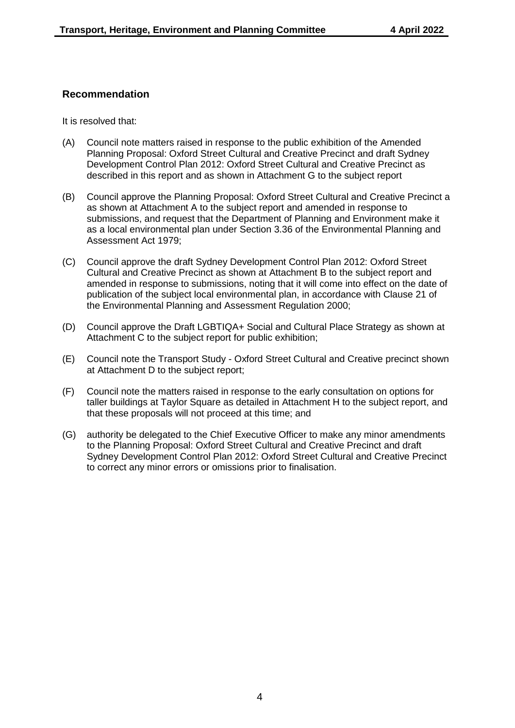## Recommendation

It is resolved that:

(A) Council note matters raised in response to the public exhibition of the Amended Planning Proposal: Oxford Street Cultural and Creative Precinct and draft Sydney Development Control Plan 2012: Oxford Street Cultural and Creative Precinct as described in this report and as shown in Attachment G to the subject report

(B) Council approve the Planning Proposal: Oxford Street Cultural and Creative Precinct a as shown at Attachment A to the subject report and amended in response to submissions, and request that the Department of Planning and Environment make it as a local environmental plan under Section 3.36 of the Environmental Planning and Assessment Act 1979;

(C) Council approve the draft Sydney Development Control Plan 2012: Oxford Street Cultural and Creative Precinct as shown at Attachment B to the subject report and amended in response to submissions, noting that it will come into effect on the date of publication of the subject local environmental plan, in accordance with Clause 21 of the Environmental Planning and Assessment Regulation 2000;

(D) Council approve the Draft LGBTIQA+ Social and Cultural Place Strategy as shown at Attachment C to the subject report for public exhibition;

(E) Council note the Transport Study - Oxford Street Cultural and Creative precinct shown at Attachment D to the subject report;

(F) Council note the matters raised in response to the early consultation on options for taller buildings at Taylor Square as detailed in Attachment H to the subject report, and that these proposals will not proceed at this time; and

(G) authority be delegated to the Chief Executive Officer to make any minor amendments to the Planning Proposal: Oxford Street Cultural and Creative Precinct and draft Sydney Development Control Plan 2012: Oxford Street Cultural and Creative Precinct to correct any minor errors or omissions prior to finalisation.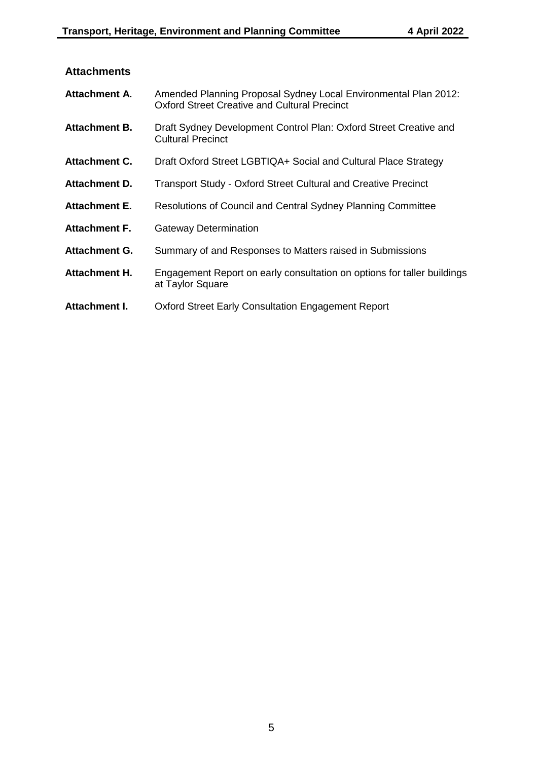### Attachments

| | |
|---|---|
| **Attachment A.** | Amended Planning Proposal Sydney Local Environmental Plan 2012: Oxford Street Creative and Cultural Precinct |
| **Attachment B.** | Draft Sydney Development Control Plan: Oxford Street Creative and Cultural Precinct |
| **Attachment C.** | Draft Oxford Street LGBTIQA+ Social and Cultural Place Strategy |
| **Attachment D.** | Transport Study - Oxford Street Cultural and Creative Precinct |
| **Attachment E.** | Resolutions of Council and Central Sydney Planning Committee |
| **Attachment F.** | Gateway Determination |
| **Attachment G.** | Summary of and Responses to Matters raised in Submissions |
| **Attachment H.** | Engagement Report on early consultation on options for taller buildings at Taylor Square |
| **Attachment I.** | Oxford Street Early Consultation Engagement Report |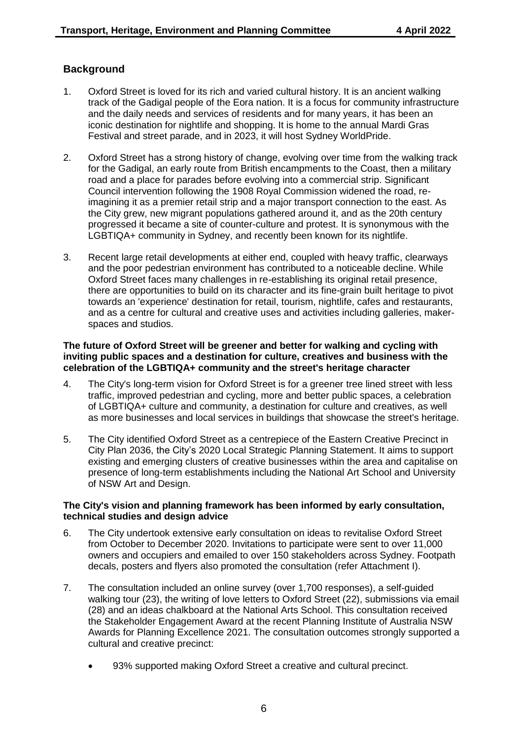## Background

1. Oxford Street is loved for its rich and varied cultural history. It is an ancient walking track of the Gadigal people of the Eora nation. It is a focus for community infrastructure and the daily needs and services of residents and for many years, it has been an iconic destination for nightlife and shopping. It is home to the annual Mardi Gras Festival and street parade, and in 2023, it will host Sydney WorldPride.

2. Oxford Street has a strong history of change, evolving over time from the walking track for the Gadigal, an early route from British encampments to the Coast, then a military road and a place for parades before evolving into a commercial strip. Significant Council intervention following the 1908 Royal Commission widened the road, re-imagining it as a premier retail strip and a major transport connection to the east. As the City grew, new migrant populations gathered around it, and as the 20th century progressed it became a site of counter-culture and protest. It is synonymous with the LGBTIQA+ community in Sydney, and recently been known for its nightlife.

3. Recent large retail developments at either end, coupled with heavy traffic, clearways and the poor pedestrian environment has contributed to a noticeable decline. While Oxford Street faces many challenges in re-establishing its original retail presence, there are opportunities to build on its character and its fine-grain built heritage to pivot towards an 'experience' destination for retail, tourism, nightlife, cafes and restaurants, and as a centre for cultural and creative uses and activities including galleries, maker-spaces and studios.

**The future of Oxford Street will be greener and better for walking and cycling with inviting public spaces and a destination for culture, creatives and business with the celebration of the LGBTIQA+ community and the street's heritage character**

4. The City's long-term vision for Oxford Street is for a greener tree lined street with less traffic, improved pedestrian and cycling, more and better public spaces, a celebration of LGBTIQA+ culture and community, a destination for culture and creatives, as well as more businesses and local services in buildings that showcase the street's heritage.

5. The City identified Oxford Street as a centrepiece of the Eastern Creative Precinct in City Plan 2036, the City's 2020 Local Strategic Planning Statement. It aims to support existing and emerging clusters of creative businesses within the area and capitalise on presence of long-term establishments including the National Art School and University of NSW Art and Design.

**The City's vision and planning framework has been informed by early consultation, technical studies and design advice**

6. The City undertook extensive early consultation on ideas to revitalise Oxford Street from October to December 2020. Invitations to participate were sent to over 11,000 owners and occupiers and emailed to over 150 stakeholders across Sydney. Footpath decals, posters and flyers also promoted the consultation (refer Attachment I).

7. The consultation included an online survey (over 1,700 responses), a self-guided walking tour (23), the writing of love letters to Oxford Street (22), submissions via email (28) and an ideas chalkboard at the National Arts School. This consultation received the Stakeholder Engagement Award at the recent Planning Institute of Australia NSW Awards for Planning Excellence 2021. The consultation outcomes strongly supported a cultural and creative precinct:

   - 93% supported making Oxford Street a creative and cultural precinct.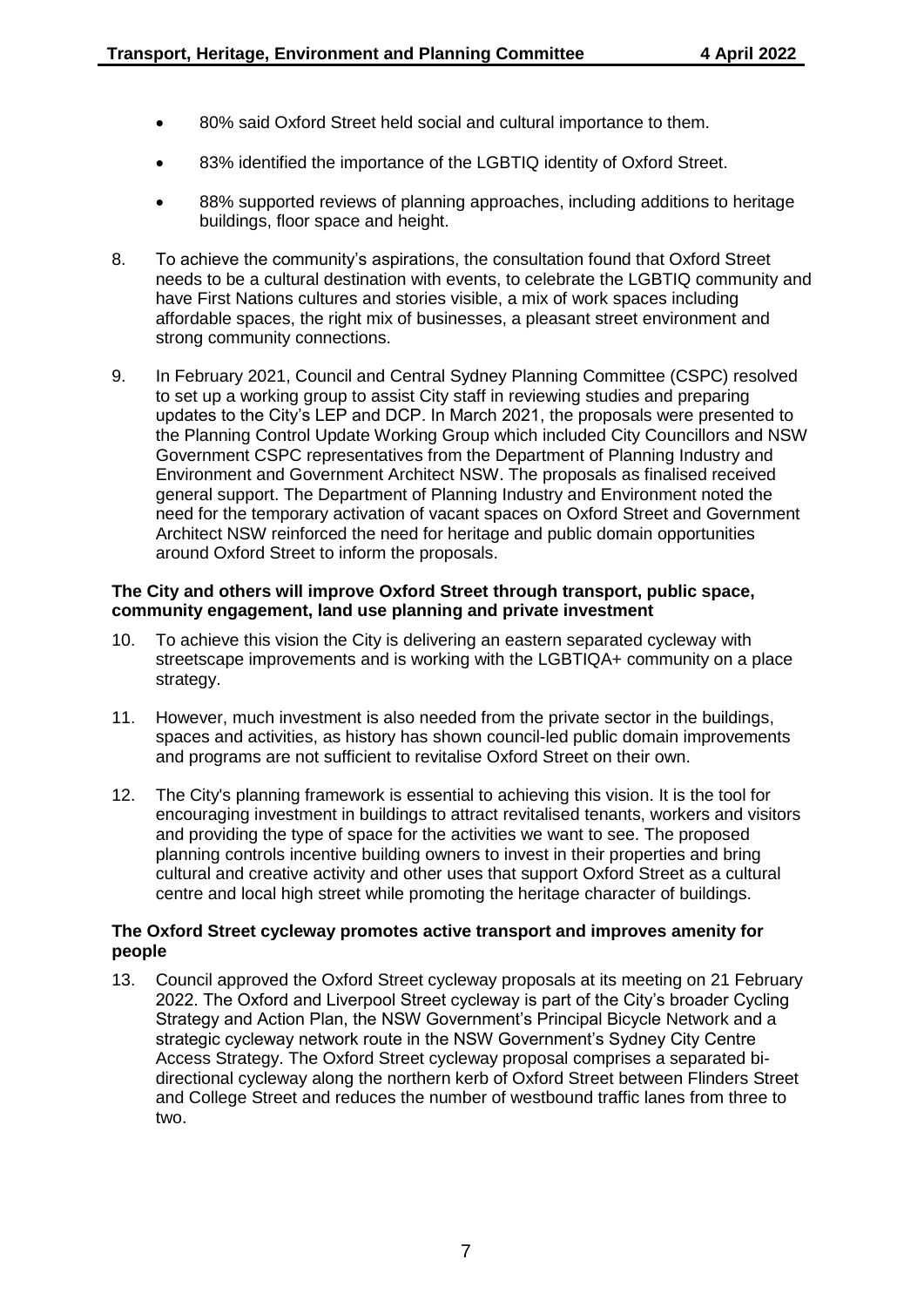- 80% said Oxford Street held social and cultural importance to them.
- 83% identified the importance of the LGBTIQ identity of Oxford Street.
- 88% supported reviews of planning approaches, including additions to heritage buildings, floor space and height.

8. To achieve the community's aspirations, the consultation found that Oxford Street needs to be a cultural destination with events, to celebrate the LGBTIQ community and have First Nations cultures and stories visible, a mix of work spaces including affordable spaces, the right mix of businesses, a pleasant street environment and strong community connections.

9. In February 2021, Council and Central Sydney Planning Committee (CSPC) resolved to set up a working group to assist City staff in reviewing studies and preparing updates to the City's LEP and DCP. In March 2021, the proposals were presented to the Planning Control Update Working Group which included City Councillors and NSW Government CSPC representatives from the Department of Planning Industry and Environment and Government Architect NSW. The proposals as finalised received general support. The Department of Planning Industry and Environment noted the need for the temporary activation of vacant spaces on Oxford Street and Government Architect NSW reinforced the need for heritage and public domain opportunities around Oxford Street to inform the proposals.

**The City and others will improve Oxford Street through transport, public space, community engagement, land use planning and private investment**

10. To achieve this vision the City is delivering an eastern separated cycleway with streetscape improvements and is working with the LGBTIQA+ community on a place strategy.

11. However, much investment is also needed from the private sector in the buildings, spaces and activities, as history has shown council-led public domain improvements and programs are not sufficient to revitalise Oxford Street on their own.

12. The City's planning framework is essential to achieving this vision. It is the tool for encouraging investment in buildings to attract revitalised tenants, workers and visitors and providing the type of space for the activities we want to see. The proposed planning controls incentive building owners to invest in their properties and bring cultural and creative activity and other uses that support Oxford Street as a cultural centre and local high street while promoting the heritage character of buildings.

**The Oxford Street cycleway promotes active transport and improves amenity for people**

13. Council approved the Oxford Street cycleway proposals at its meeting on 21 February 2022. The Oxford and Liverpool Street cycleway is part of the City's broader Cycling Strategy and Action Plan, the NSW Government's Principal Bicycle Network and a strategic cycleway network route in the NSW Government's Sydney City Centre Access Strategy. The Oxford Street cycleway proposal comprises a separated bi-directional cycleway along the northern kerb of Oxford Street between Flinders Street and College Street and reduces the number of westbound traffic lanes from three to two.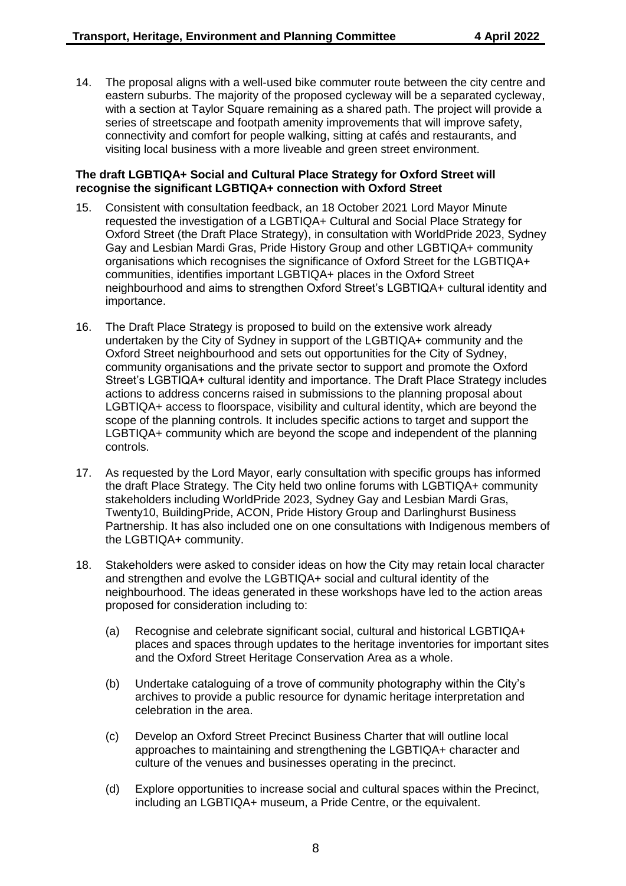14. The proposal aligns with a well-used bike commuter route between the city centre and eastern suburbs. The majority of the proposed cycleway will be a separated cycleway, with a section at Taylor Square remaining as a shared path. The project will provide a series of streetscape and footpath amenity improvements that will improve safety, connectivity and comfort for people walking, sitting at cafés and restaurants, and visiting local business with a more liveable and green street environment.

**The draft LGBTIQA+ Social and Cultural Place Strategy for Oxford Street will recognise the significant LGBTIQA+ connection with Oxford Street**

15. Consistent with consultation feedback, an 18 October 2021 Lord Mayor Minute requested the investigation of a LGBTIQA+ Cultural and Social Place Strategy for Oxford Street (the Draft Place Strategy), in consultation with WorldPride 2023, Sydney Gay and Lesbian Mardi Gras, Pride History Group and other LGBTIQA+ community organisations which recognises the significance of Oxford Street for the LGBTIQA+ communities, identifies important LGBTIQA+ places in the Oxford Street neighbourhood and aims to strengthen Oxford Street's LGBTIQA+ cultural identity and importance.

16. The Draft Place Strategy is proposed to build on the extensive work already undertaken by the City of Sydney in support of the LGBTIQA+ community and the Oxford Street neighbourhood and sets out opportunities for the City of Sydney, community organisations and the private sector to support and promote the Oxford Street's LGBTIQA+ cultural identity and importance. The Draft Place Strategy includes actions to address concerns raised in submissions to the planning proposal about LGBTIQA+ access to floorspace, visibility and cultural identity, which are beyond the scope of the planning controls. It includes specific actions to target and support the LGBTIQA+ community which are beyond the scope and independent of the planning controls.

17. As requested by the Lord Mayor, early consultation with specific groups has informed the draft Place Strategy. The City held two online forums with LGBTIQA+ community stakeholders including WorldPride 2023, Sydney Gay and Lesbian Mardi Gras, Twenty10, BuildingPride, ACON, Pride History Group and Darlinghurst Business Partnership. It has also included one on one consultations with Indigenous members of the LGBTIQA+ community.

18. Stakeholders were asked to consider ideas on how the City may retain local character and strengthen and evolve the LGBTIQA+ social and cultural identity of the neighbourhood. The ideas generated in these workshops have led to the action areas proposed for consideration including to:

    (a) Recognise and celebrate significant social, cultural and historical LGBTIQA+ places and spaces through updates to the heritage inventories for important sites and the Oxford Street Heritage Conservation Area as a whole.

    (b) Undertake cataloguing of a trove of community photography within the City's archives to provide a public resource for dynamic heritage interpretation and celebration in the area.

    (c) Develop an Oxford Street Precinct Business Charter that will outline local approaches to maintaining and strengthening the LGBTIQA+ character and culture of the venues and businesses operating in the precinct.

    (d) Explore opportunities to increase social and cultural spaces within the Precinct, including an LGBTIQA+ museum, a Pride Centre, or the equivalent.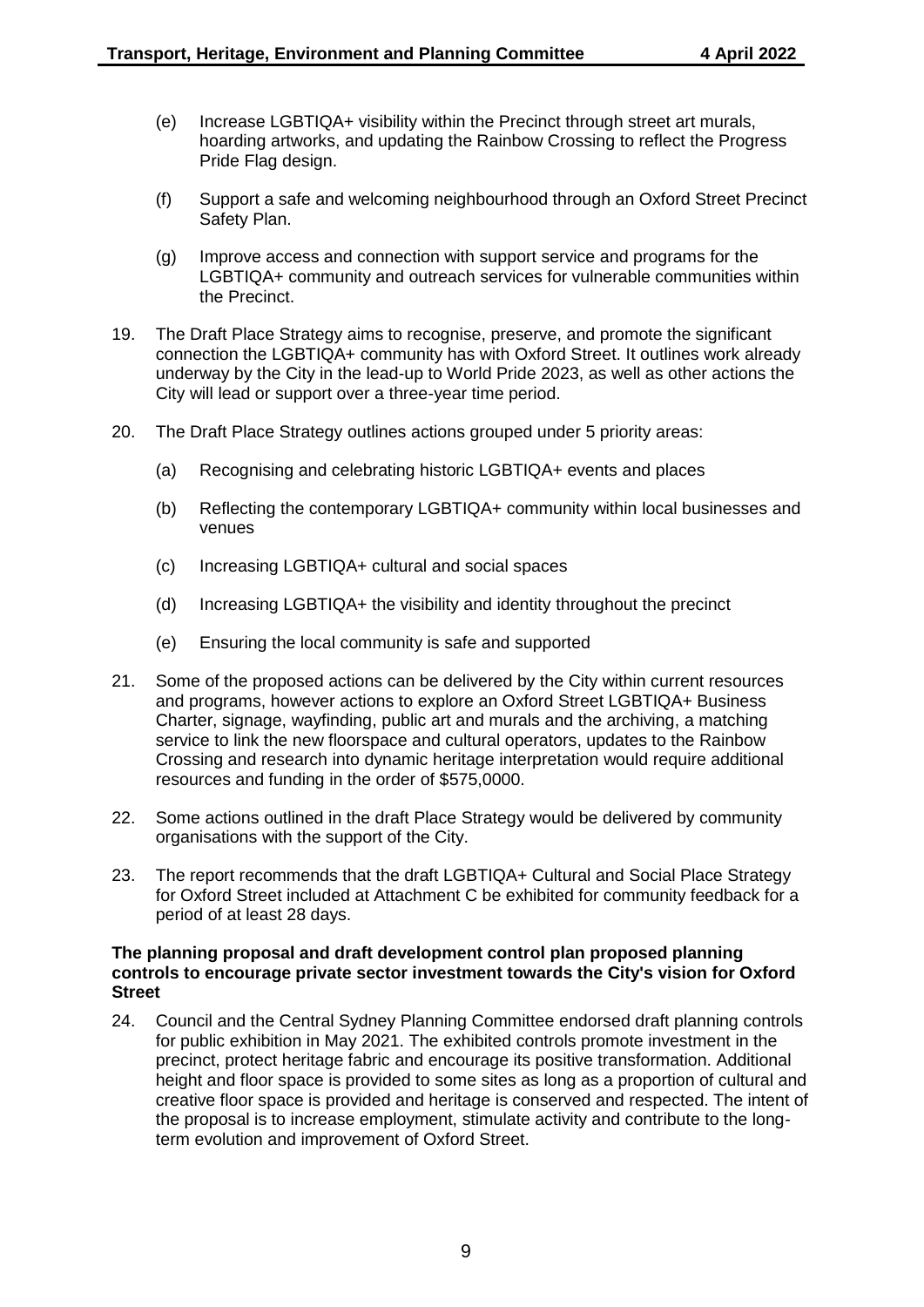(e) Increase LGBTIQA+ visibility within the Precinct through street art murals, hoarding artworks, and updating the Rainbow Crossing to reflect the Progress Pride Flag design.

(f) Support a safe and welcoming neighbourhood through an Oxford Street Precinct Safety Plan.

(g) Improve access and connection with support service and programs for the LGBTIQA+ community and outreach services for vulnerable communities within the Precinct.

19. The Draft Place Strategy aims to recognise, preserve, and promote the significant connection the LGBTIQA+ community has with Oxford Street. It outlines work already underway by the City in the lead-up to World Pride 2023, as well as other actions the City will lead or support over a three-year time period.

20. The Draft Place Strategy outlines actions grouped under 5 priority areas:

    (a) Recognising and celebrating historic LGBTIQA+ events and places

    (b) Reflecting the contemporary LGBTIQA+ community within local businesses and venues

    (c) Increasing LGBTIQA+ cultural and social spaces

    (d) Increasing LGBTIQA+ the visibility and identity throughout the precinct

    (e) Ensuring the local community is safe and supported

21. Some of the proposed actions can be delivered by the City within current resources and programs, however actions to explore an Oxford Street LGBTIQA+ Business Charter, signage, wayfinding, public art and murals and the archiving, a matching service to link the new floorspace and cultural operators, updates to the Rainbow Crossing and research into dynamic heritage interpretation would require additional resources and funding in the order of $575,0000.

22. Some actions outlined in the draft Place Strategy would be delivered by community organisations with the support of the City.

23. The report recommends that the draft LGBTIQA+ Cultural and Social Place Strategy for Oxford Street included at Attachment C be exhibited for community feedback for a period of at least 28 days.

**The planning proposal and draft development control plan proposed planning controls to encourage private sector investment towards the City's vision for Oxford Street**

24. Council and the Central Sydney Planning Committee endorsed draft planning controls for public exhibition in May 2021. The exhibited controls promote investment in the precinct, protect heritage fabric and encourage its positive transformation. Additional height and floor space is provided to some sites as long as a proportion of cultural and creative floor space is provided and heritage is conserved and respected. The intent of the proposal is to increase employment, stimulate activity and contribute to the long-term evolution and improvement of Oxford Street.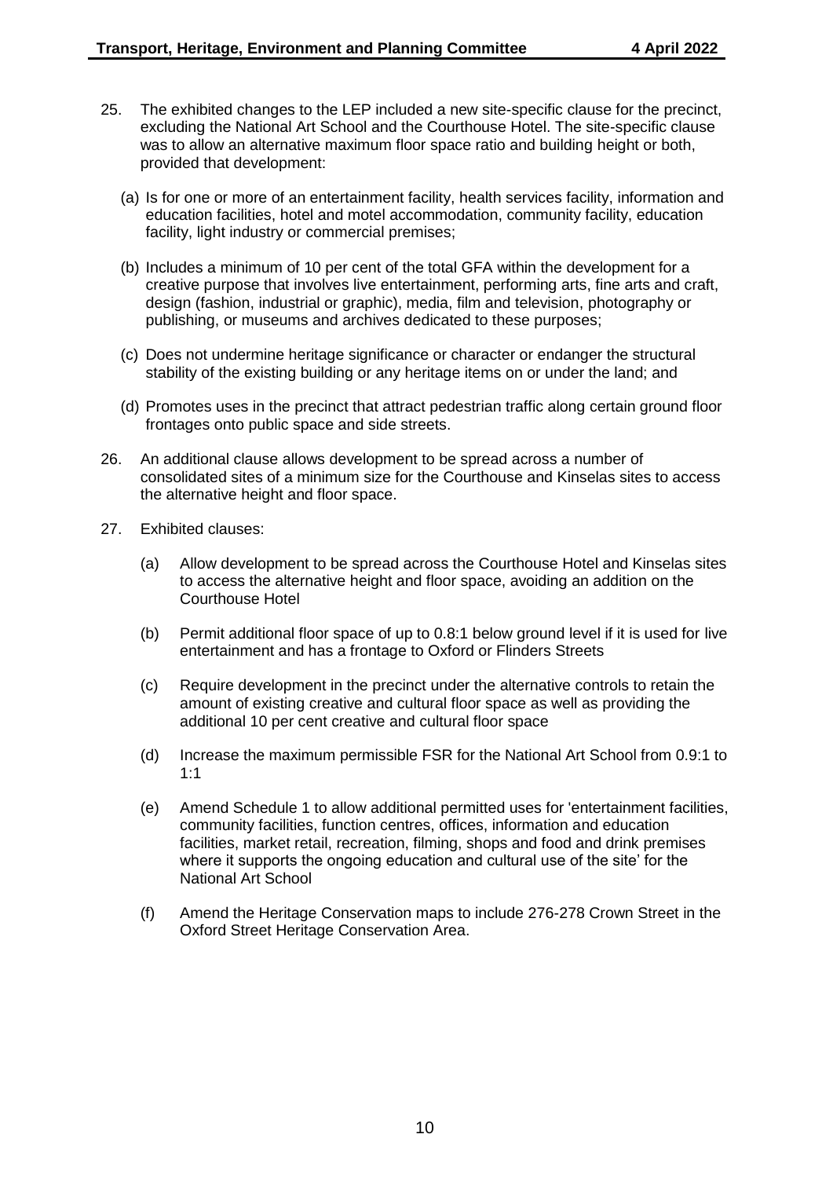25. The exhibited changes to the LEP included a new site-specific clause for the precinct, excluding the National Art School and the Courthouse Hotel. The site-specific clause was to allow an alternative maximum floor space ratio and building height or both, provided that development:

    (a) Is for one or more of an entertainment facility, health services facility, information and education facilities, hotel and motel accommodation, community facility, education facility, light industry or commercial premises;

    (b) Includes a minimum of 10 per cent of the total GFA within the development for a creative purpose that involves live entertainment, performing arts, fine arts and craft, design (fashion, industrial or graphic), media, film and television, photography or publishing, or museums and archives dedicated to these purposes;

    (c) Does not undermine heritage significance or character or endanger the structural stability of the existing building or any heritage items on or under the land; and

    (d) Promotes uses in the precinct that attract pedestrian traffic along certain ground floor frontages onto public space and side streets.

26. An additional clause allows development to be spread across a number of consolidated sites of a minimum size for the Courthouse and Kinselas sites to access the alternative height and floor space.

27. Exhibited clauses:

    (a) Allow development to be spread across the Courthouse Hotel and Kinselas sites to access the alternative height and floor space, avoiding an addition on the Courthouse Hotel

    (b) Permit additional floor space of up to 0.8:1 below ground level if it is used for live entertainment and has a frontage to Oxford or Flinders Streets

    (c) Require development in the precinct under the alternative controls to retain the amount of existing creative and cultural floor space as well as providing the additional 10 per cent creative and cultural floor space

    (d) Increase the maximum permissible FSR for the National Art School from 0.9:1 to 1:1

    (e) Amend Schedule 1 to allow additional permitted uses for 'entertainment facilities, community facilities, function centres, offices, information and education facilities, market retail, recreation, filming, shops and food and drink premises where it supports the ongoing education and cultural use of the site' for the National Art School

    (f) Amend the Heritage Conservation maps to include 276-278 Crown Street in the Oxford Street Heritage Conservation Area.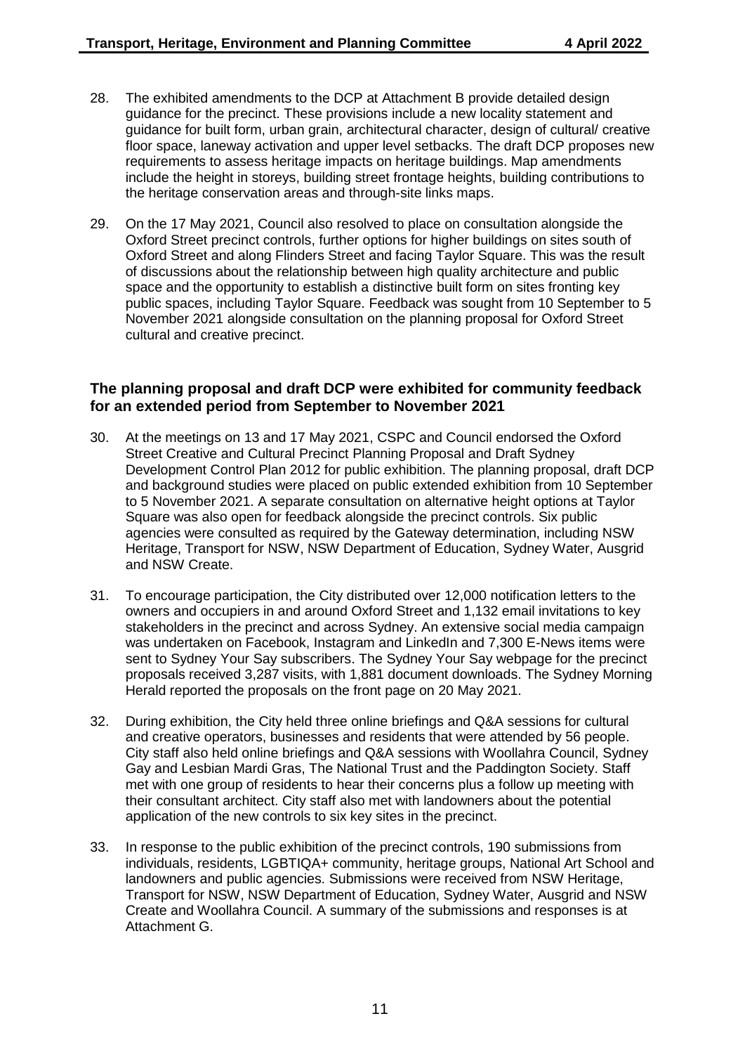28. The exhibited amendments to the DCP at Attachment B provide detailed design guidance for the precinct. These provisions include a new locality statement and guidance for built form, urban grain, architectural character, design of cultural/ creative floor space, laneway activation and upper level setbacks. The draft DCP proposes new requirements to assess heritage impacts on heritage buildings. Map amendments include the height in storeys, building street frontage heights, building contributions to the heritage conservation areas and through-site links maps.

29. On the 17 May 2021, Council also resolved to place on consultation alongside the Oxford Street precinct controls, further options for higher buildings on sites south of Oxford Street and along Flinders Street and facing Taylor Square. This was the result of discussions about the relationship between high quality architecture and public space and the opportunity to establish a distinctive built form on sites fronting key public spaces, including Taylor Square. Feedback was sought from 10 September to 5 November 2021 alongside consultation on the planning proposal for Oxford Street cultural and creative precinct.

## The planning proposal and draft DCP were exhibited for community feedback for an extended period from September to November 2021

30. At the meetings on 13 and 17 May 2021, CSPC and Council endorsed the Oxford Street Creative and Cultural Precinct Planning Proposal and Draft Sydney Development Control Plan 2012 for public exhibition. The planning proposal, draft DCP and background studies were placed on public extended exhibition from 10 September to 5 November 2021. A separate consultation on alternative height options at Taylor Square was also open for feedback alongside the precinct controls. Six public agencies were consulted as required by the Gateway determination, including NSW Heritage, Transport for NSW, NSW Department of Education, Sydney Water, Ausgrid and NSW Create.

31. To encourage participation, the City distributed over 12,000 notification letters to the owners and occupiers in and around Oxford Street and 1,132 email invitations to key stakeholders in the precinct and across Sydney. An extensive social media campaign was undertaken on Facebook, Instagram and LinkedIn and 7,300 E-News items were sent to Sydney Your Say subscribers. The Sydney Your Say webpage for the precinct proposals received 3,287 visits, with 1,881 document downloads. The Sydney Morning Herald reported the proposals on the front page on 20 May 2021.

32. During exhibition, the City held three online briefings and Q&A sessions for cultural and creative operators, businesses and residents that were attended by 56 people. City staff also held online briefings and Q&A sessions with Woollahra Council, Sydney Gay and Lesbian Mardi Gras, The National Trust and the Paddington Society. Staff met with one group of residents to hear their concerns plus a follow up meeting with their consultant architect. City staff also met with landowners about the potential application of the new controls to six key sites in the precinct.

33. In response to the public exhibition of the precinct controls, 190 submissions from individuals, residents, LGBTIQA+ community, heritage groups, National Art School and landowners and public agencies. Submissions were received from NSW Heritage, Transport for NSW, NSW Department of Education, Sydney Water, Ausgrid and NSW Create and Woollahra Council. A summary of the submissions and responses is at Attachment G.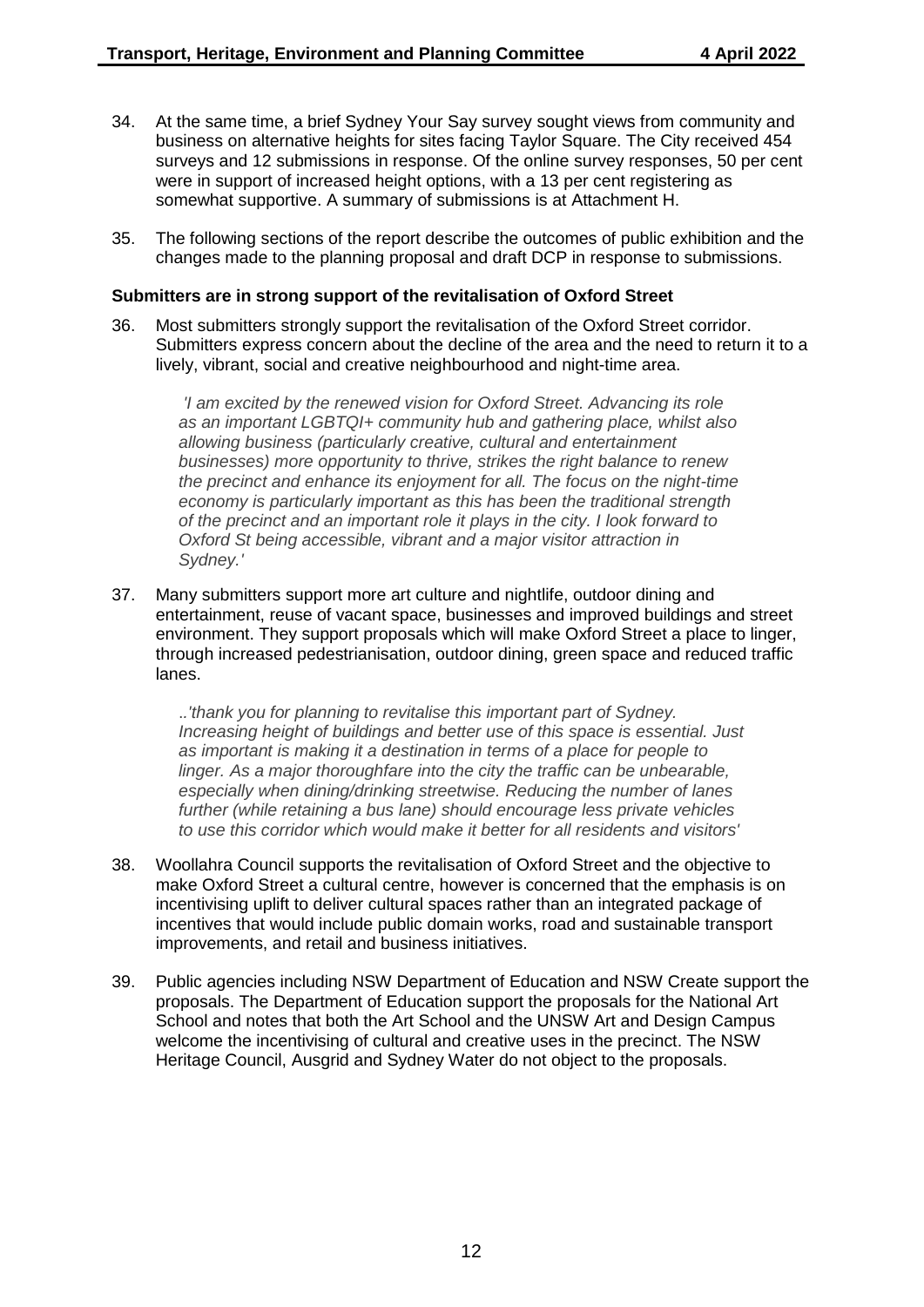34. At the same time, a brief Sydney Your Say survey sought views from community and business on alternative heights for sites facing Taylor Square. The City received 454 surveys and 12 submissions in response. Of the online survey responses, 50 per cent were in support of increased height options, with a 13 per cent registering as somewhat supportive. A summary of submissions is at Attachment H.

35. The following sections of the report describe the outcomes of public exhibition and the changes made to the planning proposal and draft DCP in response to submissions.

**Submitters are in strong support of the revitalisation of Oxford Street**

36. Most submitters strongly support the revitalisation of the Oxford Street corridor. Submitters express concern about the decline of the area and the need to return it to a lively, vibrant, social and creative neighbourhood and night-time area.

    *'I am excited by the renewed vision for Oxford Street. Advancing its role as an important LGBTQI+ community hub and gathering place, whilst also allowing business (particularly creative, cultural and entertainment businesses) more opportunity to thrive, strikes the right balance to renew the precinct and enhance its enjoyment for all. The focus on the night-time economy is particularly important as this has been the traditional strength of the precinct and an important role it plays in the city. I look forward to Oxford St being accessible, vibrant and a major visitor attraction in Sydney.'*

37. Many submitters support more art culture and nightlife, outdoor dining and entertainment, reuse of vacant space, businesses and improved buildings and street environment. They support proposals which will make Oxford Street a place to linger, through increased pedestrianisation, outdoor dining, green space and reduced traffic lanes.

    *..'thank you for planning to revitalise this important part of Sydney. Increasing height of buildings and better use of this space is essential. Just as important is making it a destination in terms of a place for people to linger. As a major thoroughfare into the city the traffic can be unbearable, especially when dining/drinking streetwise. Reducing the number of lanes further (while retaining a bus lane) should encourage less private vehicles to use this corridor which would make it better for all residents and visitors'*

38. Woollahra Council supports the revitalisation of Oxford Street and the objective to make Oxford Street a cultural centre, however is concerned that the emphasis is on incentivising uplift to deliver cultural spaces rather than an integrated package of incentives that would include public domain works, road and sustainable transport improvements, and retail and business initiatives.

39. Public agencies including NSW Department of Education and NSW Create support the proposals. The Department of Education support the proposals for the National Art School and notes that both the Art School and the UNSW Art and Design Campus welcome the incentivising of cultural and creative uses in the precinct. The NSW Heritage Council, Ausgrid and Sydney Water do not object to the proposals.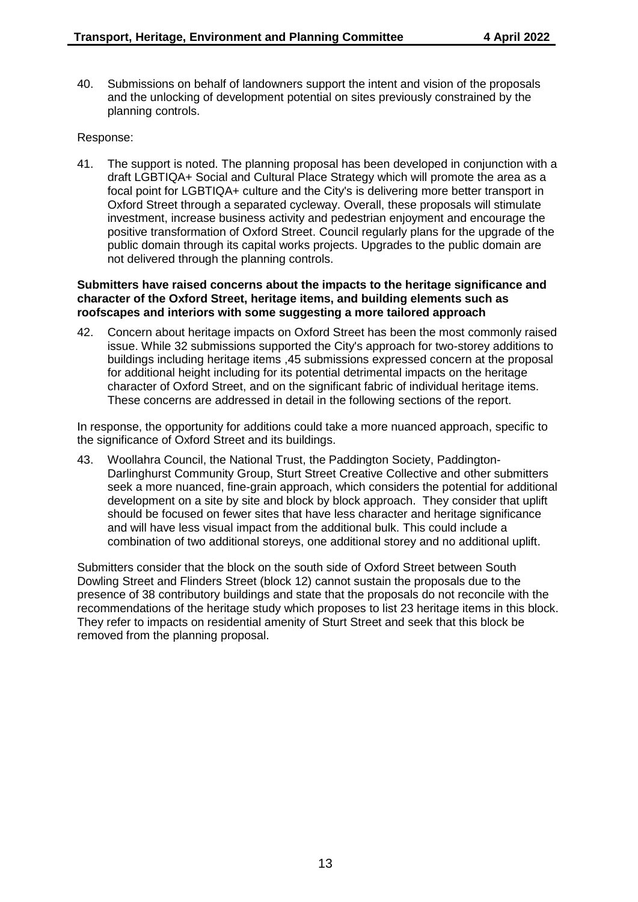40. Submissions on behalf of landowners support the intent and vision of the proposals and the unlocking of development potential on sites previously constrained by the planning controls.

Response:

41. The support is noted. The planning proposal has been developed in conjunction with a draft LGBTIQA+ Social and Cultural Place Strategy which will promote the area as a focal point for LGBTIQA+ culture and the City's is delivering more better transport in Oxford Street through a separated cycleway. Overall, these proposals will stimulate investment, increase business activity and pedestrian enjoyment and encourage the positive transformation of Oxford Street. Council regularly plans for the upgrade of the public domain through its capital works projects. Upgrades to the public domain are not delivered through the planning controls.

**Submitters have raised concerns about the impacts to the heritage significance and character of the Oxford Street, heritage items, and building elements such as roofscapes and interiors with some suggesting a more tailored approach**

42. Concern about heritage impacts on Oxford Street has been the most commonly raised issue. While 32 submissions supported the City's approach for two-storey additions to buildings including heritage items ,45 submissions expressed concern at the proposal for additional height including for its potential detrimental impacts on the heritage character of Oxford Street, and on the significant fabric of individual heritage items. These concerns are addressed in detail in the following sections of the report.

In response, the opportunity for additions could take a more nuanced approach, specific to the significance of Oxford Street and its buildings.

43. Woollahra Council, the National Trust, the Paddington Society, Paddington-Darlinghurst Community Group, Sturt Street Creative Collective and other submitters seek a more nuanced, fine-grain approach, which considers the potential for additional development on a site by site and block by block approach. They consider that uplift should be focused on fewer sites that have less character and heritage significance and will have less visual impact from the additional bulk. This could include a combination of two additional storeys, one additional storey and no additional uplift.

Submitters consider that the block on the south side of Oxford Street between South Dowling Street and Flinders Street (block 12) cannot sustain the proposals due to the presence of 38 contributory buildings and state that the proposals do not reconcile with the recommendations of the heritage study which proposes to list 23 heritage items in this block. They refer to impacts on residential amenity of Sturt Street and seek that this block be removed from the planning proposal.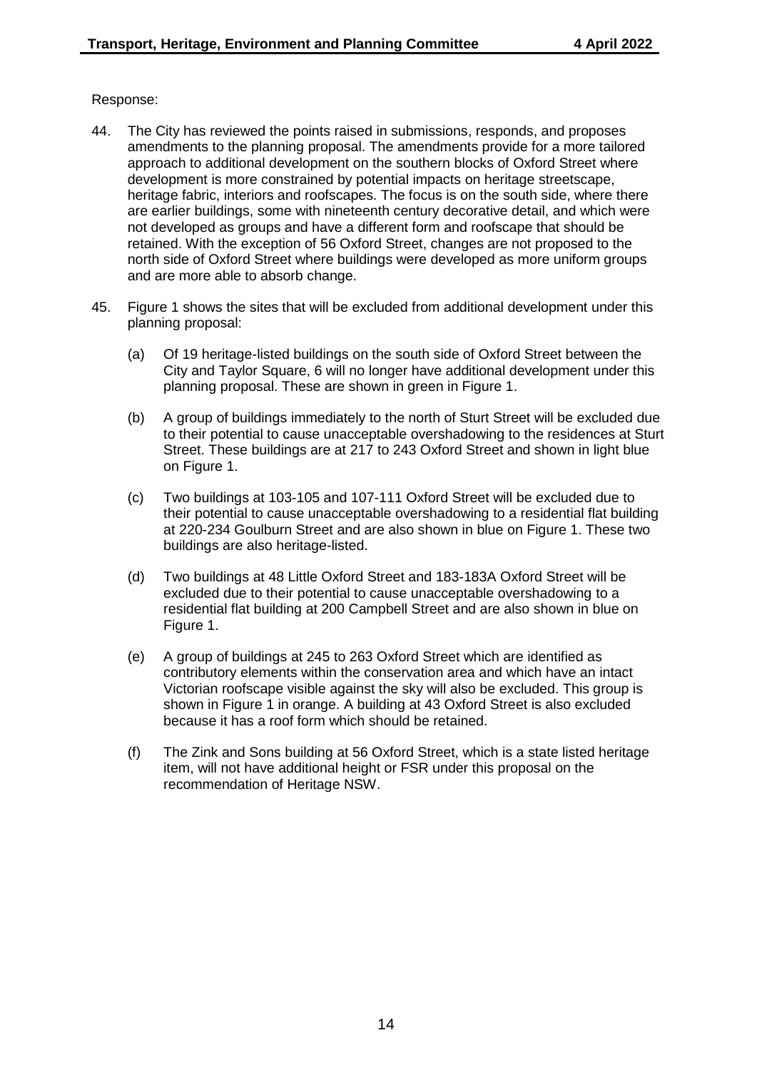Response:

44. The City has reviewed the points raised in submissions, responds, and proposes amendments to the planning proposal. The amendments provide for a more tailored approach to additional development on the southern blocks of Oxford Street where development is more constrained by potential impacts on heritage streetscape, heritage fabric, interiors and roofscapes. The focus is on the south side, where there are earlier buildings, some with nineteenth century decorative detail, and which were not developed as groups and have a different form and roofscape that should be retained. With the exception of 56 Oxford Street, changes are not proposed to the north side of Oxford Street where buildings were developed as more uniform groups and are more able to absorb change.

45. Figure 1 shows the sites that will be excluded from additional development under this planning proposal:

    (a) Of 19 heritage-listed buildings on the south side of Oxford Street between the City and Taylor Square, 6 will no longer have additional development under this planning proposal. These are shown in green in Figure 1.

    (b) A group of buildings immediately to the north of Sturt Street will be excluded due to their potential to cause unacceptable overshadowing to the residences at Sturt Street. These buildings are at 217 to 243 Oxford Street and shown in light blue on Figure 1.

    (c) Two buildings at 103-105 and 107-111 Oxford Street will be excluded due to their potential to cause unacceptable overshadowing to a residential flat building at 220-234 Goulburn Street and are also shown in blue on Figure 1. These two buildings are also heritage-listed.

    (d) Two buildings at 48 Little Oxford Street and 183-183A Oxford Street will be excluded due to their potential to cause unacceptable overshadowing to a residential flat building at 200 Campbell Street and are also shown in blue on Figure 1.

    (e) A group of buildings at 245 to 263 Oxford Street which are identified as contributory elements within the conservation area and which have an intact Victorian roofscape visible against the sky will also be excluded. This group is shown in Figure 1 in orange. A building at 43 Oxford Street is also excluded because it has a roof form which should be retained.

    (f) The Zink and Sons building at 56 Oxford Street, which is a state listed heritage item, will not have additional height or FSR under this proposal on the recommendation of Heritage NSW.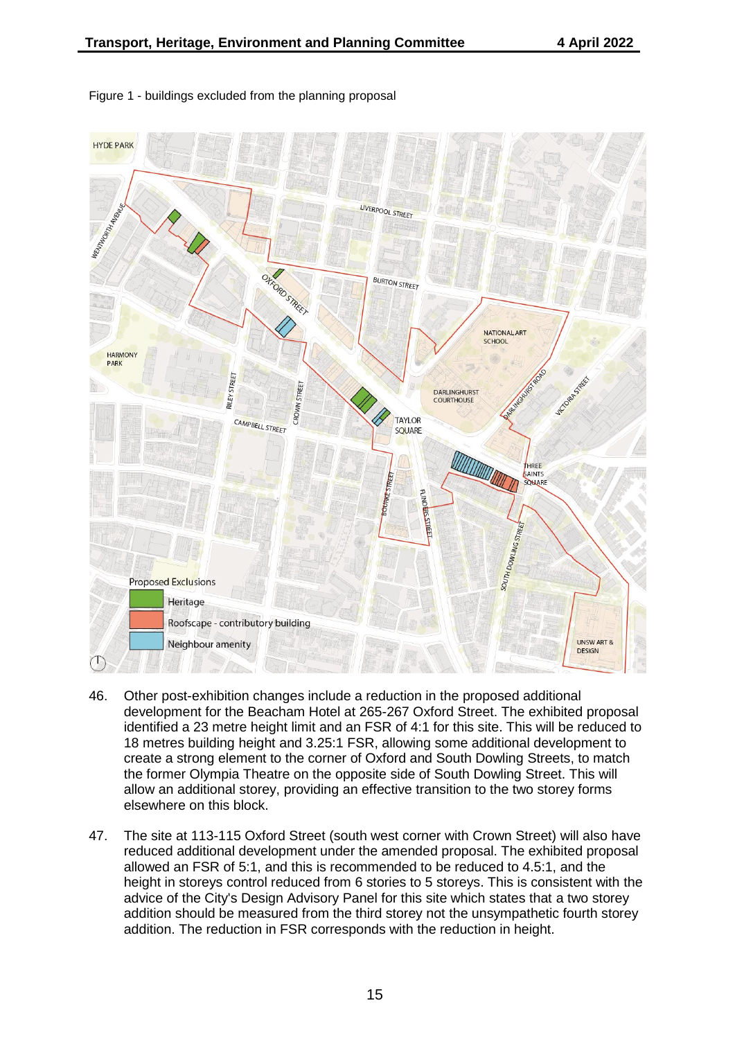Figure 1 - buildings excluded from the planning proposal

46. Other post-exhibition changes include a reduction in the proposed additional development for the Beacham Hotel at 265-267 Oxford Street. The exhibited proposal identified a 23 metre height limit and an FSR of 4:1 for this site. This will be reduced to 18 metres building height and 3.25:1 FSR, allowing some additional development to create a strong element to the corner of Oxford and South Dowling Streets, to match the former Olympia Theatre on the opposite side of South Dowling Street. This will allow an additional storey, providing an effective transition to the two storey forms elsewhere on this block.

47. The site at 113-115 Oxford Street (south west corner with Crown Street) will also have reduced additional development under the amended proposal. The exhibited proposal allowed an FSR of 5:1, and this is recommended to be reduced to 4.5:1, and the height in storeys control reduced from 6 stories to 5 storeys. This is consistent with the advice of the City's Design Advisory Panel for this site which states that a two storey addition should be measured from the third storey not the unsympathetic fourth storey addition. The reduction in FSR corresponds with the reduction in height.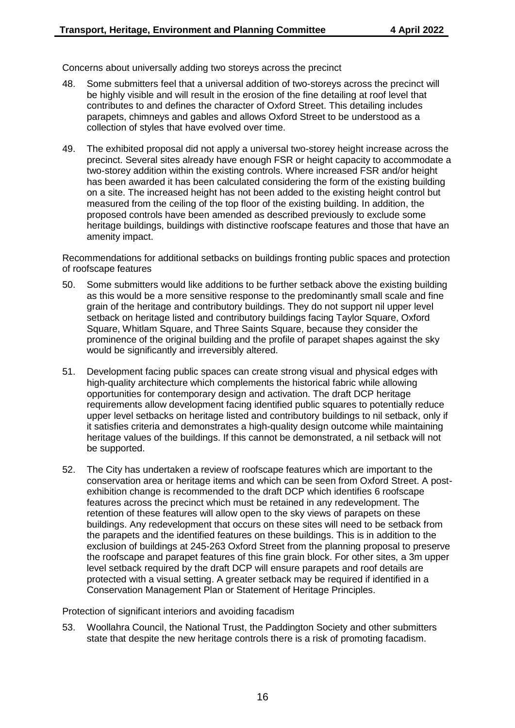Concerns about universally adding two storeys across the precinct

48. Some submitters feel that a universal addition of two-storeys across the precinct will be highly visible and will result in the erosion of the fine detailing at roof level that contributes to and defines the character of Oxford Street. This detailing includes parapets, chimneys and gables and allows Oxford Street to be understood as a collection of styles that have evolved over time.

49. The exhibited proposal did not apply a universal two-storey height increase across the precinct. Several sites already have enough FSR or height capacity to accommodate a two-storey addition within the existing controls. Where increased FSR and/or height has been awarded it has been calculated considering the form of the existing building on a site. The increased height has not been added to the existing height control but measured from the ceiling of the top floor of the existing building. In addition, the proposed controls have been amended as described previously to exclude some heritage buildings, buildings with distinctive roofscape features and those that have an amenity impact.

Recommendations for additional setbacks on buildings fronting public spaces and protection of roofscape features

50. Some submitters would like additions to be further setback above the existing building as this would be a more sensitive response to the predominantly small scale and fine grain of the heritage and contributory buildings. They do not support nil upper level setback on heritage listed and contributory buildings facing Taylor Square, Oxford Square, Whitlam Square, and Three Saints Square, because they consider the prominence of the original building and the profile of parapet shapes against the sky would be significantly and irreversibly altered.

51. Development facing public spaces can create strong visual and physical edges with high-quality architecture which complements the historical fabric while allowing opportunities for contemporary design and activation. The draft DCP heritage requirements allow development facing identified public squares to potentially reduce upper level setbacks on heritage listed and contributory buildings to nil setback, only if it satisfies criteria and demonstrates a high-quality design outcome while maintaining heritage values of the buildings. If this cannot be demonstrated, a nil setback will not be supported.

52. The City has undertaken a review of roofscape features which are important to the conservation area or heritage items and which can be seen from Oxford Street. A post-exhibition change is recommended to the draft DCP which identifies 6 roofscape features across the precinct which must be retained in any redevelopment. The retention of these features will allow open to the sky views of parapets on these buildings. Any redevelopment that occurs on these sites will need to be setback from the parapets and the identified features on these buildings. This is in addition to the exclusion of buildings at 245-263 Oxford Street from the planning proposal to preserve the roofscape and parapet features of this fine grain block. For other sites, a 3m upper level setback required by the draft DCP will ensure parapets and roof details are protected with a visual setting. A greater setback may be required if identified in a Conservation Management Plan or Statement of Heritage Principles.

Protection of significant interiors and avoiding facadism

53. Woollahra Council, the National Trust, the Paddington Society and other submitters state that despite the new heritage controls there is a risk of promoting facadism.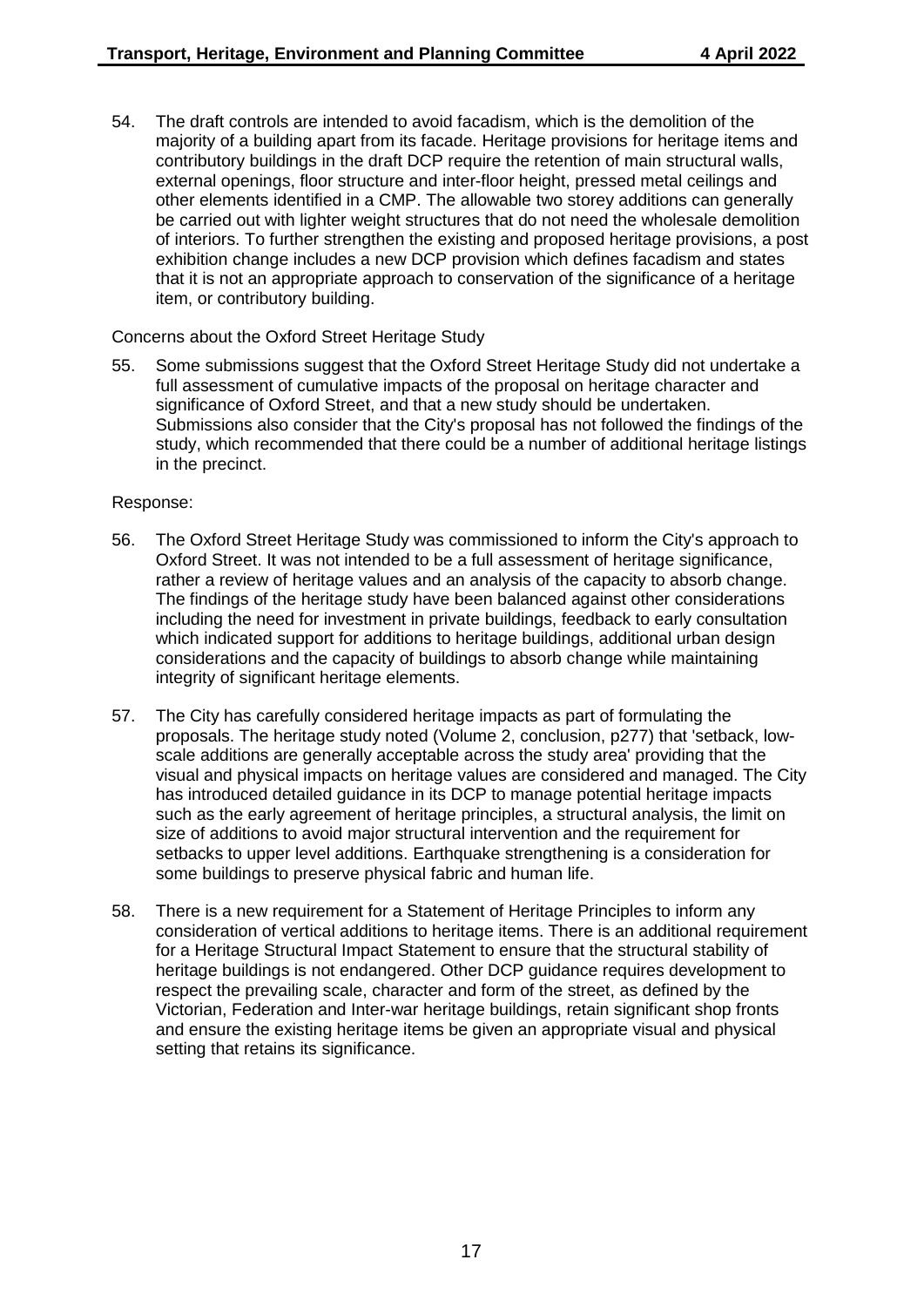54. The draft controls are intended to avoid facadism, which is the demolition of the majority of a building apart from its facade. Heritage provisions for heritage items and contributory buildings in the draft DCP require the retention of main structural walls, external openings, floor structure and inter-floor height, pressed metal ceilings and other elements identified in a CMP. The allowable two storey additions can generally be carried out with lighter weight structures that do not need the wholesale demolition of interiors. To further strengthen the existing and proposed heritage provisions, a post exhibition change includes a new DCP provision which defines facadism and states that it is not an appropriate approach to conservation of the significance of a heritage item, or contributory building.

Concerns about the Oxford Street Heritage Study

55. Some submissions suggest that the Oxford Street Heritage Study did not undertake a full assessment of cumulative impacts of the proposal on heritage character and significance of Oxford Street, and that a new study should be undertaken. Submissions also consider that the City's proposal has not followed the findings of the study, which recommended that there could be a number of additional heritage listings in the precinct.

Response:

56. The Oxford Street Heritage Study was commissioned to inform the City's approach to Oxford Street. It was not intended to be a full assessment of heritage significance, rather a review of heritage values and an analysis of the capacity to absorb change. The findings of the heritage study have been balanced against other considerations including the need for investment in private buildings, feedback to early consultation which indicated support for additions to heritage buildings, additional urban design considerations and the capacity of buildings to absorb change while maintaining integrity of significant heritage elements.

57. The City has carefully considered heritage impacts as part of formulating the proposals. The heritage study noted (Volume 2, conclusion, p277) that 'setback, low-scale additions are generally acceptable across the study area' providing that the visual and physical impacts on heritage values are considered and managed. The City has introduced detailed guidance in its DCP to manage potential heritage impacts such as the early agreement of heritage principles, a structural analysis, the limit on size of additions to avoid major structural intervention and the requirement for setbacks to upper level additions. Earthquake strengthening is a consideration for some buildings to preserve physical fabric and human life.

58. There is a new requirement for a Statement of Heritage Principles to inform any consideration of vertical additions to heritage items. There is an additional requirement for a Heritage Structural Impact Statement to ensure that the structural stability of heritage buildings is not endangered. Other DCP guidance requires development to respect the prevailing scale, character and form of the street, as defined by the Victorian, Federation and Inter-war heritage buildings, retain significant shop fronts and ensure the existing heritage items be given an appropriate visual and physical setting that retains its significance.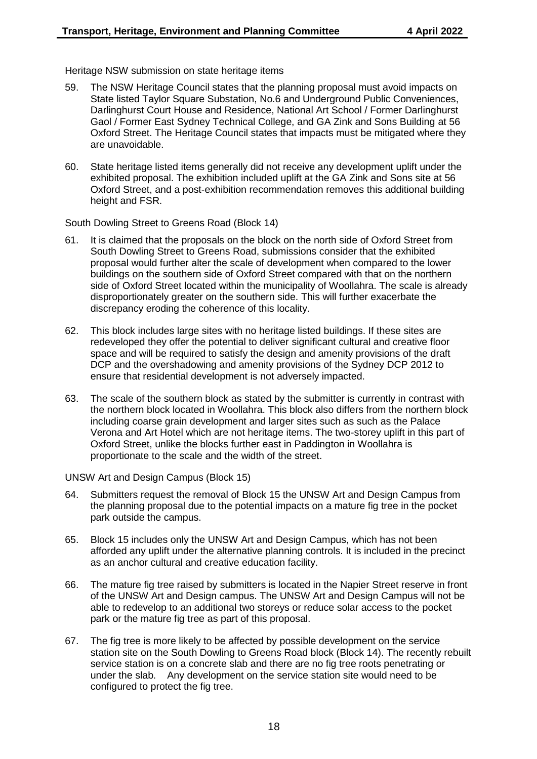Heritage NSW submission on state heritage items

59. The NSW Heritage Council states that the planning proposal must avoid impacts on State listed Taylor Square Substation, No.6 and Underground Public Conveniences, Darlinghurst Court House and Residence, National Art School / Former Darlinghurst Gaol / Former East Sydney Technical College, and GA Zink and Sons Building at 56 Oxford Street. The Heritage Council states that impacts must be mitigated where they are unavoidable.

60. State heritage listed items generally did not receive any development uplift under the exhibited proposal. The exhibition included uplift at the GA Zink and Sons site at 56 Oxford Street, and a post-exhibition recommendation removes this additional building height and FSR.

South Dowling Street to Greens Road (Block 14)

61. It is claimed that the proposals on the block on the north side of Oxford Street from South Dowling Street to Greens Road, submissions consider that the exhibited proposal would further alter the scale of development when compared to the lower buildings on the southern side of Oxford Street compared with that on the northern side of Oxford Street located within the municipality of Woollahra. The scale is already disproportionately greater on the southern side. This will further exacerbate the discrepancy eroding the coherence of this locality.

62. This block includes large sites with no heritage listed buildings. If these sites are redeveloped they offer the potential to deliver significant cultural and creative floor space and will be required to satisfy the design and amenity provisions of the draft DCP and the overshadowing and amenity provisions of the Sydney DCP 2012 to ensure that residential development is not adversely impacted.

63. The scale of the southern block as stated by the submitter is currently in contrast with the northern block located in Woollahra. This block also differs from the northern block including coarse grain development and larger sites such as such as the Palace Verona and Art Hotel which are not heritage items. The two-storey uplift in this part of Oxford Street, unlike the blocks further east in Paddington in Woollahra is proportionate to the scale and the width of the street.

UNSW Art and Design Campus (Block 15)

64. Submitters request the removal of Block 15 the UNSW Art and Design Campus from the planning proposal due to the potential impacts on a mature fig tree in the pocket park outside the campus.

65. Block 15 includes only the UNSW Art and Design Campus, which has not been afforded any uplift under the alternative planning controls. It is included in the precinct as an anchor cultural and creative education facility.

66. The mature fig tree raised by submitters is located in the Napier Street reserve in front of the UNSW Art and Design campus. The UNSW Art and Design Campus will not be able to redevelop to an additional two storeys or reduce solar access to the pocket park or the mature fig tree as part of this proposal.

67. The fig tree is more likely to be affected by possible development on the service station site on the South Dowling to Greens Road block (Block 14). The recently rebuilt service station is on a concrete slab and there are no fig tree roots penetrating or under the slab. Any development on the service station site would need to be configured to protect the fig tree.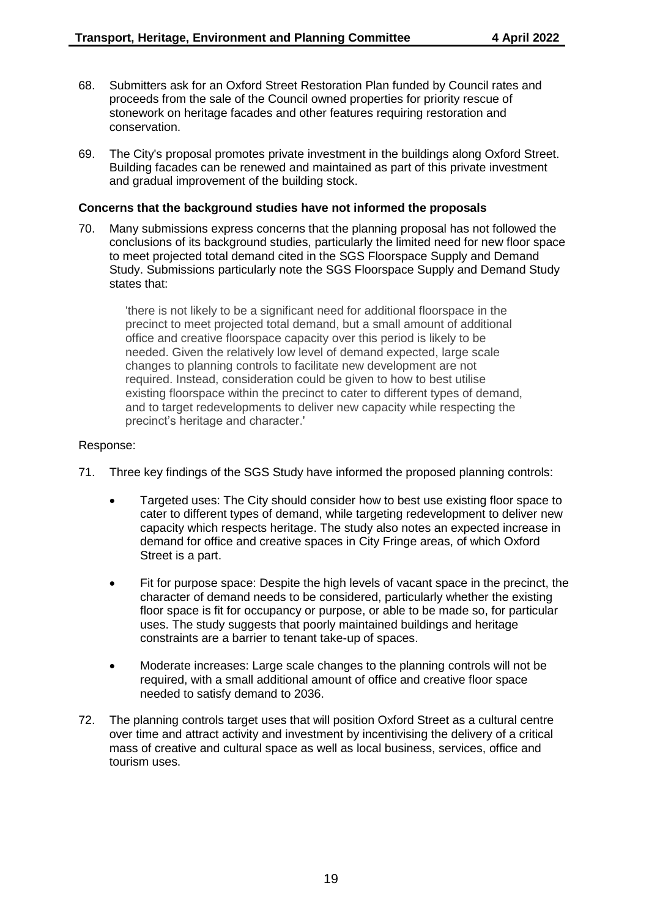68. Submitters ask for an Oxford Street Restoration Plan funded by Council rates and proceeds from the sale of the Council owned properties for priority rescue of stonework on heritage facades and other features requiring restoration and conservation.

69. The City's proposal promotes private investment in the buildings along Oxford Street. Building facades can be renewed and maintained as part of this private investment and gradual improvement of the building stock.

**Concerns that the background studies have not informed the proposals**

70. Many submissions express concerns that the planning proposal has not followed the conclusions of its background studies, particularly the limited need for new floor space to meet projected total demand cited in the SGS Floorspace Supply and Demand Study. Submissions particularly note the SGS Floorspace Supply and Demand Study states that:

> 'there is not likely to be a significant need for additional floorspace in the precinct to meet projected total demand, but a small amount of additional office and creative floorspace capacity over this period is likely to be needed. Given the relatively low level of demand expected, large scale changes to planning controls to facilitate new development are not required. Instead, consideration could be given to how to best utilise existing floorspace within the precinct to cater to different types of demand, and to target redevelopments to deliver new capacity while respecting the precinct's heritage and character.'

Response:

71. Three key findings of the SGS Study have informed the proposed planning controls:

    - Targeted uses: The City should consider how to best use existing floor space to cater to different types of demand, while targeting redevelopment to deliver new capacity which respects heritage. The study also notes an expected increase in demand for office and creative spaces in City Fringe areas, of which Oxford Street is a part.
    - Fit for purpose space: Despite the high levels of vacant space in the precinct, the character of demand needs to be considered, particularly whether the existing floor space is fit for occupancy or purpose, or able to be made so, for particular uses. The study suggests that poorly maintained buildings and heritage constraints are a barrier to tenant take-up of spaces.
    - Moderate increases: Large scale changes to the planning controls will not be required, with a small additional amount of office and creative floor space needed to satisfy demand to 2036.

72. The planning controls target uses that will position Oxford Street as a cultural centre over time and attract activity and investment by incentivising the delivery of a critical mass of creative and cultural space as well as local business, services, office and tourism uses.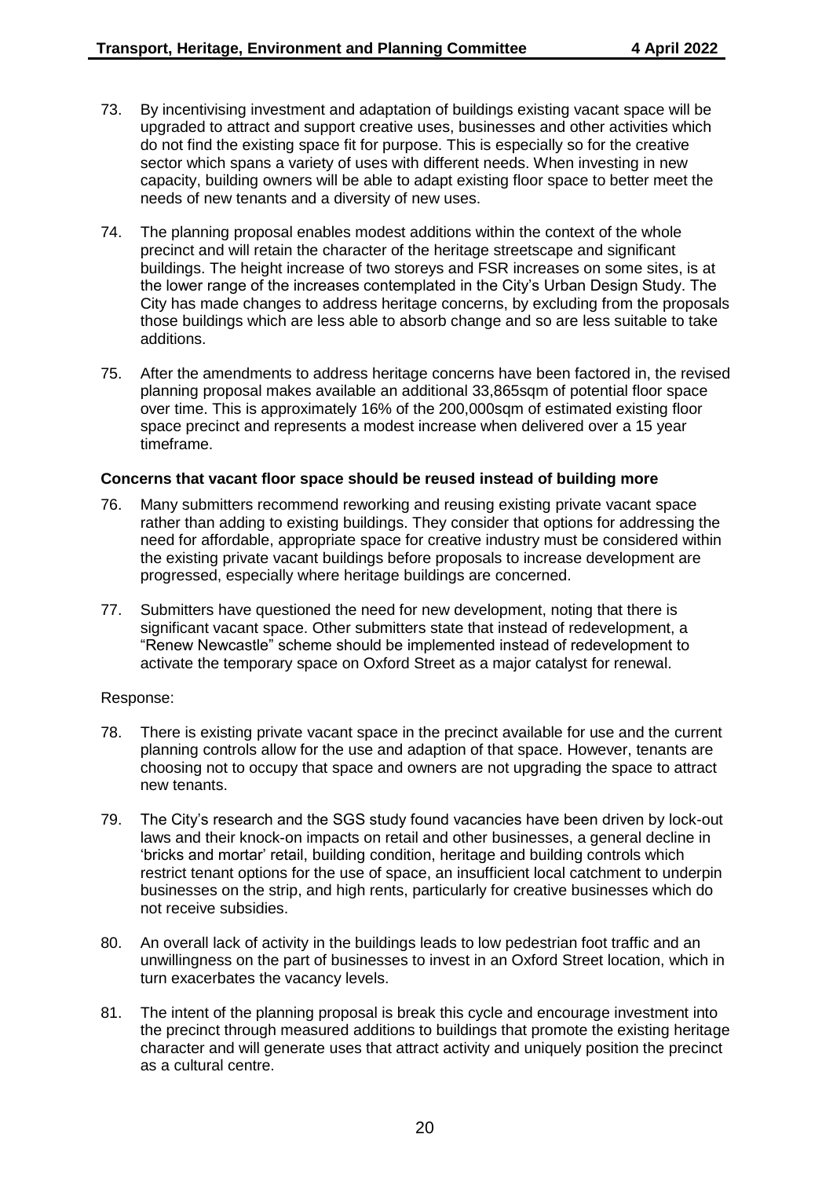73. By incentivising investment and adaptation of buildings existing vacant space will be upgraded to attract and support creative uses, businesses and other activities which do not find the existing space fit for purpose. This is especially so for the creative sector which spans a variety of uses with different needs. When investing in new capacity, building owners will be able to adapt existing floor space to better meet the needs of new tenants and a diversity of new uses.

74. The planning proposal enables modest additions within the context of the whole precinct and will retain the character of the heritage streetscape and significant buildings. The height increase of two storeys and FSR increases on some sites, is at the lower range of the increases contemplated in the City's Urban Design Study. The City has made changes to address heritage concerns, by excluding from the proposals those buildings which are less able to absorb change and so are less suitable to take additions.

75. After the amendments to address heritage concerns have been factored in, the revised planning proposal makes available an additional 33,865sqm of potential floor space over time. This is approximately 16% of the 200,000sqm of estimated existing floor space precinct and represents a modest increase when delivered over a 15 year timeframe.

**Concerns that vacant floor space should be reused instead of building more**

76. Many submitters recommend reworking and reusing existing private vacant space rather than adding to existing buildings. They consider that options for addressing the need for affordable, appropriate space for creative industry must be considered within the existing private vacant buildings before proposals to increase development are progressed, especially where heritage buildings are concerned.

77. Submitters have questioned the need for new development, noting that there is significant vacant space. Other submitters state that instead of redevelopment, a "Renew Newcastle" scheme should be implemented instead of redevelopment to activate the temporary space on Oxford Street as a major catalyst for renewal.

Response:

78. There is existing private vacant space in the precinct available for use and the current planning controls allow for the use and adaption of that space. However, tenants are choosing not to occupy that space and owners are not upgrading the space to attract new tenants.

79. The City's research and the SGS study found vacancies have been driven by lock-out laws and their knock-on impacts on retail and other businesses, a general decline in 'bricks and mortar' retail, building condition, heritage and building controls which restrict tenant options for the use of space, an insufficient local catchment to underpin businesses on the strip, and high rents, particularly for creative businesses which do not receive subsidies.

80. An overall lack of activity in the buildings leads to low pedestrian foot traffic and an unwillingness on the part of businesses to invest in an Oxford Street location, which in turn exacerbates the vacancy levels.

81. The intent of the planning proposal is break this cycle and encourage investment into the precinct through measured additions to buildings that promote the existing heritage character and will generate uses that attract activity and uniquely position the precinct as a cultural centre.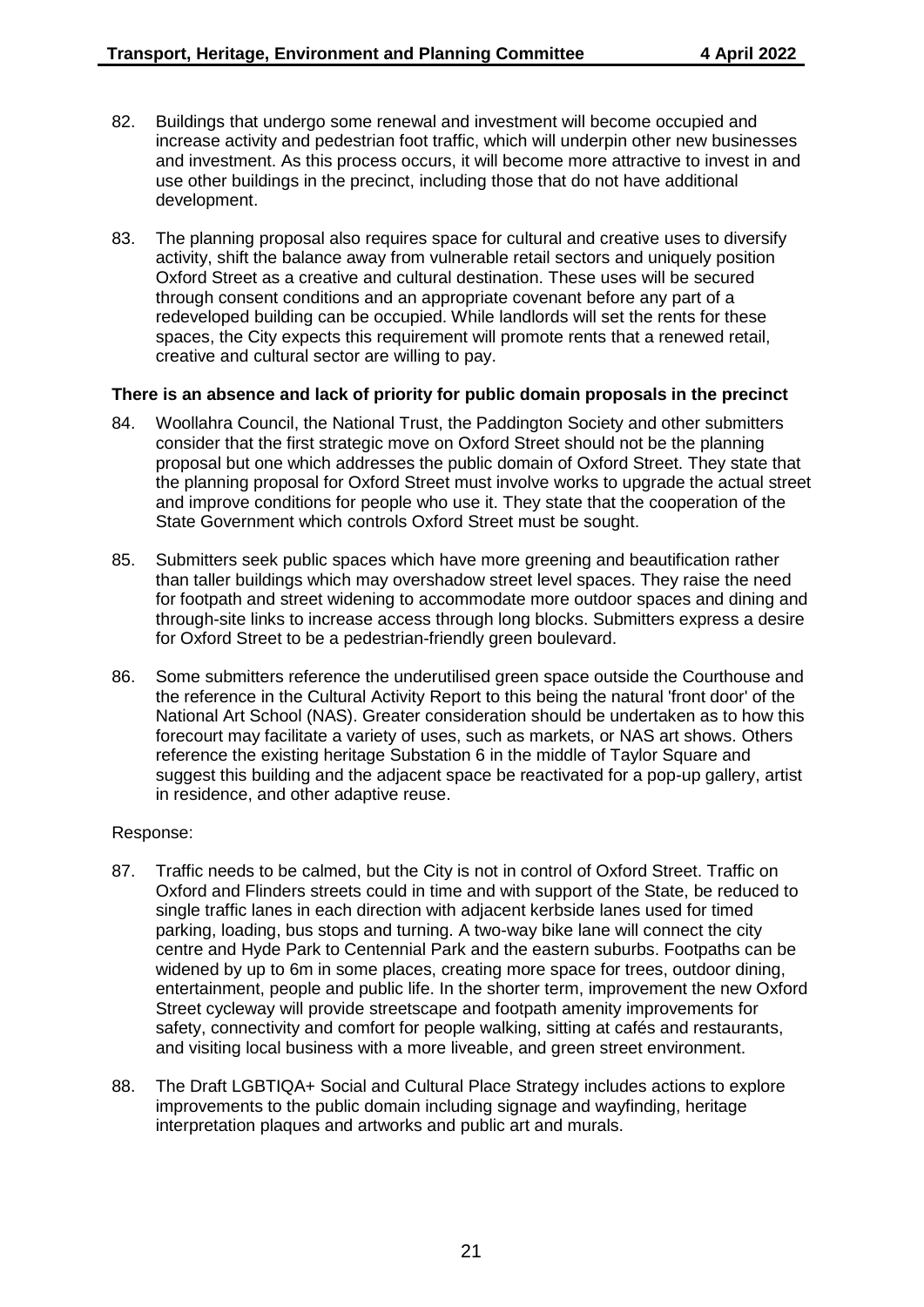82. Buildings that undergo some renewal and investment will become occupied and increase activity and pedestrian foot traffic, which will underpin other new businesses and investment. As this process occurs, it will become more attractive to invest in and use other buildings in the precinct, including those that do not have additional development.

83. The planning proposal also requires space for cultural and creative uses to diversify activity, shift the balance away from vulnerable retail sectors and uniquely position Oxford Street as a creative and cultural destination. These uses will be secured through consent conditions and an appropriate covenant before any part of a redeveloped building can be occupied. While landlords will set the rents for these spaces, the City expects this requirement will promote rents that a renewed retail, creative and cultural sector are willing to pay.

**There is an absence and lack of priority for public domain proposals in the precinct**

84. Woollahra Council, the National Trust, the Paddington Society and other submitters consider that the first strategic move on Oxford Street should not be the planning proposal but one which addresses the public domain of Oxford Street. They state that the planning proposal for Oxford Street must involve works to upgrade the actual street and improve conditions for people who use it. They state that the cooperation of the State Government which controls Oxford Street must be sought.

85. Submitters seek public spaces which have more greening and beautification rather than taller buildings which may overshadow street level spaces. They raise the need for footpath and street widening to accommodate more outdoor spaces and dining and through-site links to increase access through long blocks. Submitters express a desire for Oxford Street to be a pedestrian-friendly green boulevard.

86. Some submitters reference the underutilised green space outside the Courthouse and the reference in the Cultural Activity Report to this being the natural 'front door' of the National Art School (NAS). Greater consideration should be undertaken as to how this forecourt may facilitate a variety of uses, such as markets, or NAS art shows. Others reference the existing heritage Substation 6 in the middle of Taylor Square and suggest this building and the adjacent space be reactivated for a pop-up gallery, artist in residence, and other adaptive reuse.

Response:

87. Traffic needs to be calmed, but the City is not in control of Oxford Street. Traffic on Oxford and Flinders streets could in time and with support of the State, be reduced to single traffic lanes in each direction with adjacent kerbside lanes used for timed parking, loading, bus stops and turning. A two-way bike lane will connect the city centre and Hyde Park to Centennial Park and the eastern suburbs. Footpaths can be widened by up to 6m in some places, creating more space for trees, outdoor dining, entertainment, people and public life. In the shorter term, improvement the new Oxford Street cycleway will provide streetscape and footpath amenity improvements for safety, connectivity and comfort for people walking, sitting at cafés and restaurants, and visiting local business with a more liveable, and green street environment.

88. The Draft LGBTIQA+ Social and Cultural Place Strategy includes actions to explore improvements to the public domain including signage and wayfinding, heritage interpretation plaques and artworks and public art and murals.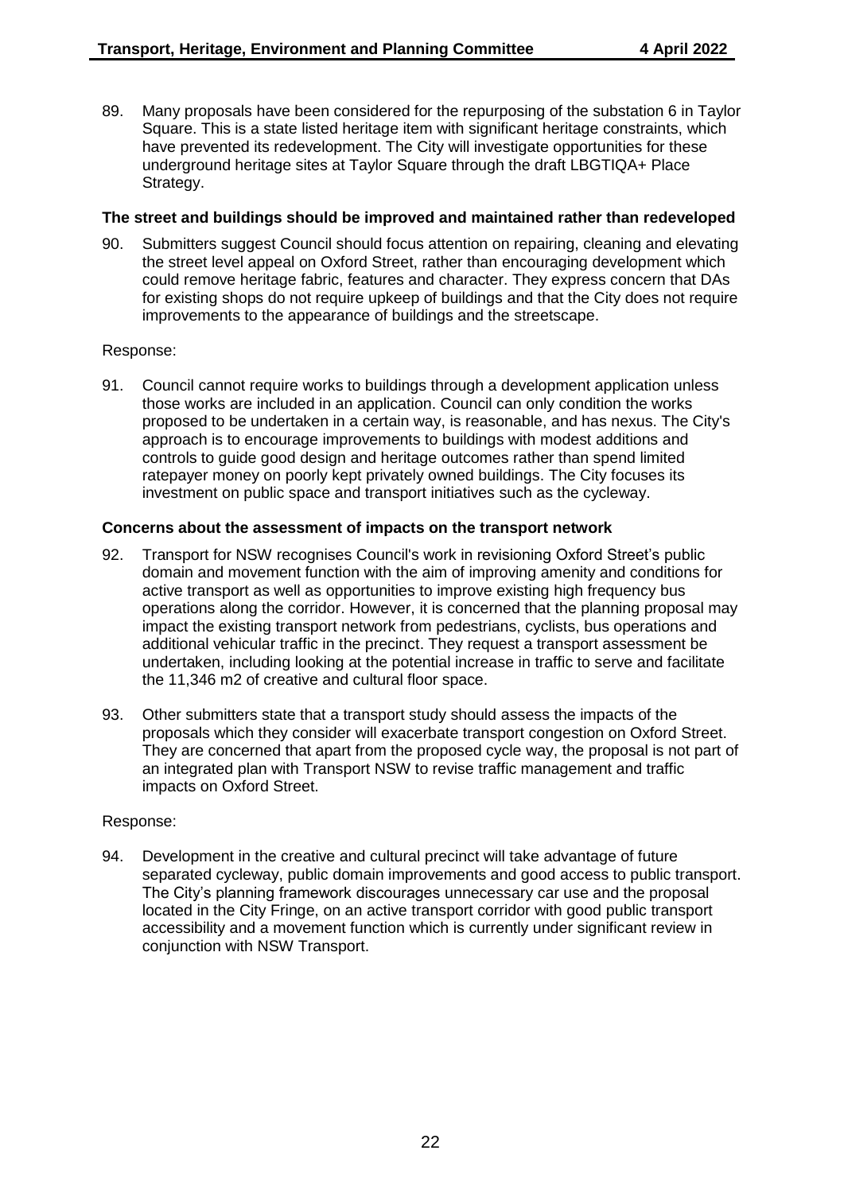89. Many proposals have been considered for the repurposing of the substation 6 in Taylor Square. This is a state listed heritage item with significant heritage constraints, which have prevented its redevelopment. The City will investigate opportunities for these underground heritage sites at Taylor Square through the draft LBGTIQA+ Place Strategy.

**The street and buildings should be improved and maintained rather than redeveloped**

90. Submitters suggest Council should focus attention on repairing, cleaning and elevating the street level appeal on Oxford Street, rather than encouraging development which could remove heritage fabric, features and character. They express concern that DAs for existing shops do not require upkeep of buildings and that the City does not require improvements to the appearance of buildings and the streetscape.

Response:

91. Council cannot require works to buildings through a development application unless those works are included in an application. Council can only condition the works proposed to be undertaken in a certain way, is reasonable, and has nexus. The City's approach is to encourage improvements to buildings with modest additions and controls to guide good design and heritage outcomes rather than spend limited ratepayer money on poorly kept privately owned buildings. The City focuses its investment on public space and transport initiatives such as the cycleway.

**Concerns about the assessment of impacts on the transport network**

92. Transport for NSW recognises Council's work in revisioning Oxford Street's public domain and movement function with the aim of improving amenity and conditions for active transport as well as opportunities to improve existing high frequency bus operations along the corridor. However, it is concerned that the planning proposal may impact the existing transport network from pedestrians, cyclists, bus operations and additional vehicular traffic in the precinct. They request a transport assessment be undertaken, including looking at the potential increase in traffic to serve and facilitate the 11,346 m2 of creative and cultural floor space.

93. Other submitters state that a transport study should assess the impacts of the proposals which they consider will exacerbate transport congestion on Oxford Street. They are concerned that apart from the proposed cycle way, the proposal is not part of an integrated plan with Transport NSW to revise traffic management and traffic impacts on Oxford Street.

Response:

94. Development in the creative and cultural precinct will take advantage of future separated cycleway, public domain improvements and good access to public transport. The City's planning framework discourages unnecessary car use and the proposal located in the City Fringe, on an active transport corridor with good public transport accessibility and a movement function which is currently under significant review in conjunction with NSW Transport.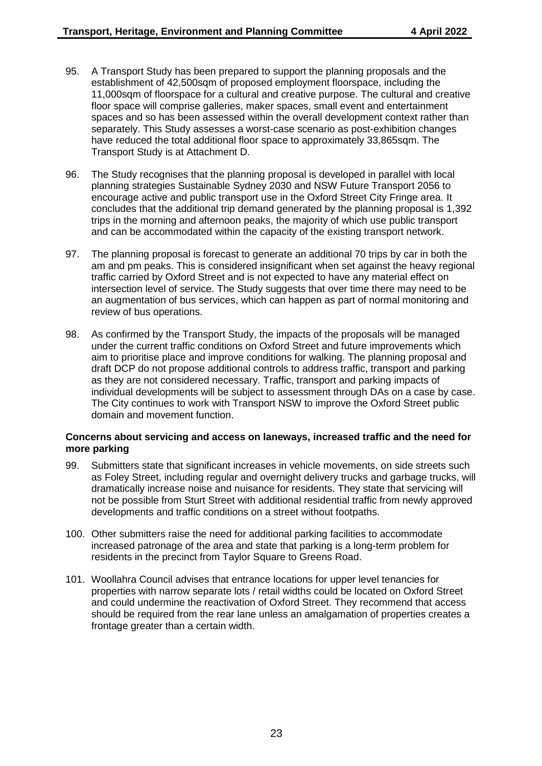95. A Transport Study has been prepared to support the planning proposals and the establishment of 42,500sqm of proposed employment floorspace, including the 11,000sqm of floorspace for a cultural and creative purpose. The cultural and creative floor space will comprise galleries, maker spaces, small event and entertainment spaces and so has been assessed within the overall development context rather than separately. This Study assesses a worst-case scenario as post-exhibition changes have reduced the total additional floor space to approximately 33,865sqm. The Transport Study is at Attachment D.

96. The Study recognises that the planning proposal is developed in parallel with local planning strategies Sustainable Sydney 2030 and NSW Future Transport 2056 to encourage active and public transport use in the Oxford Street City Fringe area. It concludes that the additional trip demand generated by the planning proposal is 1,392 trips in the morning and afternoon peaks, the majority of which use public transport and can be accommodated within the capacity of the existing transport network.

97. The planning proposal is forecast to generate an additional 70 trips by car in both the am and pm peaks. This is considered insignificant when set against the heavy regional traffic carried by Oxford Street and is not expected to have any material effect on intersection level of service. The Study suggests that over time there may need to be an augmentation of bus services, which can happen as part of normal monitoring and review of bus operations.

98. As confirmed by the Transport Study, the impacts of the proposals will be managed under the current traffic conditions on Oxford Street and future improvements which aim to prioritise place and improve conditions for walking. The planning proposal and draft DCP do not propose additional controls to address traffic, transport and parking as they are not considered necessary. Traffic, transport and parking impacts of individual developments will be subject to assessment through DAs on a case by case. The City continues to work with Transport NSW to improve the Oxford Street public domain and movement function.

**Concerns about servicing and access on laneways, increased traffic and the need for more parking**

99. Submitters state that significant increases in vehicle movements, on side streets such as Foley Street, including regular and overnight delivery trucks and garbage trucks, will dramatically increase noise and nuisance for residents. They state that servicing will not be possible from Sturt Street with additional residential traffic from newly approved developments and traffic conditions on a street without footpaths.

100. Other submitters raise the need for additional parking facilities to accommodate increased patronage of the area and state that parking is a long-term problem for residents in the precinct from Taylor Square to Greens Road.

101. Woollahra Council advises that entrance locations for upper level tenancies for properties with narrow separate lots / retail widths could be located on Oxford Street and could undermine the reactivation of Oxford Street. They recommend that access should be required from the rear lane unless an amalgamation of properties creates a frontage greater than a certain width.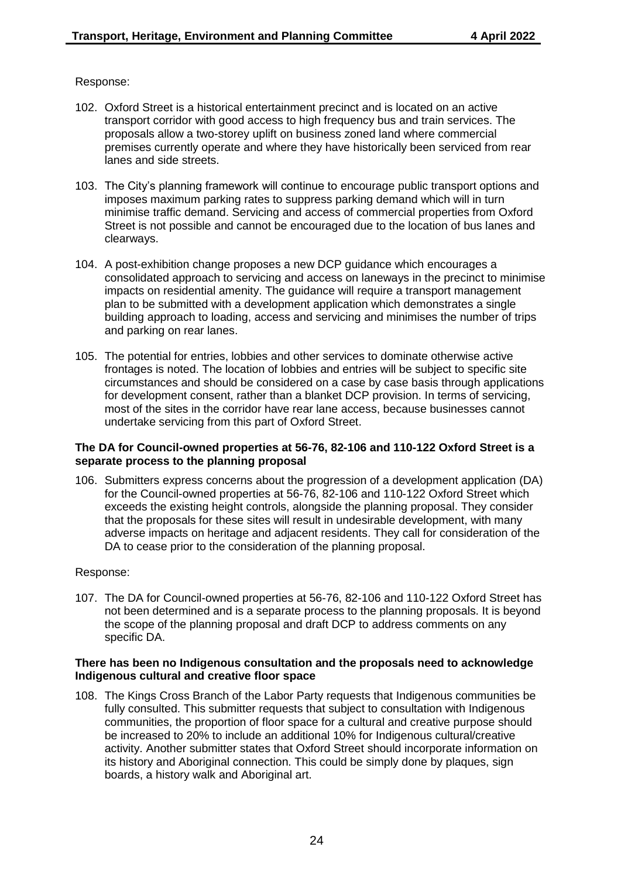Response:

102. Oxford Street is a historical entertainment precinct and is located on an active transport corridor with good access to high frequency bus and train services. The proposals allow a two-storey uplift on business zoned land where commercial premises currently operate and where they have historically been serviced from rear lanes and side streets.

103. The City's planning framework will continue to encourage public transport options and imposes maximum parking rates to suppress parking demand which will in turn minimise traffic demand. Servicing and access of commercial properties from Oxford Street is not possible and cannot be encouraged due to the location of bus lanes and clearways.

104. A post-exhibition change proposes a new DCP guidance which encourages a consolidated approach to servicing and access on laneways in the precinct to minimise impacts on residential amenity. The guidance will require a transport management plan to be submitted with a development application which demonstrates a single building approach to loading, access and servicing and minimises the number of trips and parking on rear lanes.

105. The potential for entries, lobbies and other services to dominate otherwise active frontages is noted. The location of lobbies and entries will be subject to specific site circumstances and should be considered on a case by case basis through applications for development consent, rather than a blanket DCP provision. In terms of servicing, most of the sites in the corridor have rear lane access, because businesses cannot undertake servicing from this part of Oxford Street.

**The DA for Council-owned properties at 56-76, 82-106 and 110-122 Oxford Street is a separate process to the planning proposal**

106. Submitters express concerns about the progression of a development application (DA) for the Council-owned properties at 56-76, 82-106 and 110-122 Oxford Street which exceeds the existing height controls, alongside the planning proposal. They consider that the proposals for these sites will result in undesirable development, with many adverse impacts on heritage and adjacent residents. They call for consideration of the DA to cease prior to the consideration of the planning proposal.

Response:

107. The DA for Council-owned properties at 56-76, 82-106 and 110-122 Oxford Street has not been determined and is a separate process to the planning proposals. It is beyond the scope of the planning proposal and draft DCP to address comments on any specific DA.

**There has been no Indigenous consultation and the proposals need to acknowledge Indigenous cultural and creative floor space**

108. The Kings Cross Branch of the Labor Party requests that Indigenous communities be fully consulted. This submitter requests that subject to consultation with Indigenous communities, the proportion of floor space for a cultural and creative purpose should be increased to 20% to include an additional 10% for Indigenous cultural/creative activity. Another submitter states that Oxford Street should incorporate information on its history and Aboriginal connection. This could be simply done by plaques, sign boards, a history walk and Aboriginal art.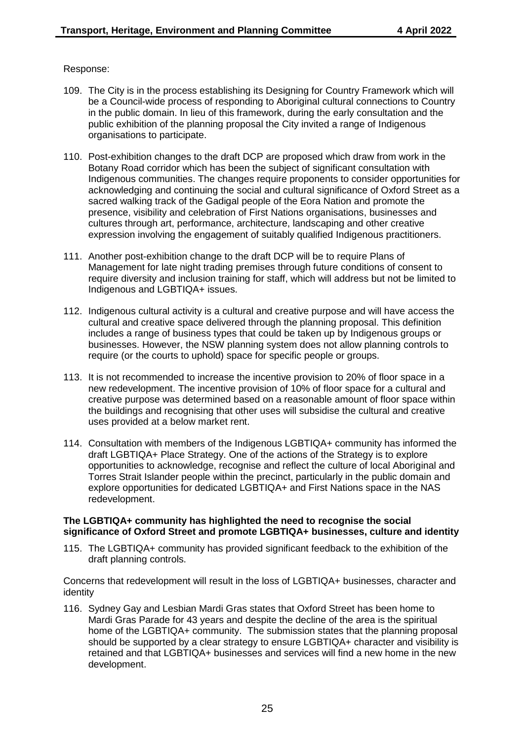Response:

109. The City is in the process establishing its Designing for Country Framework which will be a Council-wide process of responding to Aboriginal cultural connections to Country in the public domain. In lieu of this framework, during the early consultation and the public exhibition of the planning proposal the City invited a range of Indigenous organisations to participate.

110. Post-exhibition changes to the draft DCP are proposed which draw from work in the Botany Road corridor which has been the subject of significant consultation with Indigenous communities. The changes require proponents to consider opportunities for acknowledging and continuing the social and cultural significance of Oxford Street as a sacred walking track of the Gadigal people of the Eora Nation and promote the presence, visibility and celebration of First Nations organisations, businesses and cultures through art, performance, architecture, landscaping and other creative expression involving the engagement of suitably qualified Indigenous practitioners.

111. Another post-exhibition change to the draft DCP will be to require Plans of Management for late night trading premises through future conditions of consent to require diversity and inclusion training for staff, which will address but not be limited to Indigenous and LGBTIQA+ issues.

112. Indigenous cultural activity is a cultural and creative purpose and will have access the cultural and creative space delivered through the planning proposal. This definition includes a range of business types that could be taken up by Indigenous groups or businesses. However, the NSW planning system does not allow planning controls to require (or the courts to uphold) space for specific people or groups.

113. It is not recommended to increase the incentive provision to 20% of floor space in a new redevelopment. The incentive provision of 10% of floor space for a cultural and creative purpose was determined based on a reasonable amount of floor space within the buildings and recognising that other uses will subsidise the cultural and creative uses provided at a below market rent.

114. Consultation with members of the Indigenous LGBTIQA+ community has informed the draft LGBTIQA+ Place Strategy. One of the actions of the Strategy is to explore opportunities to acknowledge, recognise and reflect the culture of local Aboriginal and Torres Strait Islander people within the precinct, particularly in the public domain and explore opportunities for dedicated LGBTIQA+ and First Nations space in the NAS redevelopment.

**The LGBTIQA+ community has highlighted the need to recognise the social significance of Oxford Street and promote LGBTIQA+ businesses, culture and identity**

115. The LGBTIQA+ community has provided significant feedback to the exhibition of the draft planning controls.

Concerns that redevelopment will result in the loss of LGBTIQA+ businesses, character and identity

116. Sydney Gay and Lesbian Mardi Gras states that Oxford Street has been home to Mardi Gras Parade for 43 years and despite the decline of the area is the spiritual home of the LGBTIQA+ community. The submission states that the planning proposal should be supported by a clear strategy to ensure LGBTIQA+ character and visibility is retained and that LGBTIQA+ businesses and services will find a new home in the new development.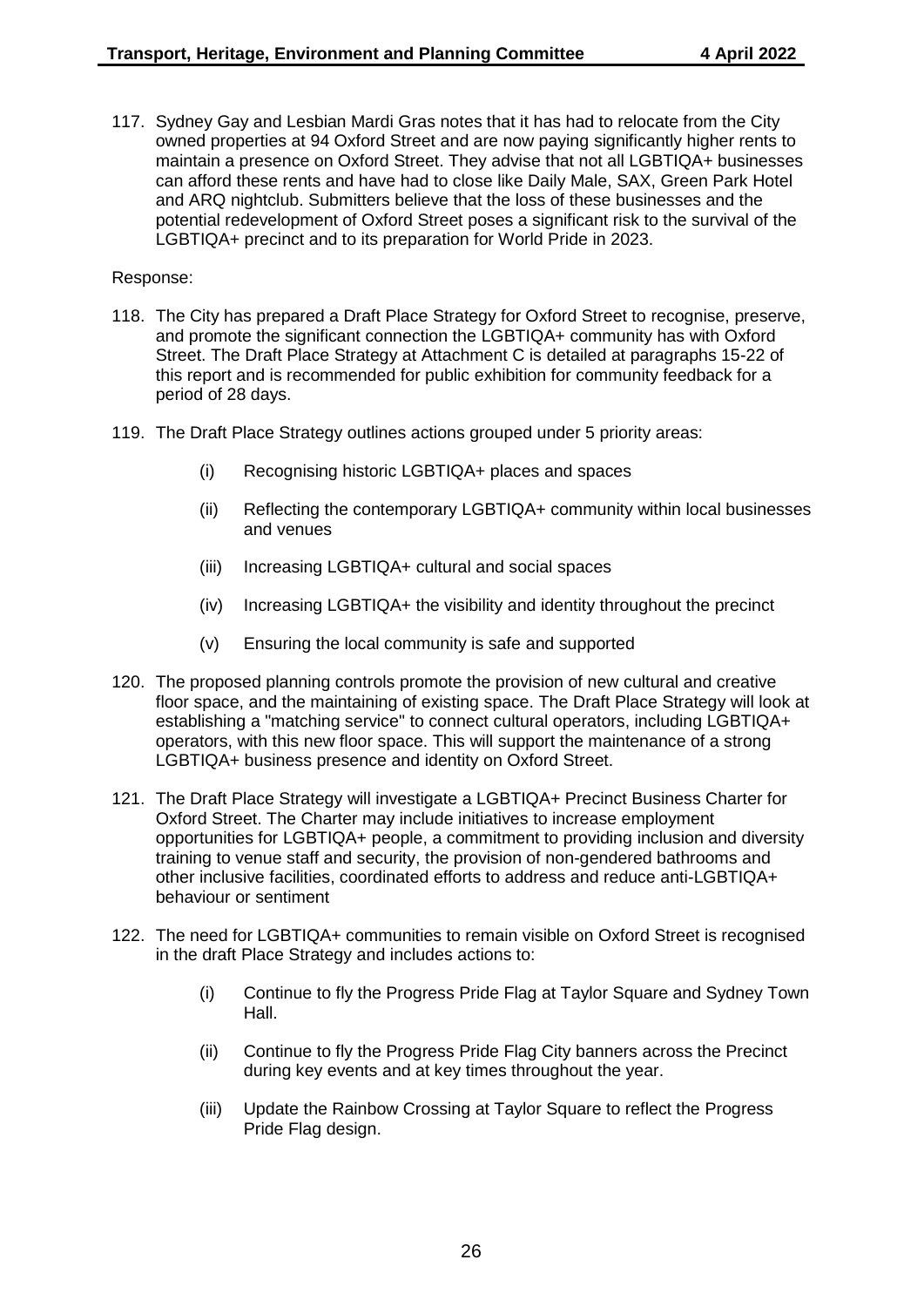117. Sydney Gay and Lesbian Mardi Gras notes that it has had to relocate from the City owned properties at 94 Oxford Street and are now paying significantly higher rents to maintain a presence on Oxford Street. They advise that not all LGBTIQA+ businesses can afford these rents and have had to close like Daily Male, SAX, Green Park Hotel and ARQ nightclub. Submitters believe that the loss of these businesses and the potential redevelopment of Oxford Street poses a significant risk to the survival of the LGBTIQA+ precinct and to its preparation for World Pride in 2023.

Response:

118. The City has prepared a Draft Place Strategy for Oxford Street to recognise, preserve, and promote the significant connection the LGBTIQA+ community has with Oxford Street. The Draft Place Strategy at Attachment C is detailed at paragraphs 15-22 of this report and is recommended for public exhibition for community feedback for a period of 28 days.

119. The Draft Place Strategy outlines actions grouped under 5 priority areas:

    (i) Recognising historic LGBTIQA+ places and spaces

    (ii) Reflecting the contemporary LGBTIQA+ community within local businesses and venues

    (iii) Increasing LGBTIQA+ cultural and social spaces

    (iv) Increasing LGBTIQA+ the visibility and identity throughout the precinct

    (v) Ensuring the local community is safe and supported

120. The proposed planning controls promote the provision of new cultural and creative floor space, and the maintaining of existing space. The Draft Place Strategy will look at establishing a "matching service" to connect cultural operators, including LGBTIQA+ operators, with this new floor space. This will support the maintenance of a strong LGBTIQA+ business presence and identity on Oxford Street.

121. The Draft Place Strategy will investigate a LGBTIQA+ Precinct Business Charter for Oxford Street. The Charter may include initiatives to increase employment opportunities for LGBTIQA+ people, a commitment to providing inclusion and diversity training to venue staff and security, the provision of non-gendered bathrooms and other inclusive facilities, coordinated efforts to address and reduce anti-LGBTIQA+ behaviour or sentiment

122. The need for LGBTIQA+ communities to remain visible on Oxford Street is recognised in the draft Place Strategy and includes actions to:

    (i) Continue to fly the Progress Pride Flag at Taylor Square and Sydney Town Hall.

    (ii) Continue to fly the Progress Pride Flag City banners across the Precinct during key events and at key times throughout the year.

    (iii) Update the Rainbow Crossing at Taylor Square to reflect the Progress Pride Flag design.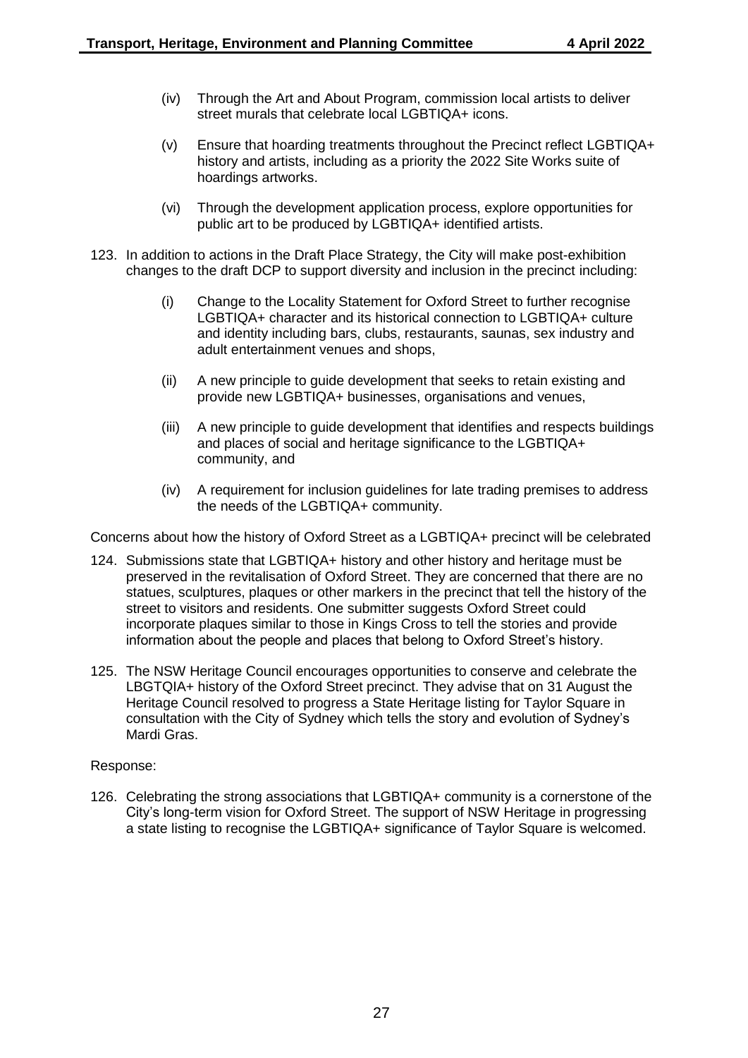(iv) Through the Art and About Program, commission local artists to deliver street murals that celebrate local LGBTIQA+ icons.

(v) Ensure that hoarding treatments throughout the Precinct reflect LGBTIQA+ history and artists, including as a priority the 2022 Site Works suite of hoardings artworks.

(vi) Through the development application process, explore opportunities for public art to be produced by LGBTIQA+ identified artists.

123. In addition to actions in the Draft Place Strategy, the City will make post-exhibition changes to the draft DCP to support diversity and inclusion in the precinct including:

   (i) Change to the Locality Statement for Oxford Street to further recognise LGBTIQA+ character and its historical connection to LGBTIQA+ culture and identity including bars, clubs, restaurants, saunas, sex industry and adult entertainment venues and shops,

   (ii) A new principle to guide development that seeks to retain existing and provide new LGBTIQA+ businesses, organisations and venues,

   (iii) A new principle to guide development that identifies and respects buildings and places of social and heritage significance to the LGBTIQA+ community, and

   (iv) A requirement for inclusion guidelines for late trading premises to address the needs of the LGBTIQA+ community.

Concerns about how the history of Oxford Street as a LGBTIQA+ precinct will be celebrated

124. Submissions state that LGBTIQA+ history and other history and heritage must be preserved in the revitalisation of Oxford Street. They are concerned that there are no statues, sculptures, plaques or other markers in the precinct that tell the history of the street to visitors and residents. One submitter suggests Oxford Street could incorporate plaques similar to those in Kings Cross to tell the stories and provide information about the people and places that belong to Oxford Street's history.

125. The NSW Heritage Council encourages opportunities to conserve and celebrate the LBGTQIA+ history of the Oxford Street precinct. They advise that on 31 August the Heritage Council resolved to progress a State Heritage listing for Taylor Square in consultation with the City of Sydney which tells the story and evolution of Sydney's Mardi Gras.

Response:

126. Celebrating the strong associations that LGBTIQA+ community is a cornerstone of the City's long-term vision for Oxford Street. The support of NSW Heritage in progressing a state listing to recognise the LGBTIQA+ significance of Taylor Square is welcomed.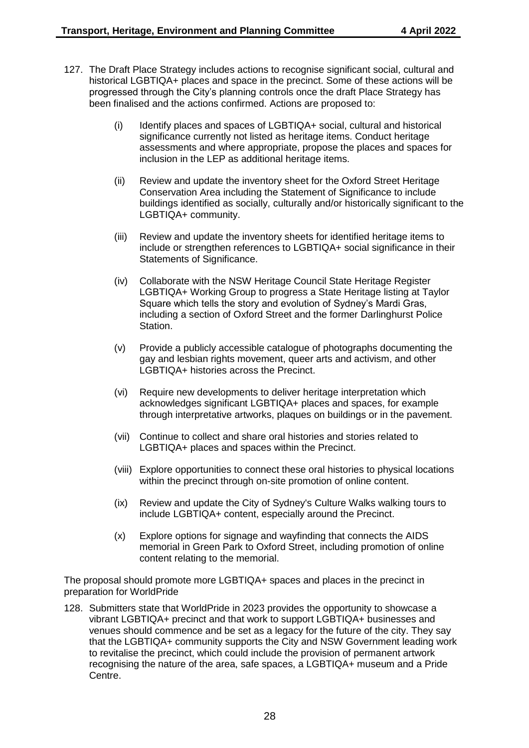127. The Draft Place Strategy includes actions to recognise significant social, cultural and historical LGBTIQA+ places and space in the precinct. Some of these actions will be progressed through the City's planning controls once the draft Place Strategy has been finalised and the actions confirmed. Actions are proposed to:

   (i) Identify places and spaces of LGBTIQA+ social, cultural and historical significance currently not listed as heritage items. Conduct heritage assessments and where appropriate, propose the places and spaces for inclusion in the LEP as additional heritage items.

   (ii) Review and update the inventory sheet for the Oxford Street Heritage Conservation Area including the Statement of Significance to include buildings identified as socially, culturally and/or historically significant to the LGBTIQA+ community.

   (iii) Review and update the inventory sheets for identified heritage items to include or strengthen references to LGBTIQA+ social significance in their Statements of Significance.

   (iv) Collaborate with the NSW Heritage Council State Heritage Register LGBTIQA+ Working Group to progress a State Heritage listing at Taylor Square which tells the story and evolution of Sydney's Mardi Gras, including a section of Oxford Street and the former Darlinghurst Police Station.

   (v) Provide a publicly accessible catalogue of photographs documenting the gay and lesbian rights movement, queer arts and activism, and other LGBTIQA+ histories across the Precinct.

   (vi) Require new developments to deliver heritage interpretation which acknowledges significant LGBTIQA+ places and spaces, for example through interpretative artworks, plaques on buildings or in the pavement.

   (vii) Continue to collect and share oral histories and stories related to LGBTIQA+ places and spaces within the Precinct.

   (viii) Explore opportunities to connect these oral histories to physical locations within the precinct through on-site promotion of online content.

   (ix) Review and update the City of Sydney's Culture Walks walking tours to include LGBTIQA+ content, especially around the Precinct.

   (x) Explore options for signage and wayfinding that connects the AIDS memorial in Green Park to Oxford Street, including promotion of online content relating to the memorial.

The proposal should promote more LGBTIQA+ spaces and places in the precinct in preparation for WorldPride

128. Submitters state that WorldPride in 2023 provides the opportunity to showcase a vibrant LGBTIQA+ precinct and that work to support LGBTIQA+ businesses and venues should commence and be set as a legacy for the future of the city. They say that the LGBTIQA+ community supports the City and NSW Government leading work to revitalise the precinct, which could include the provision of permanent artwork recognising the nature of the area, safe spaces, a LGBTIQA+ museum and a Pride Centre.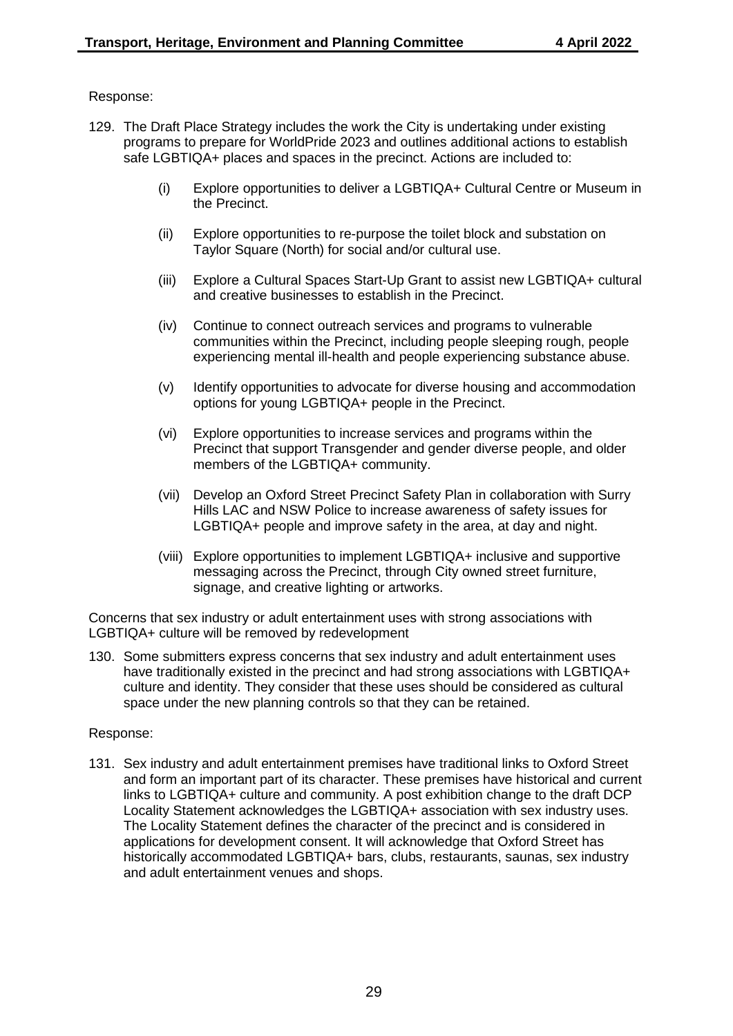Response:

129. The Draft Place Strategy includes the work the City is undertaking under existing programs to prepare for WorldPride 2023 and outlines additional actions to establish safe LGBTIQA+ places and spaces in the precinct. Actions are included to:

    (i) Explore opportunities to deliver a LGBTIQA+ Cultural Centre or Museum in the Precinct.

    (ii) Explore opportunities to re-purpose the toilet block and substation on Taylor Square (North) for social and/or cultural use.

    (iii) Explore a Cultural Spaces Start-Up Grant to assist new LGBTIQA+ cultural and creative businesses to establish in the Precinct.

    (iv) Continue to connect outreach services and programs to vulnerable communities within the Precinct, including people sleeping rough, people experiencing mental ill-health and people experiencing substance abuse.

    (v) Identify opportunities to advocate for diverse housing and accommodation options for young LGBTIQA+ people in the Precinct.

    (vi) Explore opportunities to increase services and programs within the Precinct that support Transgender and gender diverse people, and older members of the LGBTIQA+ community.

    (vii) Develop an Oxford Street Precinct Safety Plan in collaboration with Surry Hills LAC and NSW Police to increase awareness of safety issues for LGBTIQA+ people and improve safety in the area, at day and night.

    (viii) Explore opportunities to implement LGBTIQA+ inclusive and supportive messaging across the Precinct, through City owned street furniture, signage, and creative lighting or artworks.

Concerns that sex industry or adult entertainment uses with strong associations with LGBTIQA+ culture will be removed by redevelopment

130. Some submitters express concerns that sex industry and adult entertainment uses have traditionally existed in the precinct and had strong associations with LGBTIQA+ culture and identity. They consider that these uses should be considered as cultural space under the new planning controls so that they can be retained.

Response:

131. Sex industry and adult entertainment premises have traditional links to Oxford Street and form an important part of its character. These premises have historical and current links to LGBTIQA+ culture and community. A post exhibition change to the draft DCP Locality Statement acknowledges the LGBTIQA+ association with sex industry uses. The Locality Statement defines the character of the precinct and is considered in applications for development consent. It will acknowledge that Oxford Street has historically accommodated LGBTIQA+ bars, clubs, restaurants, saunas, sex industry and adult entertainment venues and shops.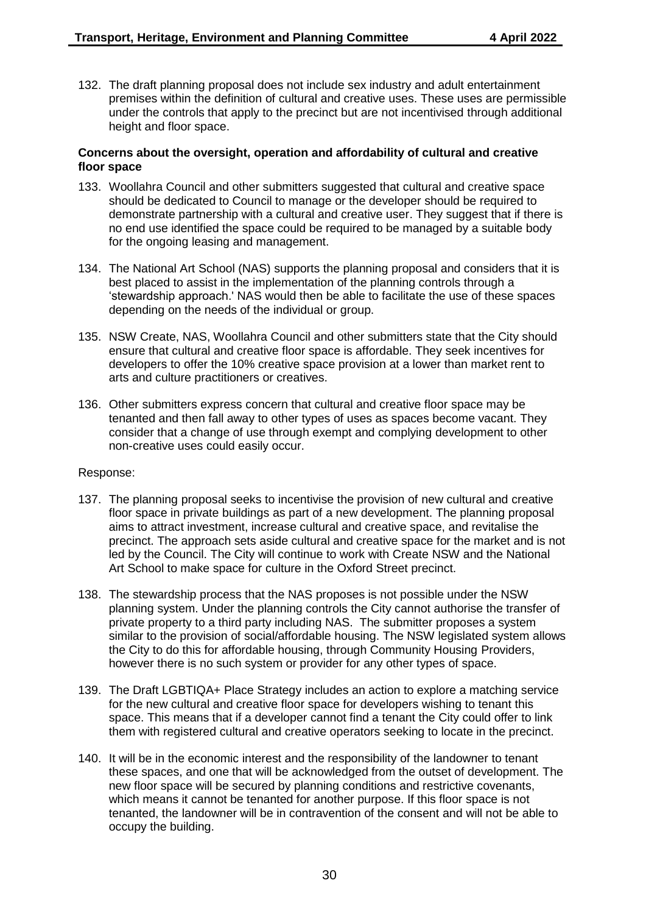132. The draft planning proposal does not include sex industry and adult entertainment premises within the definition of cultural and creative uses. These uses are permissible under the controls that apply to the precinct but are not incentivised through additional height and floor space.

**Concerns about the oversight, operation and affordability of cultural and creative floor space**

133. Woollahra Council and other submitters suggested that cultural and creative space should be dedicated to Council to manage or the developer should be required to demonstrate partnership with a cultural and creative user. They suggest that if there is no end use identified the space could be required to be managed by a suitable body for the ongoing leasing and management.

134. The National Art School (NAS) supports the planning proposal and considers that it is best placed to assist in the implementation of the planning controls through a 'stewardship approach.' NAS would then be able to facilitate the use of these spaces depending on the needs of the individual or group.

135. NSW Create, NAS, Woollahra Council and other submitters state that the City should ensure that cultural and creative floor space is affordable. They seek incentives for developers to offer the 10% creative space provision at a lower than market rent to arts and culture practitioners or creatives.

136. Other submitters express concern that cultural and creative floor space may be tenanted and then fall away to other types of uses as spaces become vacant. They consider that a change of use through exempt and complying development to other non-creative uses could easily occur.

Response:

137. The planning proposal seeks to incentivise the provision of new cultural and creative floor space in private buildings as part of a new development. The planning proposal aims to attract investment, increase cultural and creative space, and revitalise the precinct. The approach sets aside cultural and creative space for the market and is not led by the Council. The City will continue to work with Create NSW and the National Art School to make space for culture in the Oxford Street precinct.

138. The stewardship process that the NAS proposes is not possible under the NSW planning system. Under the planning controls the City cannot authorise the transfer of private property to a third party including NAS. The submitter proposes a system similar to the provision of social/affordable housing. The NSW legislated system allows the City to do this for affordable housing, through Community Housing Providers, however there is no such system or provider for any other types of space.

139. The Draft LGBTIQA+ Place Strategy includes an action to explore a matching service for the new cultural and creative floor space for developers wishing to tenant this space. This means that if a developer cannot find a tenant the City could offer to link them with registered cultural and creative operators seeking to locate in the precinct.

140. It will be in the economic interest and the responsibility of the landowner to tenant these spaces, and one that will be acknowledged from the outset of development. The new floor space will be secured by planning conditions and restrictive covenants, which means it cannot be tenanted for another purpose. If this floor space is not tenanted, the landowner will be in contravention of the consent and will not be able to occupy the building.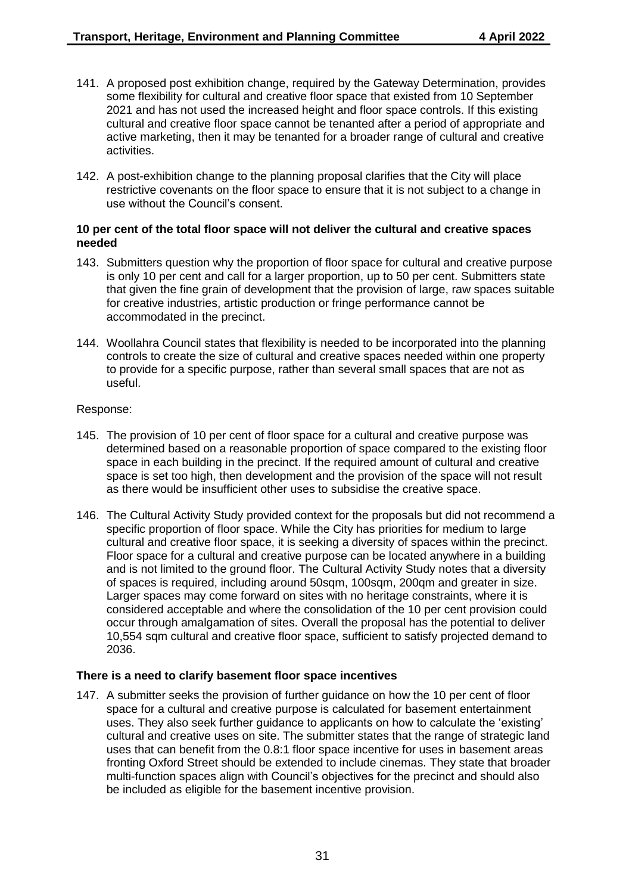141. A proposed post exhibition change, required by the Gateway Determination, provides some flexibility for cultural and creative floor space that existed from 10 September 2021 and has not used the increased height and floor space controls. If this existing cultural and creative floor space cannot be tenanted after a period of appropriate and active marketing, then it may be tenanted for a broader range of cultural and creative activities.

142. A post-exhibition change to the planning proposal clarifies that the City will place restrictive covenants on the floor space to ensure that it is not subject to a change in use without the Council's consent.

**10 per cent of the total floor space will not deliver the cultural and creative spaces needed**

143. Submitters question why the proportion of floor space for cultural and creative purpose is only 10 per cent and call for a larger proportion, up to 50 per cent. Submitters state that given the fine grain of development that the provision of large, raw spaces suitable for creative industries, artistic production or fringe performance cannot be accommodated in the precinct.

144. Woollahra Council states that flexibility is needed to be incorporated into the planning controls to create the size of cultural and creative spaces needed within one property to provide for a specific purpose, rather than several small spaces that are not as useful.

Response:

145. The provision of 10 per cent of floor space for a cultural and creative purpose was determined based on a reasonable proportion of space compared to the existing floor space in each building in the precinct. If the required amount of cultural and creative space is set too high, then development and the provision of the space will not result as there would be insufficient other uses to subsidise the creative space.

146. The Cultural Activity Study provided context for the proposals but did not recommend a specific proportion of floor space. While the City has priorities for medium to large cultural and creative floor space, it is seeking a diversity of spaces within the precinct. Floor space for a cultural and creative purpose can be located anywhere in a building and is not limited to the ground floor. The Cultural Activity Study notes that a diversity of spaces is required, including around 50sqm, 100sqm, 200qm and greater in size. Larger spaces may come forward on sites with no heritage constraints, where it is considered acceptable and where the consolidation of the 10 per cent provision could occur through amalgamation of sites. Overall the proposal has the potential to deliver 10,554 sqm cultural and creative floor space, sufficient to satisfy projected demand to 2036.

**There is a need to clarify basement floor space incentives**

147. A submitter seeks the provision of further guidance on how the 10 per cent of floor space for a cultural and creative purpose is calculated for basement entertainment uses. They also seek further guidance to applicants on how to calculate the 'existing' cultural and creative uses on site. The submitter states that the range of strategic land uses that can benefit from the 0.8:1 floor space incentive for uses in basement areas fronting Oxford Street should be extended to include cinemas. They state that broader multi-function spaces align with Council's objectives for the precinct and should also be included as eligible for the basement incentive provision.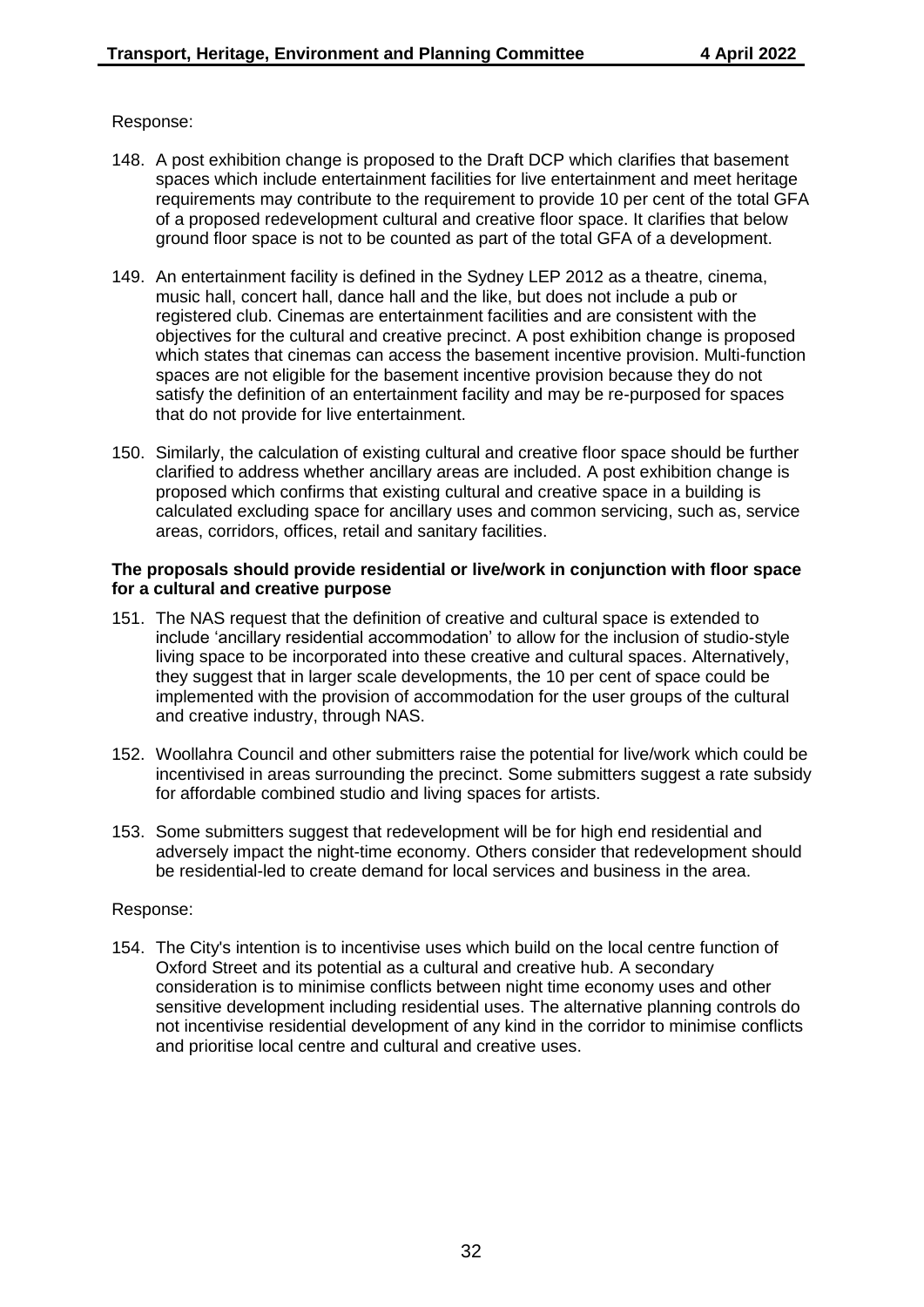Response:

148. A post exhibition change is proposed to the Draft DCP which clarifies that basement spaces which include entertainment facilities for live entertainment and meet heritage requirements may contribute to the requirement to provide 10 per cent of the total GFA of a proposed redevelopment cultural and creative floor space. It clarifies that below ground floor space is not to be counted as part of the total GFA of a development.

149. An entertainment facility is defined in the Sydney LEP 2012 as a theatre, cinema, music hall, concert hall, dance hall and the like, but does not include a pub or registered club. Cinemas are entertainment facilities and are consistent with the objectives for the cultural and creative precinct. A post exhibition change is proposed which states that cinemas can access the basement incentive provision. Multi-function spaces are not eligible for the basement incentive provision because they do not satisfy the definition of an entertainment facility and may be re-purposed for spaces that do not provide for live entertainment.

150. Similarly, the calculation of existing cultural and creative floor space should be further clarified to address whether ancillary areas are included. A post exhibition change is proposed which confirms that existing cultural and creative space in a building is calculated excluding space for ancillary uses and common servicing, such as, service areas, corridors, offices, retail and sanitary facilities.

**The proposals should provide residential or live/work in conjunction with floor space for a cultural and creative purpose**

151. The NAS request that the definition of creative and cultural space is extended to include 'ancillary residential accommodation' to allow for the inclusion of studio-style living space to be incorporated into these creative and cultural spaces. Alternatively, they suggest that in larger scale developments, the 10 per cent of space could be implemented with the provision of accommodation for the user groups of the cultural and creative industry, through NAS.

152. Woollahra Council and other submitters raise the potential for live/work which could be incentivised in areas surrounding the precinct. Some submitters suggest a rate subsidy for affordable combined studio and living spaces for artists.

153. Some submitters suggest that redevelopment will be for high end residential and adversely impact the night-time economy. Others consider that redevelopment should be residential-led to create demand for local services and business in the area.

Response:

154. The City's intention is to incentivise uses which build on the local centre function of Oxford Street and its potential as a cultural and creative hub. A secondary consideration is to minimise conflicts between night time economy uses and other sensitive development including residential uses. The alternative planning controls do not incentivise residential development of any kind in the corridor to minimise conflicts and prioritise local centre and cultural and creative uses.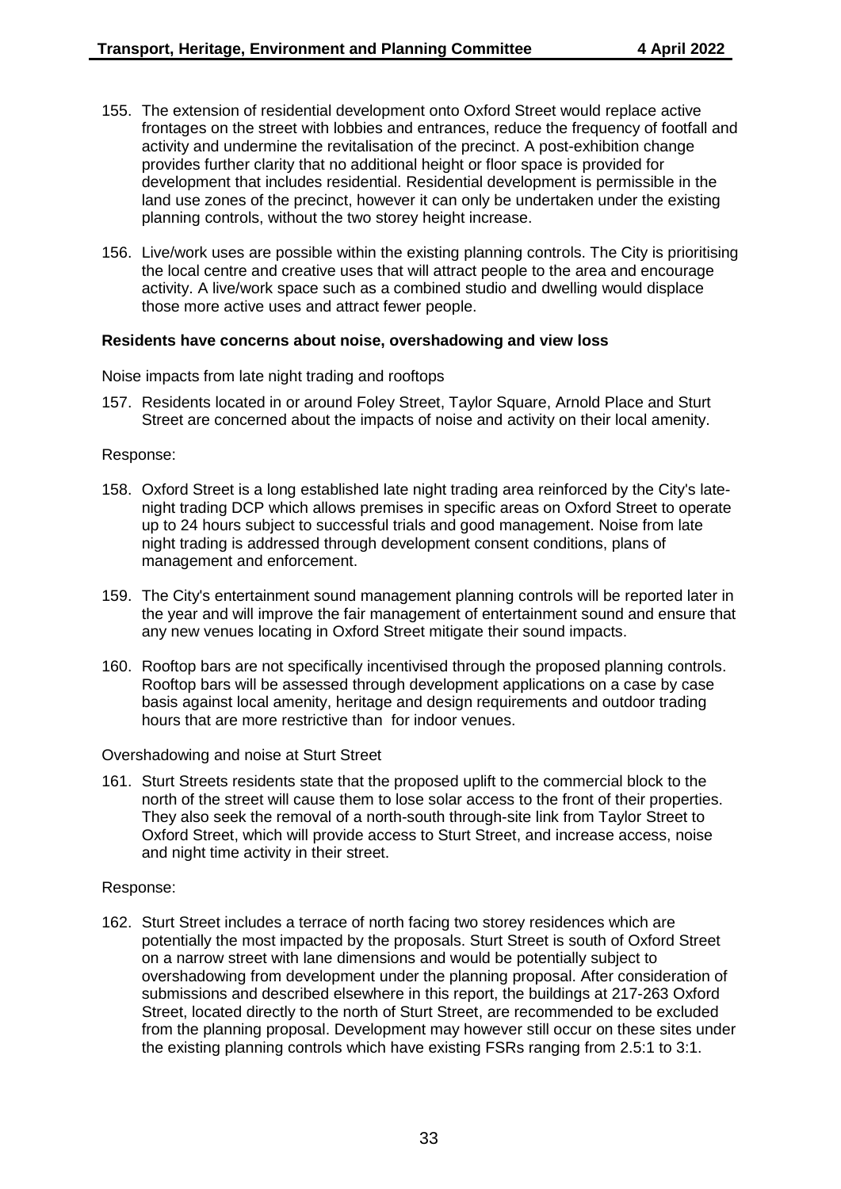155. The extension of residential development onto Oxford Street would replace active frontages on the street with lobbies and entrances, reduce the frequency of footfall and activity and undermine the revitalisation of the precinct. A post-exhibition change provides further clarity that no additional height or floor space is provided for development that includes residential. Residential development is permissible in the land use zones of the precinct, however it can only be undertaken under the existing planning controls, without the two storey height increase.

156. Live/work uses are possible within the existing planning controls. The City is prioritising the local centre and creative uses that will attract people to the area and encourage activity. A live/work space such as a combined studio and dwelling would displace those more active uses and attract fewer people.

**Residents have concerns about noise, overshadowing and view loss**

Noise impacts from late night trading and rooftops

157. Residents located in or around Foley Street, Taylor Square, Arnold Place and Sturt Street are concerned about the impacts of noise and activity on their local amenity.

Response:

158. Oxford Street is a long established late night trading area reinforced by the City's late-night trading DCP which allows premises in specific areas on Oxford Street to operate up to 24 hours subject to successful trials and good management. Noise from late night trading is addressed through development consent conditions, plans of management and enforcement.

159. The City's entertainment sound management planning controls will be reported later in the year and will improve the fair management of entertainment sound and ensure that any new venues locating in Oxford Street mitigate their sound impacts.

160. Rooftop bars are not specifically incentivised through the proposed planning controls. Rooftop bars will be assessed through development applications on a case by case basis against local amenity, heritage and design requirements and outdoor trading hours that are more restrictive than for indoor venues.

Overshadowing and noise at Sturt Street

161. Sturt Streets residents state that the proposed uplift to the commercial block to the north of the street will cause them to lose solar access to the front of their properties. They also seek the removal of a north-south through-site link from Taylor Street to Oxford Street, which will provide access to Sturt Street, and increase access, noise and night time activity in their street.

Response:

162. Sturt Street includes a terrace of north facing two storey residences which are potentially the most impacted by the proposals. Sturt Street is south of Oxford Street on a narrow street with lane dimensions and would be potentially subject to overshadowing from development under the planning proposal. After consideration of submissions and described elsewhere in this report, the buildings at 217-263 Oxford Street, located directly to the north of Sturt Street, are recommended to be excluded from the planning proposal. Development may however still occur on these sites under the existing planning controls which have existing FSRs ranging from 2.5:1 to 3:1.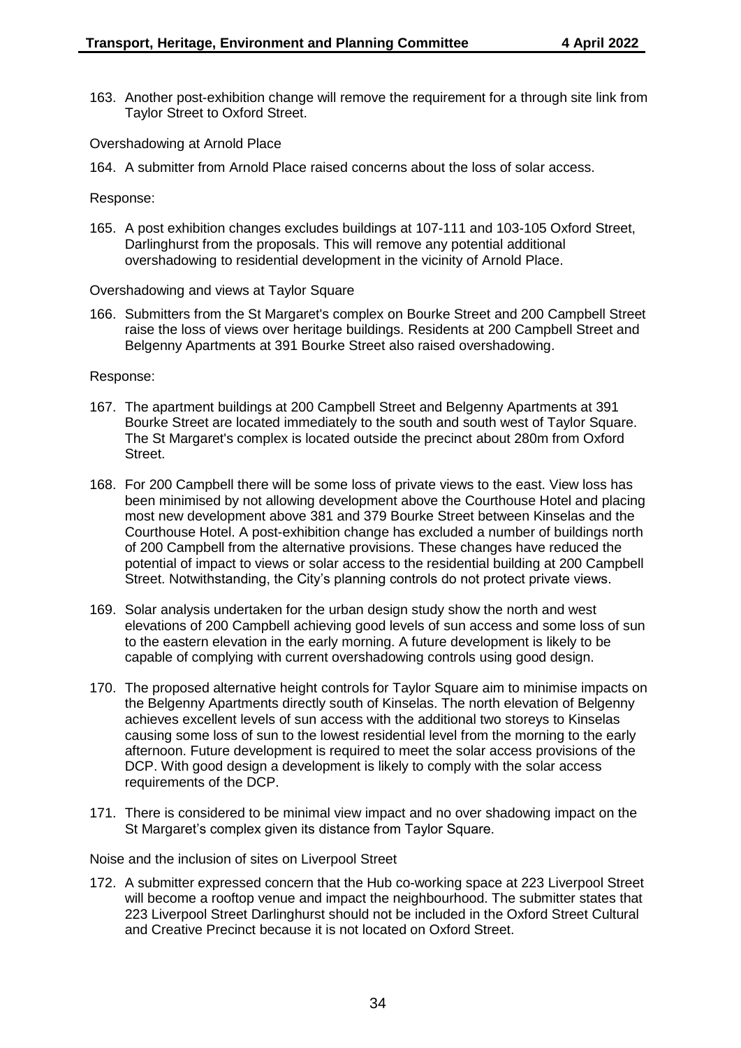163. Another post-exhibition change will remove the requirement for a through site link from Taylor Street to Oxford Street.

Overshadowing at Arnold Place

164. A submitter from Arnold Place raised concerns about the loss of solar access.

Response:

165. A post exhibition changes excludes buildings at 107-111 and 103-105 Oxford Street, Darlinghurst from the proposals. This will remove any potential additional overshadowing to residential development in the vicinity of Arnold Place.

Overshadowing and views at Taylor Square

166. Submitters from the St Margaret's complex on Bourke Street and 200 Campbell Street raise the loss of views over heritage buildings. Residents at 200 Campbell Street and Belgenny Apartments at 391 Bourke Street also raised overshadowing.

Response:

167. The apartment buildings at 200 Campbell Street and Belgenny Apartments at 391 Bourke Street are located immediately to the south and south west of Taylor Square. The St Margaret's complex is located outside the precinct about 280m from Oxford Street.

168. For 200 Campbell there will be some loss of private views to the east. View loss has been minimised by not allowing development above the Courthouse Hotel and placing most new development above 381 and 379 Bourke Street between Kinselas and the Courthouse Hotel. A post-exhibition change has excluded a number of buildings north of 200 Campbell from the alternative provisions. These changes have reduced the potential of impact to views or solar access to the residential building at 200 Campbell Street. Notwithstanding, the City's planning controls do not protect private views.

169. Solar analysis undertaken for the urban design study show the north and west elevations of 200 Campbell achieving good levels of sun access and some loss of sun to the eastern elevation in the early morning. A future development is likely to be capable of complying with current overshadowing controls using good design.

170. The proposed alternative height controls for Taylor Square aim to minimise impacts on the Belgenny Apartments directly south of Kinselas. The north elevation of Belgenny achieves excellent levels of sun access with the additional two storeys to Kinselas causing some loss of sun to the lowest residential level from the morning to the early afternoon. Future development is required to meet the solar access provisions of the DCP. With good design a development is likely to comply with the solar access requirements of the DCP.

171. There is considered to be minimal view impact and no over shadowing impact on the St Margaret's complex given its distance from Taylor Square.

Noise and the inclusion of sites on Liverpool Street

172. A submitter expressed concern that the Hub co-working space at 223 Liverpool Street will become a rooftop venue and impact the neighbourhood. The submitter states that 223 Liverpool Street Darlinghurst should not be included in the Oxford Street Cultural and Creative Precinct because it is not located on Oxford Street.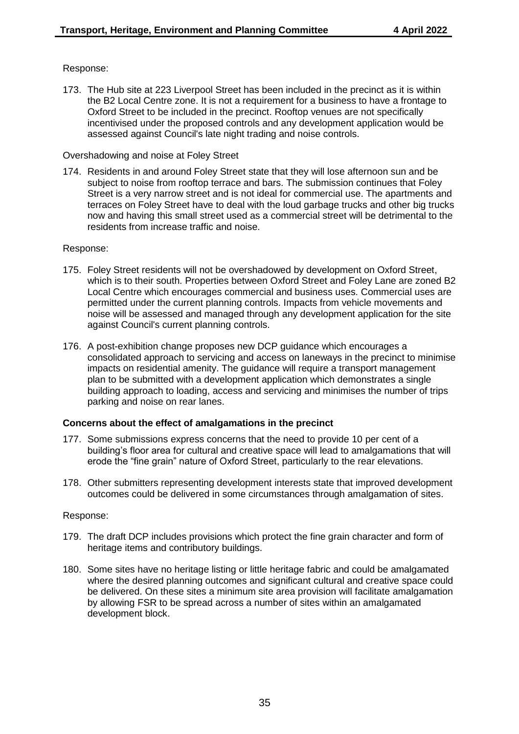Response:

173. The Hub site at 223 Liverpool Street has been included in the precinct as it is within the B2 Local Centre zone. It is not a requirement for a business to have a frontage to Oxford Street to be included in the precinct. Rooftop venues are not specifically incentivised under the proposed controls and any development application would be assessed against Council's late night trading and noise controls.

Overshadowing and noise at Foley Street

174. Residents in and around Foley Street state that they will lose afternoon sun and be subject to noise from rooftop terrace and bars. The submission continues that Foley Street is a very narrow street and is not ideal for commercial use. The apartments and terraces on Foley Street have to deal with the loud garbage trucks and other big trucks now and having this small street used as a commercial street will be detrimental to the residents from increase traffic and noise.

Response:

175. Foley Street residents will not be overshadowed by development on Oxford Street, which is to their south. Properties between Oxford Street and Foley Lane are zoned B2 Local Centre which encourages commercial and business uses. Commercial uses are permitted under the current planning controls. Impacts from vehicle movements and noise will be assessed and managed through any development application for the site against Council's current planning controls.

176. A post-exhibition change proposes new DCP guidance which encourages a consolidated approach to servicing and access on laneways in the precinct to minimise impacts on residential amenity. The guidance will require a transport management plan to be submitted with a development application which demonstrates a single building approach to loading, access and servicing and minimises the number of trips parking and noise on rear lanes.

**Concerns about the effect of amalgamations in the precinct**

177. Some submissions express concerns that the need to provide 10 per cent of a building's floor area for cultural and creative space will lead to amalgamations that will erode the "fine grain" nature of Oxford Street, particularly to the rear elevations.

178. Other submitters representing development interests state that improved development outcomes could be delivered in some circumstances through amalgamation of sites.

Response:

179. The draft DCP includes provisions which protect the fine grain character and form of heritage items and contributory buildings.

180. Some sites have no heritage listing or little heritage fabric and could be amalgamated where the desired planning outcomes and significant cultural and creative space could be delivered. On these sites a minimum site area provision will facilitate amalgamation by allowing FSR to be spread across a number of sites within an amalgamated development block.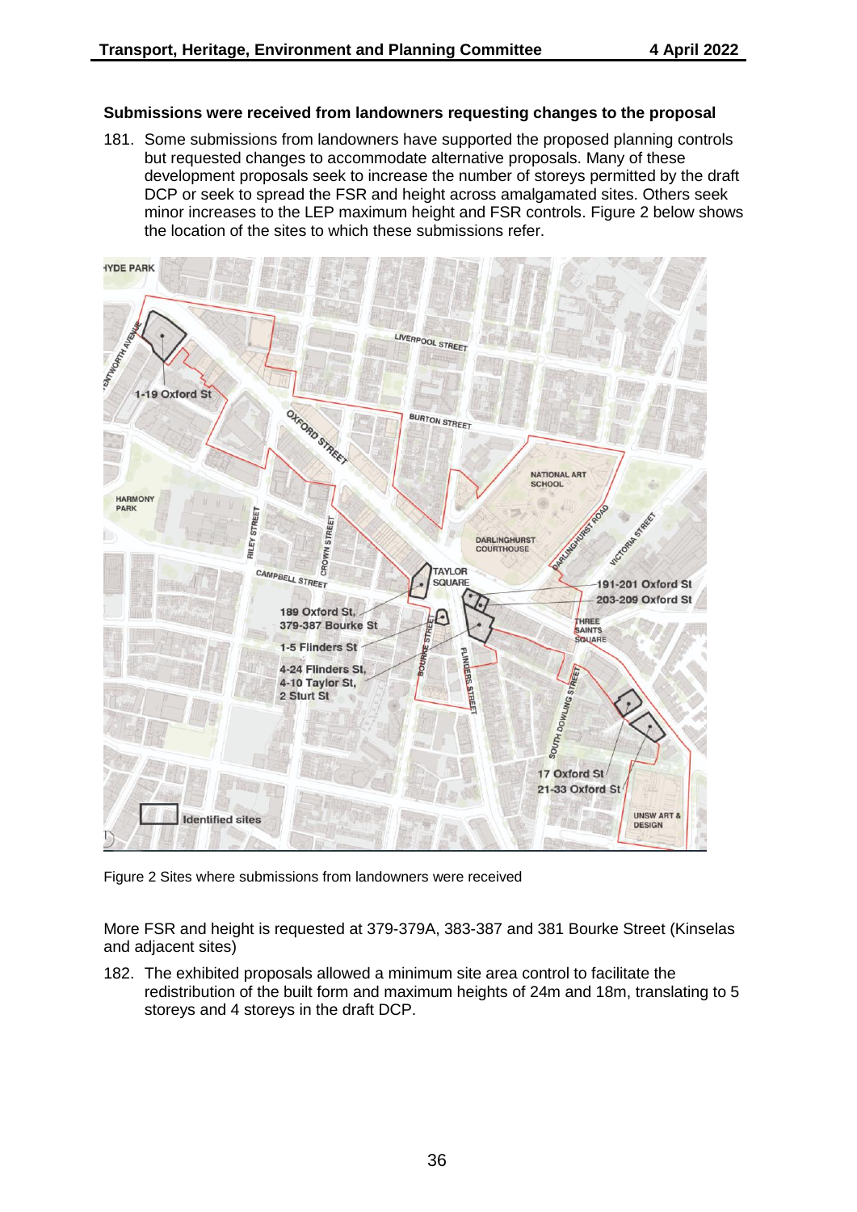## Submissions were received from landowners requesting changes to the proposal

181. Some submissions from landowners have supported the proposed planning controls but requested changes to accommodate alternative proposals. Many of these development proposals seek to increase the number of storeys permitted by the draft DCP or seek to spread the FSR and height across amalgamated sites. Others seek minor increases to the LEP maximum height and FSR controls. Figure 2 below shows the location of the sites to which these submissions refer.

Figure 2 Sites where submissions from landowners were received

More FSR and height is requested at 379-379A, 383-387 and 381 Bourke Street (Kinselas and adjacent sites)

182. The exhibited proposals allowed a minimum site area control to facilitate the redistribution of the built form and maximum heights of 24m and 18m, translating to 5 storeys and 4 storeys in the draft DCP.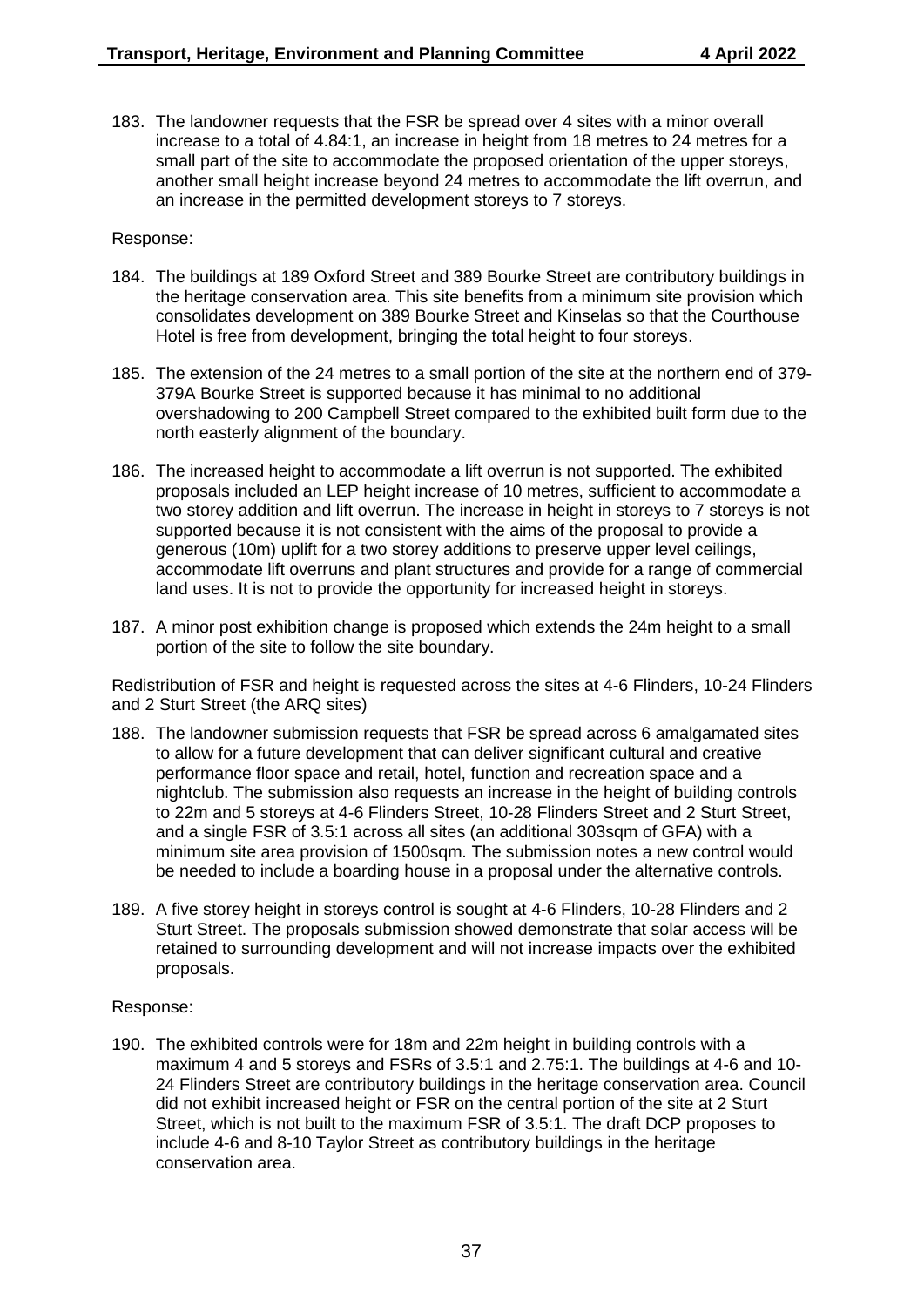183. The landowner requests that the FSR be spread over 4 sites with a minor overall increase to a total of 4.84:1, an increase in height from 18 metres to 24 metres for a small part of the site to accommodate the proposed orientation of the upper storeys, another small height increase beyond 24 metres to accommodate the lift overrun, and an increase in the permitted development storeys to 7 storeys.

Response:

184. The buildings at 189 Oxford Street and 389 Bourke Street are contributory buildings in the heritage conservation area. This site benefits from a minimum site provision which consolidates development on 389 Bourke Street and Kinselas so that the Courthouse Hotel is free from development, bringing the total height to four storeys.

185. The extension of the 24 metres to a small portion of the site at the northern end of 379-379A Bourke Street is supported because it has minimal to no additional overshadowing to 200 Campbell Street compared to the exhibited built form due to the north easterly alignment of the boundary.

186. The increased height to accommodate a lift overrun is not supported. The exhibited proposals included an LEP height increase of 10 metres, sufficient to accommodate a two storey addition and lift overrun. The increase in height in storeys to 7 storeys is not supported because it is not consistent with the aims of the proposal to provide a generous (10m) uplift for a two storey additions to preserve upper level ceilings, accommodate lift overruns and plant structures and provide for a range of commercial land uses. It is not to provide the opportunity for increased height in storeys.

187. A minor post exhibition change is proposed which extends the 24m height to a small portion of the site to follow the site boundary.

Redistribution of FSR and height is requested across the sites at 4-6 Flinders, 10-24 Flinders and 2 Sturt Street (the ARQ sites)

188. The landowner submission requests that FSR be spread across 6 amalgamated sites to allow for a future development that can deliver significant cultural and creative performance floor space and retail, hotel, function and recreation space and a nightclub. The submission also requests an increase in the height of building controls to 22m and 5 storeys at 4-6 Flinders Street, 10-28 Flinders Street and 2 Sturt Street, and a single FSR of 3.5:1 across all sites (an additional 303sqm of GFA) with a minimum site area provision of 1500sqm. The submission notes a new control would be needed to include a boarding house in a proposal under the alternative controls.

189. A five storey height in storeys control is sought at 4-6 Flinders, 10-28 Flinders and 2 Sturt Street. The proposals submission showed demonstrate that solar access will be retained to surrounding development and will not increase impacts over the exhibited proposals.

Response:

190. The exhibited controls were for 18m and 22m height in building controls with a maximum 4 and 5 storeys and FSRs of 3.5:1 and 2.75:1. The buildings at 4-6 and 10-24 Flinders Street are contributory buildings in the heritage conservation area. Council did not exhibit increased height or FSR on the central portion of the site at 2 Sturt Street, which is not built to the maximum FSR of 3.5:1. The draft DCP proposes to include 4-6 and 8-10 Taylor Street as contributory buildings in the heritage conservation area.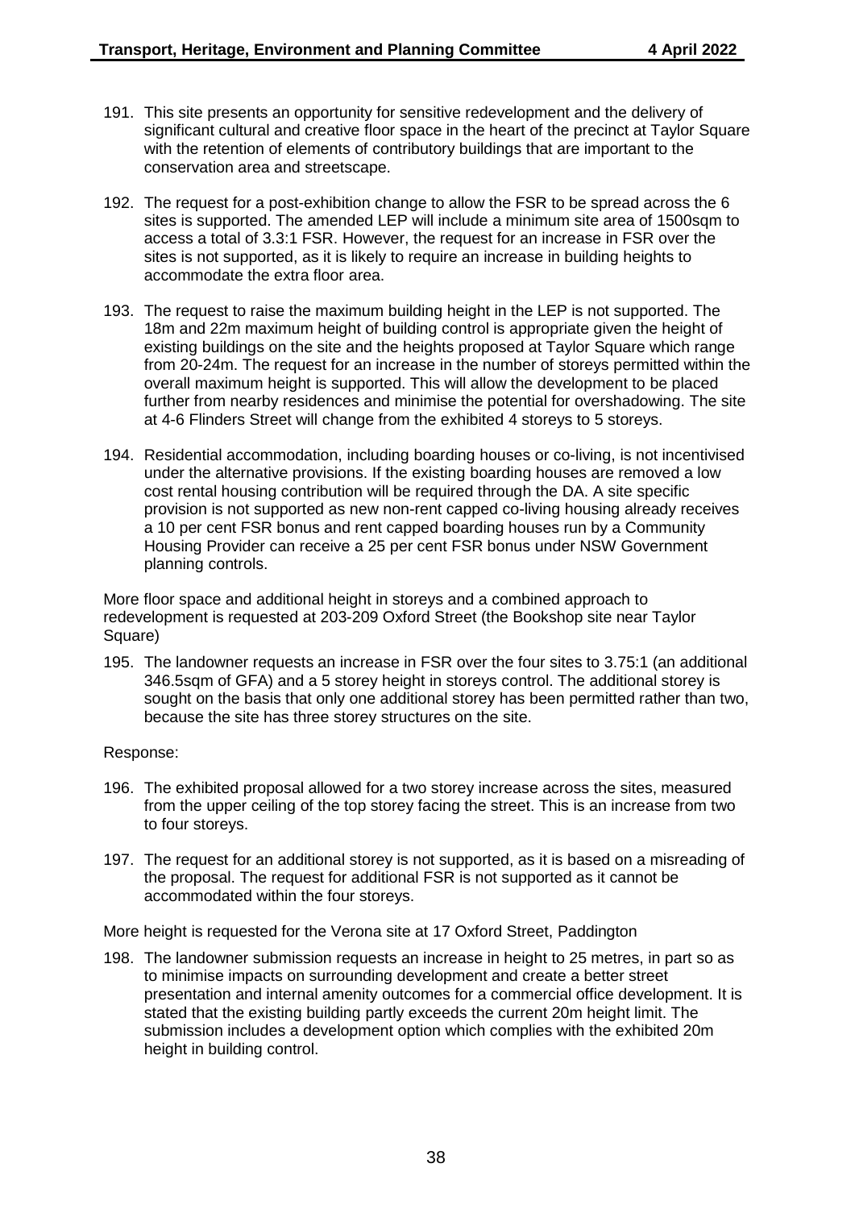191. This site presents an opportunity for sensitive redevelopment and the delivery of significant cultural and creative floor space in the heart of the precinct at Taylor Square with the retention of elements of contributory buildings that are important to the conservation area and streetscape.

192. The request for a post-exhibition change to allow the FSR to be spread across the 6 sites is supported. The amended LEP will include a minimum site area of 1500sqm to access a total of 3.3:1 FSR. However, the request for an increase in FSR over the sites is not supported, as it is likely to require an increase in building heights to accommodate the extra floor area.

193. The request to raise the maximum building height in the LEP is not supported. The 18m and 22m maximum height of building control is appropriate given the height of existing buildings on the site and the heights proposed at Taylor Square which range from 20-24m. The request for an increase in the number of storeys permitted within the overall maximum height is supported. This will allow the development to be placed further from nearby residences and minimise the potential for overshadowing. The site at 4-6 Flinders Street will change from the exhibited 4 storeys to 5 storeys.

194. Residential accommodation, including boarding houses or co-living, is not incentivised under the alternative provisions. If the existing boarding houses are removed a low cost rental housing contribution will be required through the DA. A site specific provision is not supported as new non-rent capped co-living housing already receives a 10 per cent FSR bonus and rent capped boarding houses run by a Community Housing Provider can receive a 25 per cent FSR bonus under NSW Government planning controls.

More floor space and additional height in storeys and a combined approach to redevelopment is requested at 203-209 Oxford Street (the Bookshop site near Taylor Square)

195. The landowner requests an increase in FSR over the four sites to 3.75:1 (an additional 346.5sqm of GFA) and a 5 storey height in storeys control. The additional storey is sought on the basis that only one additional storey has been permitted rather than two, because the site has three storey structures on the site.

Response:

196. The exhibited proposal allowed for a two storey increase across the sites, measured from the upper ceiling of the top storey facing the street. This is an increase from two to four storeys.

197. The request for an additional storey is not supported, as it is based on a misreading of the proposal. The request for additional FSR is not supported as it cannot be accommodated within the four storeys.

More height is requested for the Verona site at 17 Oxford Street, Paddington

198. The landowner submission requests an increase in height to 25 metres, in part so as to minimise impacts on surrounding development and create a better street presentation and internal amenity outcomes for a commercial office development. It is stated that the existing building partly exceeds the current 20m height limit. The submission includes a development option which complies with the exhibited 20m height in building control.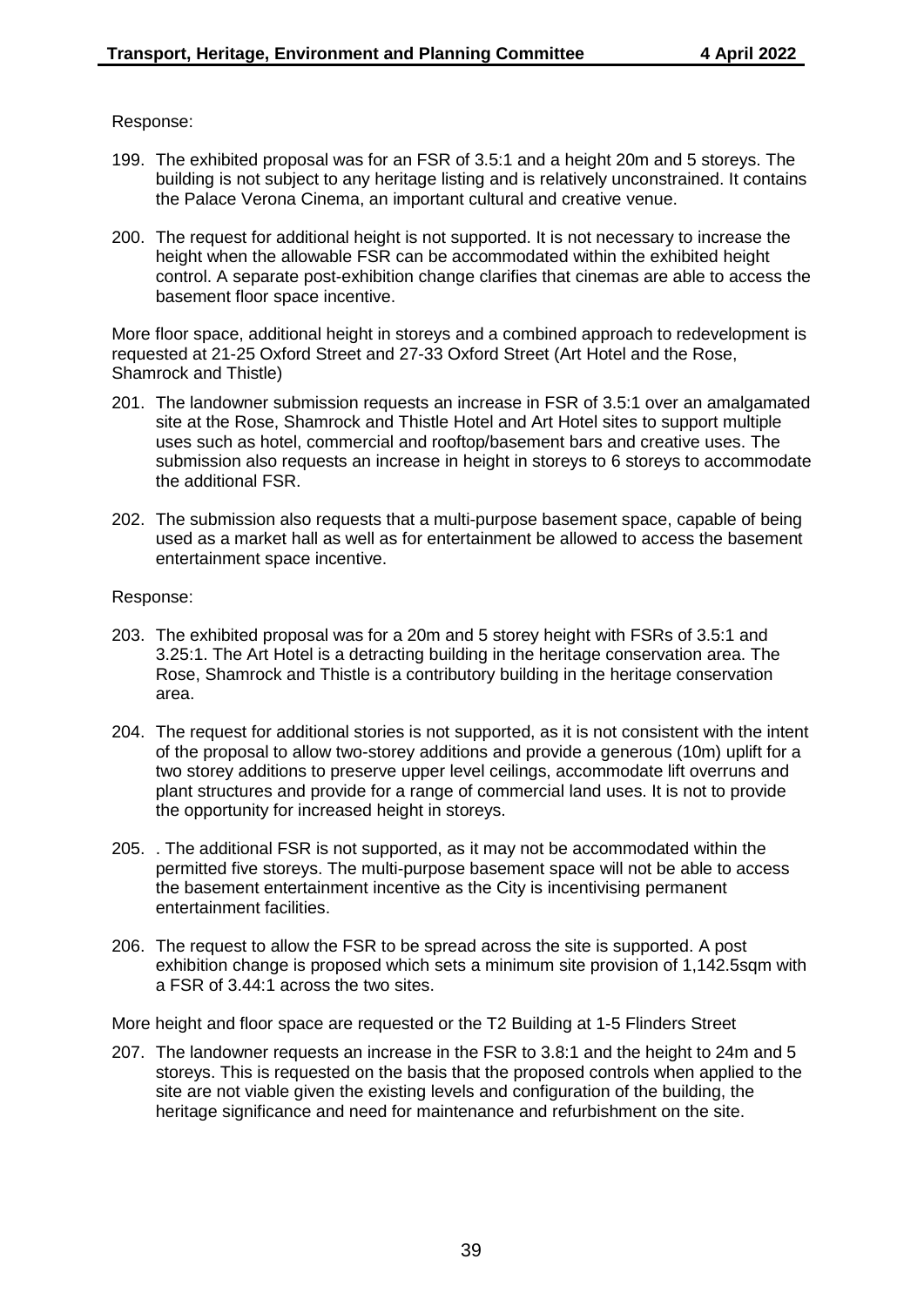Response:

199. The exhibited proposal was for an FSR of 3.5:1 and a height 20m and 5 storeys. The building is not subject to any heritage listing and is relatively unconstrained. It contains the Palace Verona Cinema, an important cultural and creative venue.

200. The request for additional height is not supported. It is not necessary to increase the height when the allowable FSR can be accommodated within the exhibited height control. A separate post-exhibition change clarifies that cinemas are able to access the basement floor space incentive.

More floor space, additional height in storeys and a combined approach to redevelopment is requested at 21-25 Oxford Street and 27-33 Oxford Street (Art Hotel and the Rose, Shamrock and Thistle)

201. The landowner submission requests an increase in FSR of 3.5:1 over an amalgamated site at the Rose, Shamrock and Thistle Hotel and Art Hotel sites to support multiple uses such as hotel, commercial and rooftop/basement bars and creative uses. The submission also requests an increase in height in storeys to 6 storeys to accommodate the additional FSR.

202. The submission also requests that a multi-purpose basement space, capable of being used as a market hall as well as for entertainment be allowed to access the basement entertainment space incentive.

Response:

203. The exhibited proposal was for a 20m and 5 storey height with FSRs of 3.5:1 and 3.25:1. The Art Hotel is a detracting building in the heritage conservation area. The Rose, Shamrock and Thistle is a contributory building in the heritage conservation area.

204. The request for additional stories is not supported, as it is not consistent with the intent of the proposal to allow two-storey additions and provide a generous (10m) uplift for a two storey additions to preserve upper level ceilings, accommodate lift overruns and plant structures and provide for a range of commercial land uses. It is not to provide the opportunity for increased height in storeys.

205. . The additional FSR is not supported, as it may not be accommodated within the permitted five storeys. The multi-purpose basement space will not be able to access the basement entertainment incentive as the City is incentivising permanent entertainment facilities.

206. The request to allow the FSR to be spread across the site is supported. A post exhibition change is proposed which sets a minimum site provision of 1,142.5sqm with a FSR of 3.44:1 across the two sites.

More height and floor space are requested or the T2 Building at 1-5 Flinders Street

207. The landowner requests an increase in the FSR to 3.8:1 and the height to 24m and 5 storeys. This is requested on the basis that the proposed controls when applied to the site are not viable given the existing levels and configuration of the building, the heritage significance and need for maintenance and refurbishment on the site.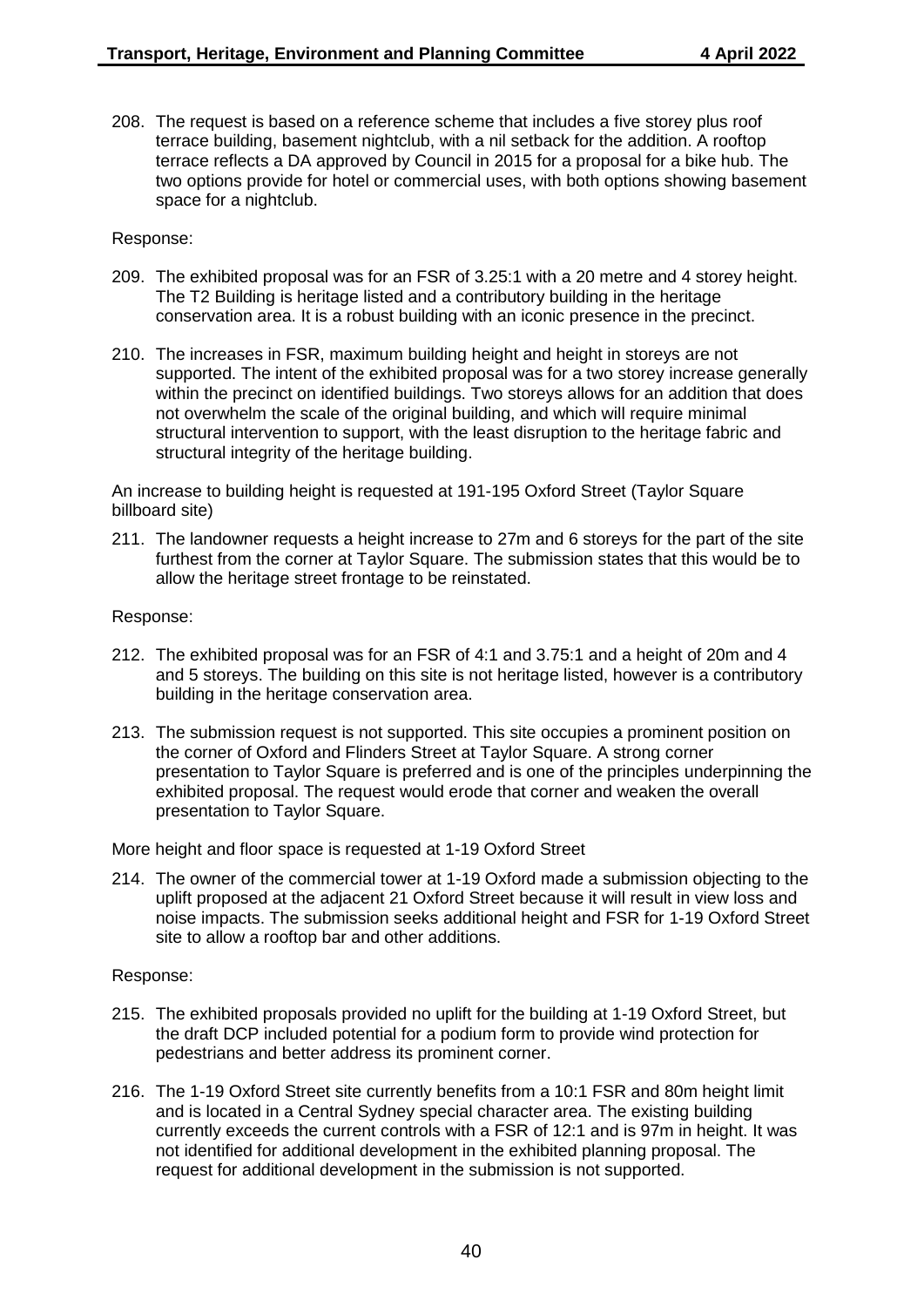208. The request is based on a reference scheme that includes a five storey plus roof terrace building, basement nightclub, with a nil setback for the addition. A rooftop terrace reflects a DA approved by Council in 2015 for a proposal for a bike hub. The two options provide for hotel or commercial uses, with both options showing basement space for a nightclub.

Response:

209. The exhibited proposal was for an FSR of 3.25:1 with a 20 metre and 4 storey height. The T2 Building is heritage listed and a contributory building in the heritage conservation area. It is a robust building with an iconic presence in the precinct.

210. The increases in FSR, maximum building height and height in storeys are not supported. The intent of the exhibited proposal was for a two storey increase generally within the precinct on identified buildings. Two storeys allows for an addition that does not overwhelm the scale of the original building, and which will require minimal structural intervention to support, with the least disruption to the heritage fabric and structural integrity of the heritage building.

An increase to building height is requested at 191-195 Oxford Street (Taylor Square billboard site)

211. The landowner requests a height increase to 27m and 6 storeys for the part of the site furthest from the corner at Taylor Square. The submission states that this would be to allow the heritage street frontage to be reinstated.

Response:

212. The exhibited proposal was for an FSR of 4:1 and 3.75:1 and a height of 20m and 4 and 5 storeys. The building on this site is not heritage listed, however is a contributory building in the heritage conservation area.

213. The submission request is not supported. This site occupies a prominent position on the corner of Oxford and Flinders Street at Taylor Square. A strong corner presentation to Taylor Square is preferred and is one of the principles underpinning the exhibited proposal. The request would erode that corner and weaken the overall presentation to Taylor Square.

More height and floor space is requested at 1-19 Oxford Street

214. The owner of the commercial tower at 1-19 Oxford made a submission objecting to the uplift proposed at the adjacent 21 Oxford Street because it will result in view loss and noise impacts. The submission seeks additional height and FSR for 1-19 Oxford Street site to allow a rooftop bar and other additions.

Response:

215. The exhibited proposals provided no uplift for the building at 1-19 Oxford Street, but the draft DCP included potential for a podium form to provide wind protection for pedestrians and better address its prominent corner.

216. The 1-19 Oxford Street site currently benefits from a 10:1 FSR and 80m height limit and is located in a Central Sydney special character area. The existing building currently exceeds the current controls with a FSR of 12:1 and is 97m in height. It was not identified for additional development in the exhibited planning proposal. The request for additional development in the submission is not supported.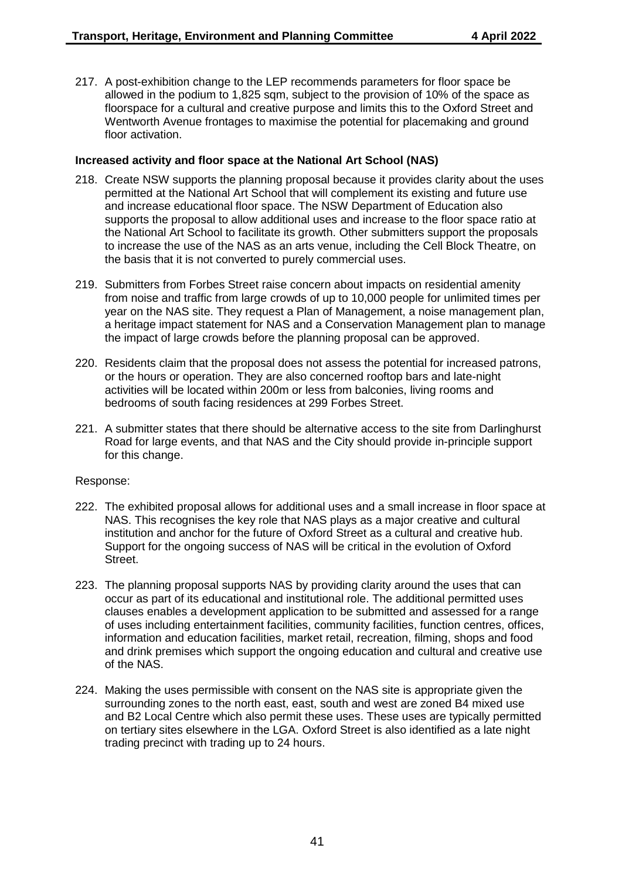217. A post-exhibition change to the LEP recommends parameters for floor space be allowed in the podium to 1,825 sqm, subject to the provision of 10% of the space as floorspace for a cultural and creative purpose and limits this to the Oxford Street and Wentworth Avenue frontages to maximise the potential for placemaking and ground floor activation.

**Increased activity and floor space at the National Art School (NAS)**

218. Create NSW supports the planning proposal because it provides clarity about the uses permitted at the National Art School that will complement its existing and future use and increase educational floor space. The NSW Department of Education also supports the proposal to allow additional uses and increase to the floor space ratio at the National Art School to facilitate its growth. Other submitters support the proposals to increase the use of the NAS as an arts venue, including the Cell Block Theatre, on the basis that it is not converted to purely commercial uses.

219. Submitters from Forbes Street raise concern about impacts on residential amenity from noise and traffic from large crowds of up to 10,000 people for unlimited times per year on the NAS site. They request a Plan of Management, a noise management plan, a heritage impact statement for NAS and a Conservation Management plan to manage the impact of large crowds before the planning proposal can be approved.

220. Residents claim that the proposal does not assess the potential for increased patrons, or the hours or operation. They are also concerned rooftop bars and late-night activities will be located within 200m or less from balconies, living rooms and bedrooms of south facing residences at 299 Forbes Street.

221. A submitter states that there should be alternative access to the site from Darlinghurst Road for large events, and that NAS and the City should provide in-principle support for this change.

Response:

222. The exhibited proposal allows for additional uses and a small increase in floor space at NAS. This recognises the key role that NAS plays as a major creative and cultural institution and anchor for the future of Oxford Street as a cultural and creative hub. Support for the ongoing success of NAS will be critical in the evolution of Oxford Street.

223. The planning proposal supports NAS by providing clarity around the uses that can occur as part of its educational and institutional role. The additional permitted uses clauses enables a development application to be submitted and assessed for a range of uses including entertainment facilities, community facilities, function centres, offices, information and education facilities, market retail, recreation, filming, shops and food and drink premises which support the ongoing education and cultural and creative use of the NAS.

224. Making the uses permissible with consent on the NAS site is appropriate given the surrounding zones to the north east, east, south and west are zoned B4 mixed use and B2 Local Centre which also permit these uses. These uses are typically permitted on tertiary sites elsewhere in the LGA. Oxford Street is also identified as a late night trading precinct with trading up to 24 hours.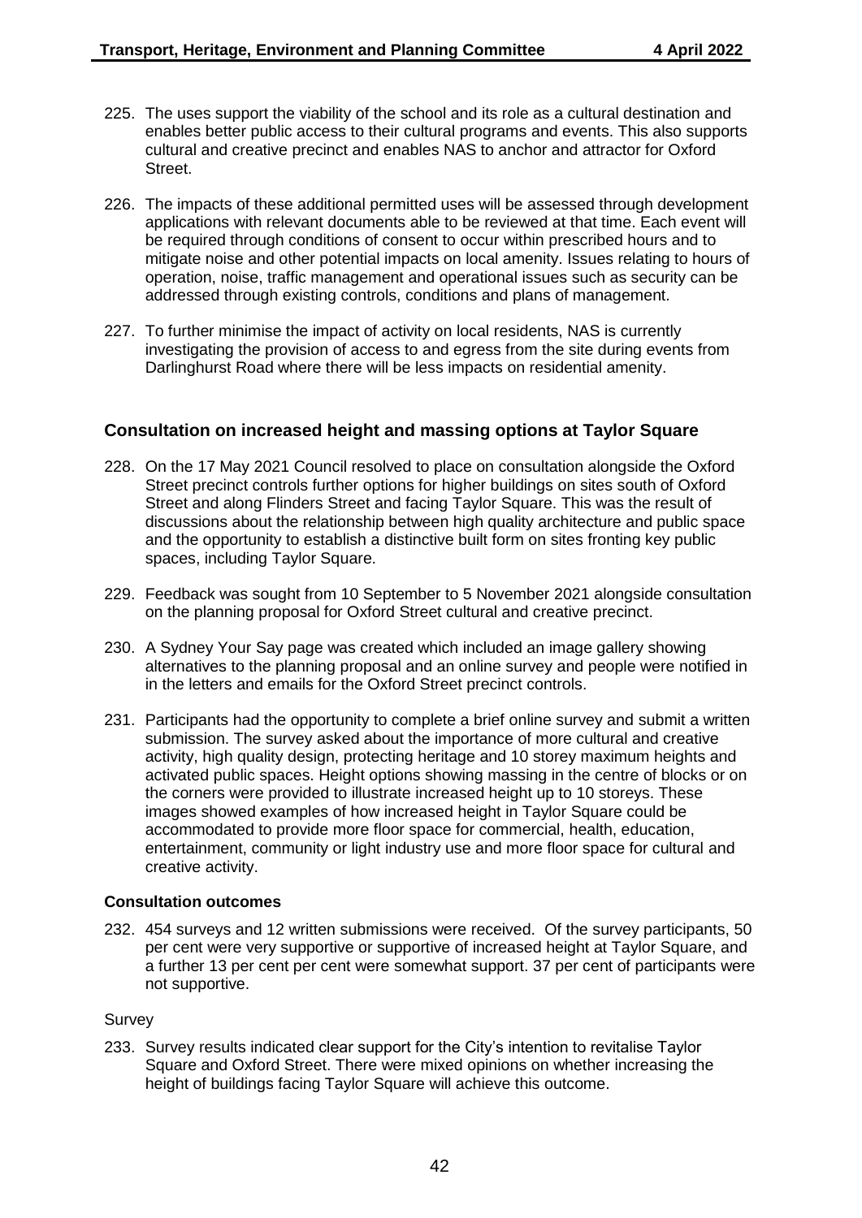225. The uses support the viability of the school and its role as a cultural destination and enables better public access to their cultural programs and events. This also supports cultural and creative precinct and enables NAS to anchor and attractor for Oxford Street.

226. The impacts of these additional permitted uses will be assessed through development applications with relevant documents able to be reviewed at that time. Each event will be required through conditions of consent to occur within prescribed hours and to mitigate noise and other potential impacts on local amenity. Issues relating to hours of operation, noise, traffic management and operational issues such as security can be addressed through existing controls, conditions and plans of management.

227. To further minimise the impact of activity on local residents, NAS is currently investigating the provision of access to and egress from the site during events from Darlinghurst Road where there will be less impacts on residential amenity.

## Consultation on increased height and massing options at Taylor Square

228. On the 17 May 2021 Council resolved to place on consultation alongside the Oxford Street precinct controls further options for higher buildings on sites south of Oxford Street and along Flinders Street and facing Taylor Square. This was the result of discussions about the relationship between high quality architecture and public space and the opportunity to establish a distinctive built form on sites fronting key public spaces, including Taylor Square.

229. Feedback was sought from 10 September to 5 November 2021 alongside consultation on the planning proposal for Oxford Street cultural and creative precinct.

230. A Sydney Your Say page was created which included an image gallery showing alternatives to the planning proposal and an online survey and people were notified in in the letters and emails for the Oxford Street precinct controls.

231. Participants had the opportunity to complete a brief online survey and submit a written submission. The survey asked about the importance of more cultural and creative activity, high quality design, protecting heritage and 10 storey maximum heights and activated public spaces. Height options showing massing in the centre of blocks or on the corners were provided to illustrate increased height up to 10 storeys. These images showed examples of how increased height in Taylor Square could be accommodated to provide more floor space for commercial, health, education, entertainment, community or light industry use and more floor space for cultural and creative activity.

### Consultation outcomes

232. 454 surveys and 12 written submissions were received. Of the survey participants, 50 per cent were very supportive or supportive of increased height at Taylor Square, and a further 13 per cent per cent were somewhat support. 37 per cent of participants were not supportive.

Survey

233. Survey results indicated clear support for the City's intention to revitalise Taylor Square and Oxford Street. There were mixed opinions on whether increasing the height of buildings facing Taylor Square will achieve this outcome.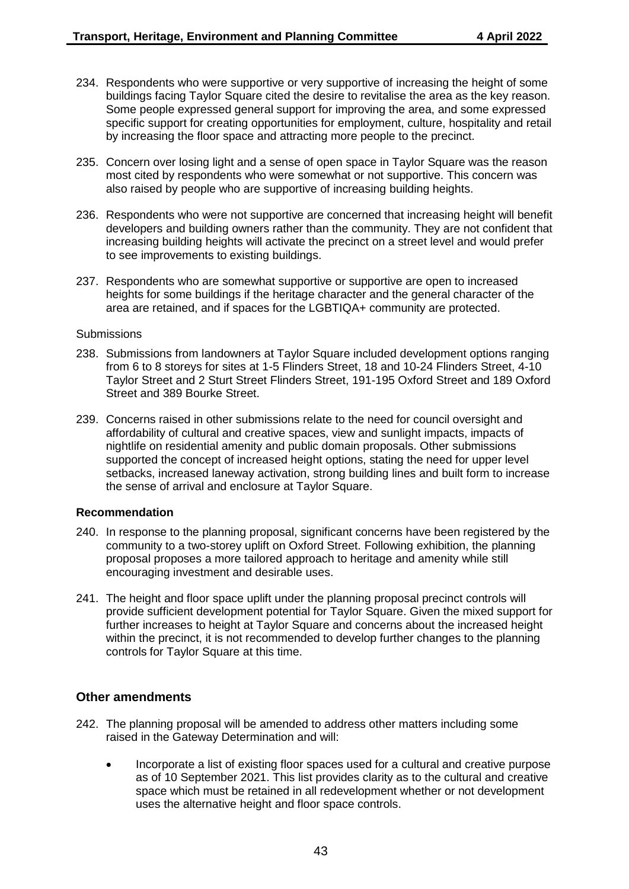234. Respondents who were supportive or very supportive of increasing the height of some buildings facing Taylor Square cited the desire to revitalise the area as the key reason. Some people expressed general support for improving the area, and some expressed specific support for creating opportunities for employment, culture, hospitality and retail by increasing the floor space and attracting more people to the precinct.

235. Concern over losing light and a sense of open space in Taylor Square was the reason most cited by respondents who were somewhat or not supportive. This concern was also raised by people who are supportive of increasing building heights.

236. Respondents who were not supportive are concerned that increasing height will benefit developers and building owners rather than the community. They are not confident that increasing building heights will activate the precinct on a street level and would prefer to see improvements to existing buildings.

237. Respondents who are somewhat supportive or supportive are open to increased heights for some buildings if the heritage character and the general character of the area are retained, and if spaces for the LGBTIQA+ community are protected.

Submissions

238. Submissions from landowners at Taylor Square included development options ranging from 6 to 8 storeys for sites at 1-5 Flinders Street, 18 and 10-24 Flinders Street, 4-10 Taylor Street and 2 Sturt Street Flinders Street, 191-195 Oxford Street and 189 Oxford Street and 389 Bourke Street.

239. Concerns raised in other submissions relate to the need for council oversight and affordability of cultural and creative spaces, view and sunlight impacts, impacts of nightlife on residential amenity and public domain proposals. Other submissions supported the concept of increased height options, stating the need for upper level setbacks, increased laneway activation, strong building lines and built form to increase the sense of arrival and enclosure at Taylor Square.

**Recommendation**

240. In response to the planning proposal, significant concerns have been registered by the community to a two-storey uplift on Oxford Street. Following exhibition, the planning proposal proposes a more tailored approach to heritage and amenity while still encouraging investment and desirable uses.

241. The height and floor space uplift under the planning proposal precinct controls will provide sufficient development potential for Taylor Square. Given the mixed support for further increases to height at Taylor Square and concerns about the increased height within the precinct, it is not recommended to develop further changes to the planning controls for Taylor Square at this time.

## Other amendments

242. The planning proposal will be amended to address other matters including some raised in the Gateway Determination and will:

- Incorporate a list of existing floor spaces used for a cultural and creative purpose as of 10 September 2021. This list provides clarity as to the cultural and creative space which must be retained in all redevelopment whether or not development uses the alternative height and floor space controls.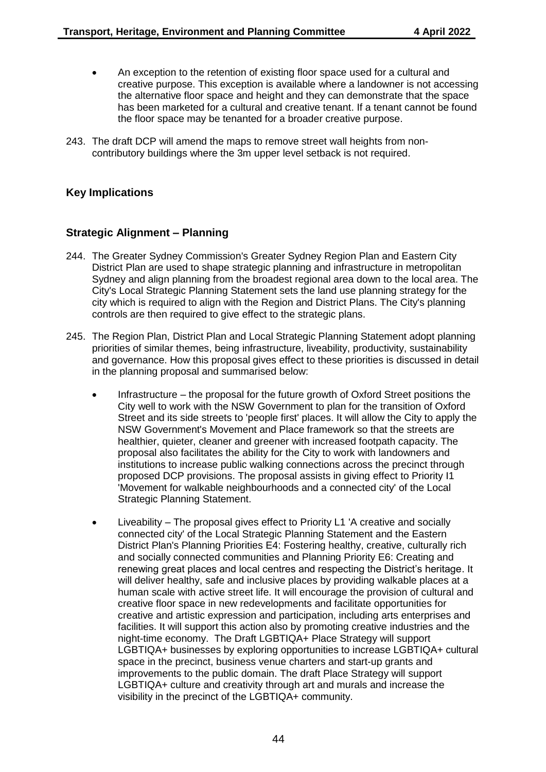- An exception to the retention of existing floor space used for a cultural and creative purpose. This exception is available where a landowner is not accessing the alternative floor space and height and they can demonstrate that the space has been marketed for a cultural and creative tenant. If a tenant cannot be found the floor space may be tenanted for a broader creative purpose.

243. The draft DCP will amend the maps to remove street wall heights from non-contributory buildings where the 3m upper level setback is not required.

## Key Implications

## Strategic Alignment – Planning

244. The Greater Sydney Commission's Greater Sydney Region Plan and Eastern City District Plan are used to shape strategic planning and infrastructure in metropolitan Sydney and align planning from the broadest regional area down to the local area. The City's Local Strategic Planning Statement sets the land use planning strategy for the city which is required to align with the Region and District Plans. The City's planning controls are then required to give effect to the strategic plans.

245. The Region Plan, District Plan and Local Strategic Planning Statement adopt planning priorities of similar themes, being infrastructure, liveability, productivity, sustainability and governance. How this proposal gives effect to these priorities is discussed in detail in the planning proposal and summarised below:

    - Infrastructure – the proposal for the future growth of Oxford Street positions the City well to work with the NSW Government to plan for the transition of Oxford Street and its side streets to 'people first' places. It will allow the City to apply the NSW Government's Movement and Place framework so that the streets are healthier, quieter, cleaner and greener with increased footpath capacity. The proposal also facilitates the ability for the City to work with landowners and institutions to increase public walking connections across the precinct through proposed DCP provisions. The proposal assists in giving effect to Priority I1 'Movement for walkable neighbourhoods and a connected city' of the Local Strategic Planning Statement.

    - Liveability – The proposal gives effect to Priority L1 'A creative and socially connected city' of the Local Strategic Planning Statement and the Eastern District Plan's Planning Priorities E4: Fostering healthy, creative, culturally rich and socially connected communities and Planning Priority E6: Creating and renewing great places and local centres and respecting the District's heritage. It will deliver healthy, safe and inclusive places by providing walkable places at a human scale with active street life. It will encourage the provision of cultural and creative floor space in new redevelopments and facilitate opportunities for creative and artistic expression and participation, including arts enterprises and facilities. It will support this action also by promoting creative industries and the night-time economy. The Draft LGBTIQA+ Place Strategy will support LGBTIQA+ businesses by exploring opportunities to increase LGBTIQA+ cultural space in the precinct, business venue charters and start-up grants and improvements to the public domain. The draft Place Strategy will support LGBTIQA+ culture and creativity through art and murals and increase the visibility in the precinct of the LGBTIQA+ community.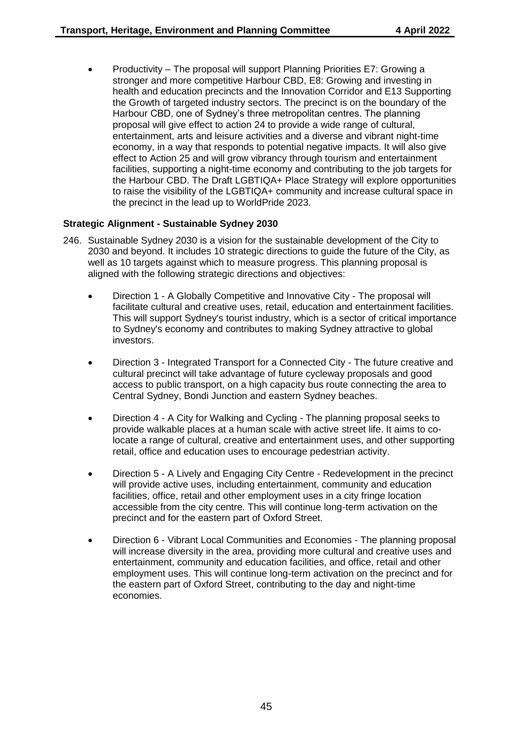- Productivity – The proposal will support Planning Priorities E7: Growing a stronger and more competitive Harbour CBD, E8: Growing and investing in health and education precincts and the Innovation Corridor and E13 Supporting the Growth of targeted industry sectors. The precinct is on the boundary of the Harbour CBD, one of Sydney's three metropolitan centres. The planning proposal will give effect to action 24 to provide a wide range of cultural, entertainment, arts and leisure activities and a diverse and vibrant night-time economy, in a way that responds to potential negative impacts. It will also give effect to Action 25 and will grow vibrancy through tourism and entertainment facilities, supporting a night-time economy and contributing to the job targets for the Harbour CBD. The Draft LGBTIQA+ Place Strategy will explore opportunities to raise the visibility of the LGBTIQA+ community and increase cultural space in the precinct in the lead up to WorldPride 2023.

**Strategic Alignment - Sustainable Sydney 2030**

246. Sustainable Sydney 2030 is a vision for the sustainable development of the City to 2030 and beyond. It includes 10 strategic directions to guide the future of the City, as well as 10 targets against which to measure progress. This planning proposal is aligned with the following strategic directions and objectives:

    - Direction 1 - A Globally Competitive and Innovative City - The proposal will facilitate cultural and creative uses, retail, education and entertainment facilities. This will support Sydney's tourist industry, which is a sector of critical importance to Sydney's economy and contributes to making Sydney attractive to global investors.

    - Direction 3 - Integrated Transport for a Connected City - The future creative and cultural precinct will take advantage of future cycleway proposals and good access to public transport, on a high capacity bus route connecting the area to Central Sydney, Bondi Junction and eastern Sydney beaches.

    - Direction 4 - A City for Walking and Cycling - The planning proposal seeks to provide walkable places at a human scale with active street life. It aims to co-locate a range of cultural, creative and entertainment uses, and other supporting retail, office and education uses to encourage pedestrian activity.

    - Direction 5 - A Lively and Engaging City Centre - Redevelopment in the precinct will provide active uses, including entertainment, community and education facilities, office, retail and other employment uses in a city fringe location accessible from the city centre. This will continue long-term activation on the precinct and for the eastern part of Oxford Street.

    - Direction 6 - Vibrant Local Communities and Economies - The planning proposal will increase diversity in the area, providing more cultural and creative uses and entertainment, community and education facilities, and office, retail and other employment uses. This will continue long-term activation on the precinct and for the eastern part of Oxford Street, contributing to the day and night-time economies.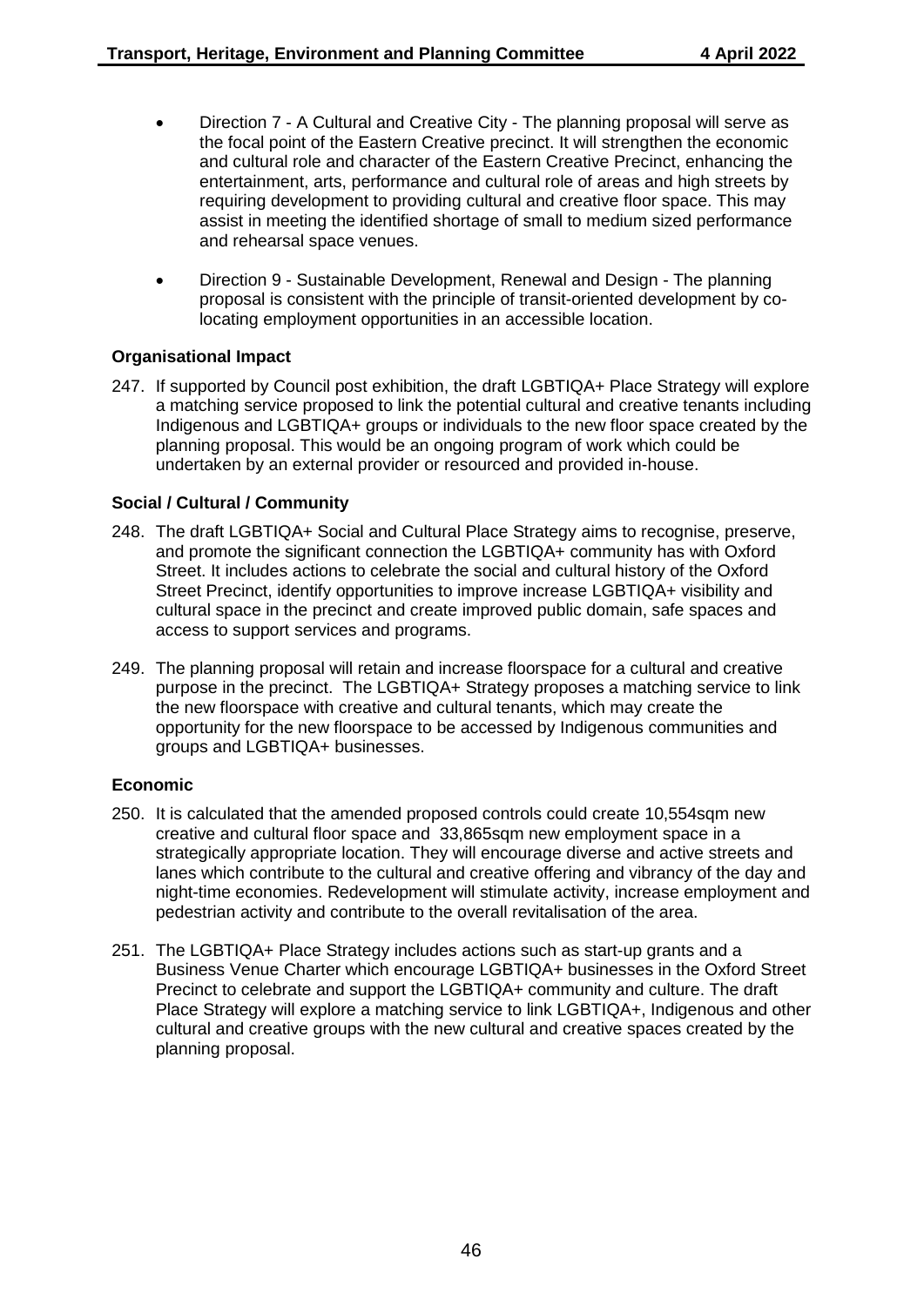- Direction 7 - A Cultural and Creative City - The planning proposal will serve as the focal point of the Eastern Creative precinct. It will strengthen the economic and cultural role and character of the Eastern Creative Precinct, enhancing the entertainment, arts, performance and cultural role of areas and high streets by requiring development to providing cultural and creative floor space. This may assist in meeting the identified shortage of small to medium sized performance and rehearsal space venues.

- Direction 9 - Sustainable Development, Renewal and Design - The planning proposal is consistent with the principle of transit-oriented development by co-locating employment opportunities in an accessible location.

**Organisational Impact**

247. If supported by Council post exhibition, the draft LGBTIQA+ Place Strategy will explore a matching service proposed to link the potential cultural and creative tenants including Indigenous and LGBTIQA+ groups or individuals to the new floor space created by the planning proposal. This would be an ongoing program of work which could be undertaken by an external provider or resourced and provided in-house.

**Social / Cultural / Community**

248. The draft LGBTIQA+ Social and Cultural Place Strategy aims to recognise, preserve, and promote the significant connection the LGBTIQA+ community has with Oxford Street. It includes actions to celebrate the social and cultural history of the Oxford Street Precinct, identify opportunities to improve increase LGBTIQA+ visibility and cultural space in the precinct and create improved public domain, safe spaces and access to support services and programs.

249. The planning proposal will retain and increase floorspace for a cultural and creative purpose in the precinct. The LGBTIQA+ Strategy proposes a matching service to link the new floorspace with creative and cultural tenants, which may create the opportunity for the new floorspace to be accessed by Indigenous communities and groups and LGBTIQA+ businesses.

**Economic**

250. It is calculated that the amended proposed controls could create 10,554sqm new creative and cultural floor space and 33,865sqm new employment space in a strategically appropriate location. They will encourage diverse and active streets and lanes which contribute to the cultural and creative offering and vibrancy of the day and night-time economies. Redevelopment will stimulate activity, increase employment and pedestrian activity and contribute to the overall revitalisation of the area.

251. The LGBTIQA+ Place Strategy includes actions such as start-up grants and a Business Venue Charter which encourage LGBTIQA+ businesses in the Oxford Street Precinct to celebrate and support the LGBTIQA+ community and culture. The draft Place Strategy will explore a matching service to link LGBTIQA+, Indigenous and other cultural and creative groups with the new cultural and creative spaces created by the planning proposal.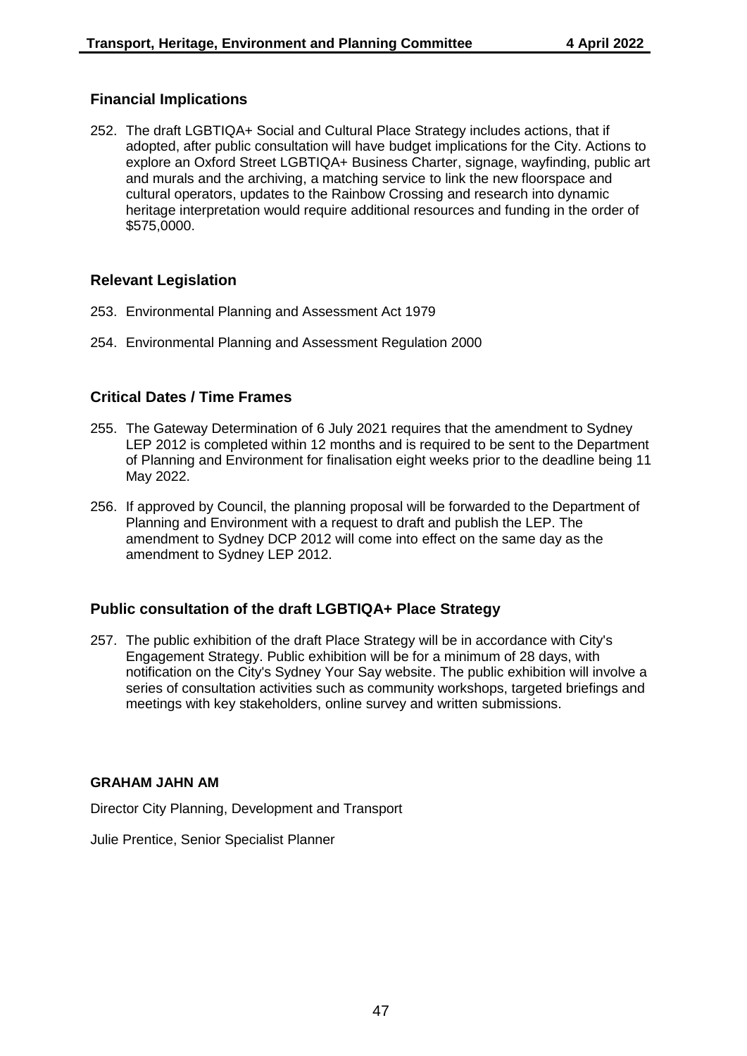## Financial Implications

252. The draft LGBTIQA+ Social and Cultural Place Strategy includes actions, that if adopted, after public consultation will have budget implications for the City. Actions to explore an Oxford Street LGBTIQA+ Business Charter, signage, wayfinding, public art and murals and the archiving, a matching service to link the new floorspace and cultural operators, updates to the Rainbow Crossing and research into dynamic heritage interpretation would require additional resources and funding in the order of $575,0000.

## Relevant Legislation

253. Environmental Planning and Assessment Act 1979

254. Environmental Planning and Assessment Regulation 2000

## Critical Dates / Time Frames

255. The Gateway Determination of 6 July 2021 requires that the amendment to Sydney LEP 2012 is completed within 12 months and is required to be sent to the Department of Planning and Environment for finalisation eight weeks prior to the deadline being 11 May 2022.

256. If approved by Council, the planning proposal will be forwarded to the Department of Planning and Environment with a request to draft and publish the LEP. The amendment to Sydney DCP 2012 will come into effect on the same day as the amendment to Sydney LEP 2012.

## Public consultation of the draft LGBTIQA+ Place Strategy

257. The public exhibition of the draft Place Strategy will be in accordance with City's Engagement Strategy. Public exhibition will be for a minimum of 28 days, with notification on the City's Sydney Your Say website. The public exhibition will involve a series of consultation activities such as community workshops, targeted briefings and meetings with key stakeholders, online survey and written submissions.

**GRAHAM JAHN AM**

Director City Planning, Development and Transport

Julie Prentice, Senior Specialist Planner